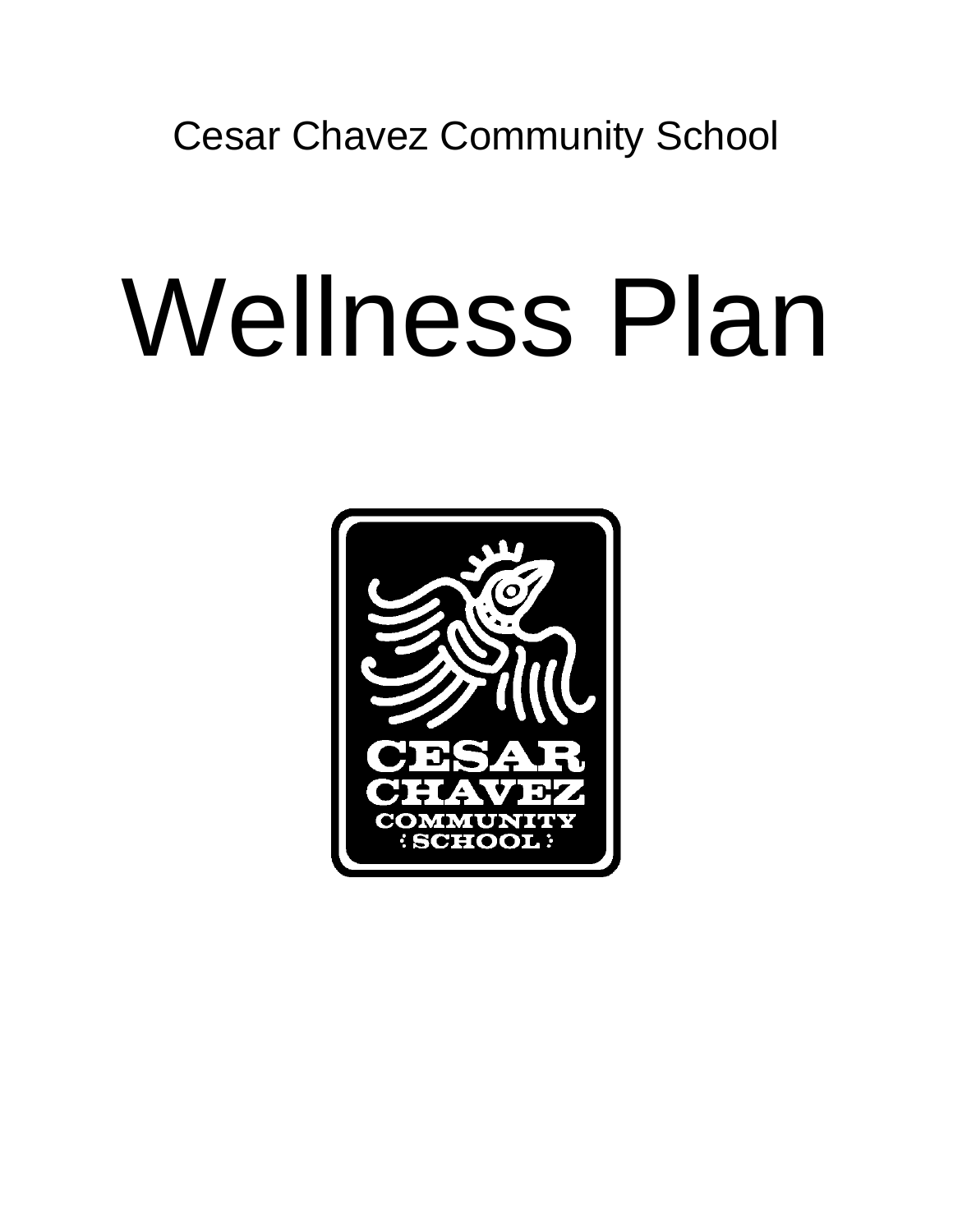Cesar Chavez Community School

# Wellness Plan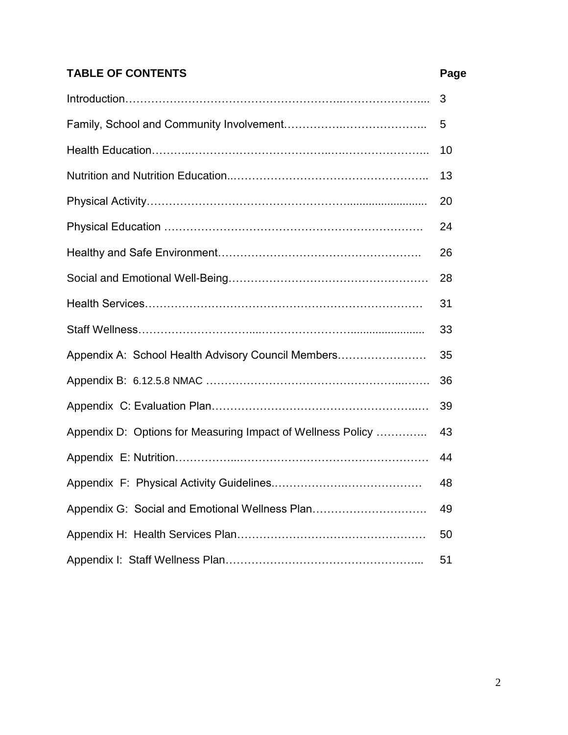## TABLE OF CONTENTS

| TABLE OF CONTENTS | Page |
|---|---|
| Introduction | 3 |
| Family, School and Community Involvement | 5 |
| Health Education | 10 |
| Nutrition and Nutrition Education | 13 |
| Physical Activity | 20 |
| Physical Education | 24 |
| Healthy and Safe Environment | 26 |
| Social and Emotional Well-Being | 28 |
| Health Services | 31 |
| Staff Wellness | 33 |
| Appendix A: School Health Advisory Council Members | 35 |
| Appendix B: 6.12.5.8 NMAC | 36 |
| Appendix C: Evaluation Plan | 39 |
| Appendix D: Options for Measuring Impact of Wellness Policy | 43 |
| Appendix E: Nutrition | 44 |
| Appendix F: Physical Activity Guidelines | 48 |
| Appendix G: Social and Emotional Wellness Plan | 49 |
| Appendix H: Health Services Plan | 50 |
| Appendix I: Staff Wellness Plan | 51 |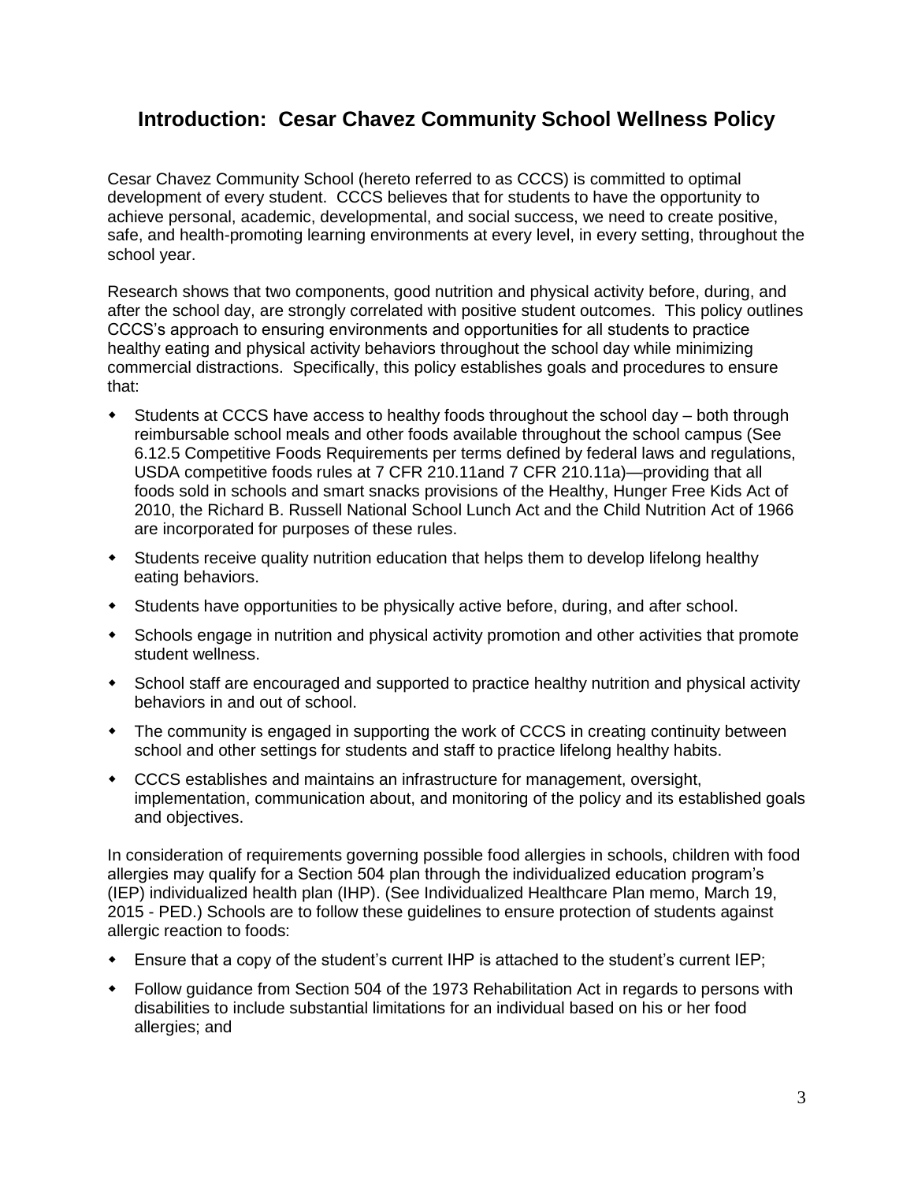## Introduction: Cesar Chavez Community School Wellness Policy

Cesar Chavez Community School (hereto referred to as CCCS) is committed to optimal development of every student. CCCS believes that for students to have the opportunity to achieve personal, academic, developmental, and social success, we need to create positive, safe, and health-promoting learning environments at every level, in every setting, throughout the school year.

Research shows that two components, good nutrition and physical activity before, during, and after the school day, are strongly correlated with positive student outcomes. This policy outlines CCCS's approach to ensuring environments and opportunities for all students to practice healthy eating and physical activity behaviors throughout the school day while minimizing commercial distractions. Specifically, this policy establishes goals and procedures to ensure that:

- Students at CCCS have access to healthy foods throughout the school day – both through reimbursable school meals and other foods available throughout the school campus (See 6.12.5 Competitive Foods Requirements per terms defined by federal laws and regulations, USDA competitive foods rules at 7 CFR 210.11and 7 CFR 210.11a)—providing that all foods sold in schools and smart snacks provisions of the Healthy, Hunger Free Kids Act of 2010, the Richard B. Russell National School Lunch Act and the Child Nutrition Act of 1966 are incorporated for purposes of these rules.
- Students receive quality nutrition education that helps them to develop lifelong healthy eating behaviors.
- Students have opportunities to be physically active before, during, and after school.
- Schools engage in nutrition and physical activity promotion and other activities that promote student wellness.
- School staff are encouraged and supported to practice healthy nutrition and physical activity behaviors in and out of school.
- The community is engaged in supporting the work of CCCS in creating continuity between school and other settings for students and staff to practice lifelong healthy habits.
- CCCS establishes and maintains an infrastructure for management, oversight, implementation, communication about, and monitoring of the policy and its established goals and objectives.

In consideration of requirements governing possible food allergies in schools, children with food allergies may qualify for a Section 504 plan through the individualized education program's (IEP) individualized health plan (IHP). (See Individualized Healthcare Plan memo, March 19, 2015 - PED.) Schools are to follow these guidelines to ensure protection of students against allergic reaction to foods:

- Ensure that a copy of the student's current IHP is attached to the student's current IEP;
- Follow guidance from Section 504 of the 1973 Rehabilitation Act in regards to persons with disabilities to include substantial limitations for an individual based on his or her food allergies; and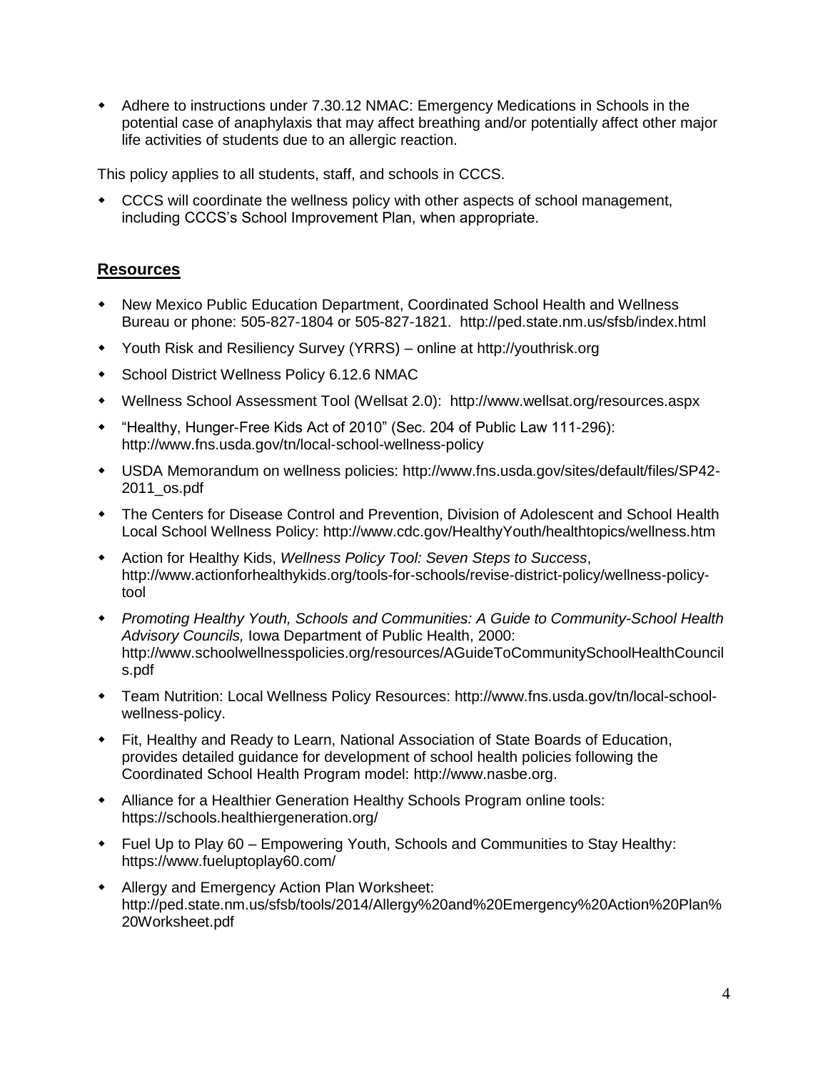- Adhere to instructions under 7.30.12 NMAC: Emergency Medications in Schools in the potential case of anaphylaxis that may affect breathing and/or potentially affect other major life activities of students due to an allergic reaction.

This policy applies to all students, staff, and schools in CCCS.

- CCCS will coordinate the wellness policy with other aspects of school management, including CCCS's School Improvement Plan, when appropriate.

## Resources

- New Mexico Public Education Department, Coordinated School Health and Wellness Bureau or phone: 505-827-1804 or 505-827-1821. http://ped.state.nm.us/sfsb/index.html
- Youth Risk and Resiliency Survey (YRRS) – online at http://youthrisk.org
- School District Wellness Policy 6.12.6 NMAC
- Wellness School Assessment Tool (Wellsat 2.0): http://www.wellsat.org/resources.aspx
- "Healthy, Hunger-Free Kids Act of 2010" (Sec. 204 of Public Law 111-296): http://www.fns.usda.gov/tn/local-school-wellness-policy
- USDA Memorandum on wellness policies: http://www.fns.usda.gov/sites/default/files/SP42-2011_os.pdf
- The Centers for Disease Control and Prevention, Division of Adolescent and School Health Local School Wellness Policy: http://www.cdc.gov/HealthyYouth/healthtopics/wellness.htm
- Action for Healthy Kids, *Wellness Policy Tool: Seven Steps to Success*, http://www.actionforhealthykids.org/tools-for-schools/revise-district-policy/wellness-policy-tool
- *Promoting Healthy Youth, Schools and Communities: A Guide to Community-School Health Advisory Councils,* Iowa Department of Public Health, 2000: http://www.schoolwellnesspolicies.org/resources/AGuideToCommunitySchoolHealthCouncils.pdf
- Team Nutrition: Local Wellness Policy Resources: http://www.fns.usda.gov/tn/local-school-wellness-policy.
- Fit, Healthy and Ready to Learn, National Association of State Boards of Education, provides detailed guidance for development of school health policies following the Coordinated School Health Program model: http://www.nasbe.org.
- Alliance for a Healthier Generation Healthy Schools Program online tools: https://schools.healthiergeneration.org/
- Fuel Up to Play 60 – Empowering Youth, Schools and Communities to Stay Healthy: https://www.fueluptoplay60.com/
- Allergy and Emergency Action Plan Worksheet: http://ped.state.nm.us/sfsb/tools/2014/Allergy%20and%20Emergency%20Action%20Plan%20Worksheet.pdf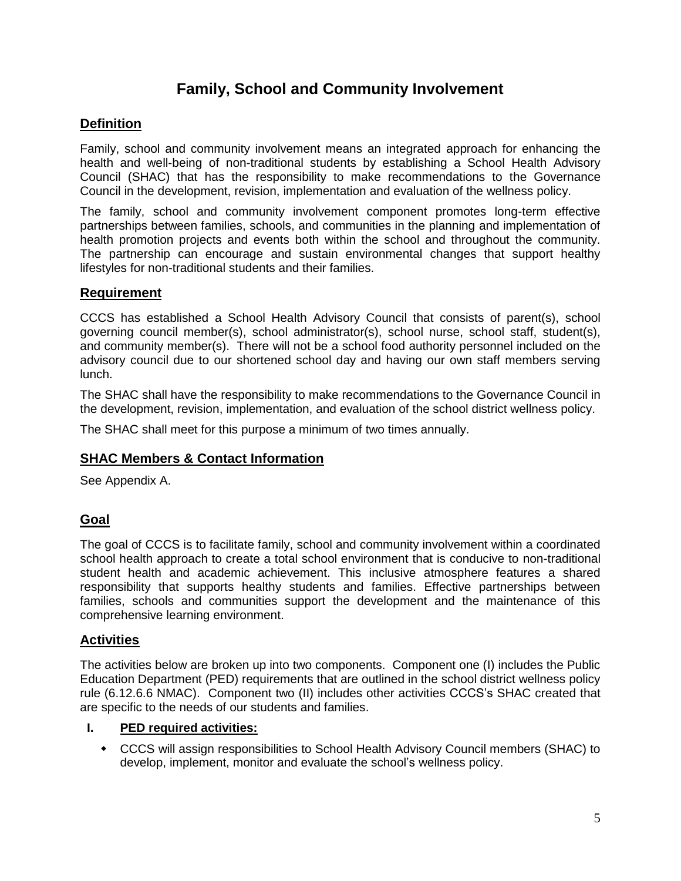# Family, School and Community Involvement

## Definition

Family, school and community involvement means an integrated approach for enhancing the health and well-being of non-traditional students by establishing a School Health Advisory Council (SHAC) that has the responsibility to make recommendations to the Governance Council in the development, revision, implementation and evaluation of the wellness policy.

The family, school and community involvement component promotes long-term effective partnerships between families, schools, and communities in the planning and implementation of health promotion projects and events both within the school and throughout the community. The partnership can encourage and sustain environmental changes that support healthy lifestyles for non-traditional students and their families.

## Requirement

CCCS has established a School Health Advisory Council that consists of parent(s), school governing council member(s), school administrator(s), school nurse, school staff, student(s), and community member(s). There will not be a school food authority personnel included on the advisory council due to our shortened school day and having our own staff members serving lunch.

The SHAC shall have the responsibility to make recommendations to the Governance Council in the development, revision, implementation, and evaluation of the school district wellness policy.

The SHAC shall meet for this purpose a minimum of two times annually.

## SHAC Members & Contact Information

See Appendix A.

## Goal

The goal of CCCS is to facilitate family, school and community involvement within a coordinated school health approach to create a total school environment that is conducive to non-traditional student health and academic achievement. This inclusive atmosphere features a shared responsibility that supports healthy students and families. Effective partnerships between families, schools and communities support the development and the maintenance of this comprehensive learning environment.

## Activities

The activities below are broken up into two components. Component one (I) includes the Public Education Department (PED) requirements that are outlined in the school district wellness policy rule (6.12.6.6 NMAC). Component two (II) includes other activities CCCS's SHAC created that are specific to the needs of our students and families.

### I. PED required activities:

- CCCS will assign responsibilities to School Health Advisory Council members (SHAC) to develop, implement, monitor and evaluate the school's wellness policy.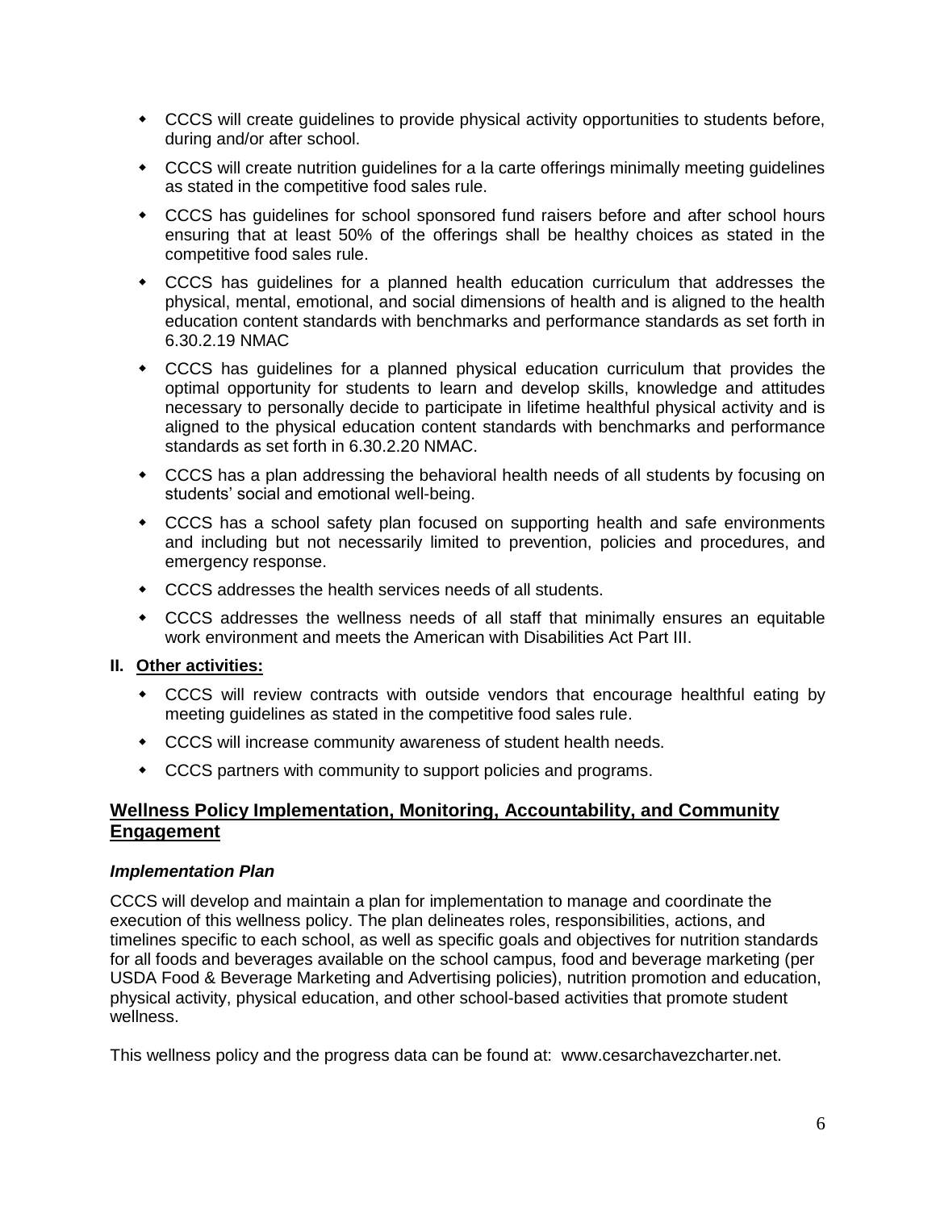- CCCS will create guidelines to provide physical activity opportunities to students before, during and/or after school.
- CCCS will create nutrition guidelines for a la carte offerings minimally meeting guidelines as stated in the competitive food sales rule.
- CCCS has guidelines for school sponsored fund raisers before and after school hours ensuring that at least 50% of the offerings shall be healthy choices as stated in the competitive food sales rule.
- CCCS has guidelines for a planned health education curriculum that addresses the physical, mental, emotional, and social dimensions of health and is aligned to the health education content standards with benchmarks and performance standards as set forth in 6.30.2.19 NMAC
- CCCS has guidelines for a planned physical education curriculum that provides the optimal opportunity for students to learn and develop skills, knowledge and attitudes necessary to personally decide to participate in lifetime healthful physical activity and is aligned to the physical education content standards with benchmarks and performance standards as set forth in 6.30.2.20 NMAC.
- CCCS has a plan addressing the behavioral health needs of all students by focusing on students' social and emotional well-being.
- CCCS has a school safety plan focused on supporting health and safe environments and including but not necessarily limited to prevention, policies and procedures, and emergency response.
- CCCS addresses the health services needs of all students.
- CCCS addresses the wellness needs of all staff that minimally ensures an equitable work environment and meets the American with Disabilities Act Part III.

**II. Other activities:**

- CCCS will review contracts with outside vendors that encourage healthful eating by meeting guidelines as stated in the competitive food sales rule.
- CCCS will increase community awareness of student health needs.
- CCCS partners with community to support policies and programs.

## Wellness Policy Implementation, Monitoring, Accountability, and Community Engagement

### *Implementation Plan*

CCCS will develop and maintain a plan for implementation to manage and coordinate the execution of this wellness policy. The plan delineates roles, responsibilities, actions, and timelines specific to each school, as well as specific goals and objectives for nutrition standards for all foods and beverages available on the school campus, food and beverage marketing (per USDA Food & Beverage Marketing and Advertising policies), nutrition promotion and education, physical activity, physical education, and other school-based activities that promote student wellness.

This wellness policy and the progress data can be found at: www.cesarchavezcharter.net.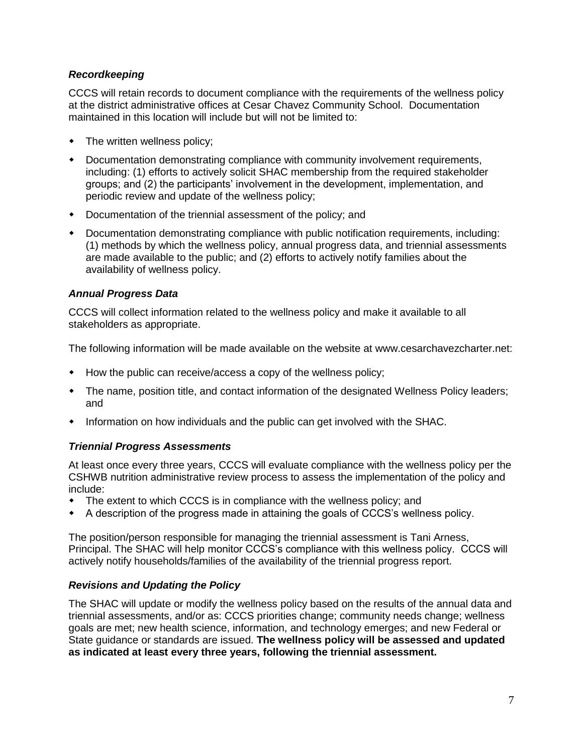### *Recordkeeping*

CCCS will retain records to document compliance with the requirements of the wellness policy at the district administrative offices at Cesar Chavez Community School. Documentation maintained in this location will include but will not be limited to:

- The written wellness policy;
- Documentation demonstrating compliance with community involvement requirements, including: (1) efforts to actively solicit SHAC membership from the required stakeholder groups; and (2) the participants' involvement in the development, implementation, and periodic review and update of the wellness policy;
- Documentation of the triennial assessment of the policy; and
- Documentation demonstrating compliance with public notification requirements, including: (1) methods by which the wellness policy, annual progress data, and triennial assessments are made available to the public; and (2) efforts to actively notify families about the availability of wellness policy.

### *Annual Progress Data*

CCCS will collect information related to the wellness policy and make it available to all stakeholders as appropriate.

The following information will be made available on the website at www.cesarchavezcharter.net:

- How the public can receive/access a copy of the wellness policy;
- The name, position title, and contact information of the designated Wellness Policy leaders; and
- Information on how individuals and the public can get involved with the SHAC.

### *Triennial Progress Assessments*

At least once every three years, CCCS will evaluate compliance with the wellness policy per the CSHWB nutrition administrative review process to assess the implementation of the policy and include:

- The extent to which CCCS is in compliance with the wellness policy; and
- A description of the progress made in attaining the goals of CCCS's wellness policy.

The position/person responsible for managing the triennial assessment is Tani Arness, Principal. The SHAC will help monitor CCCS's compliance with this wellness policy. CCCS will actively notify households/families of the availability of the triennial progress report.

### *Revisions and Updating the Policy*

The SHAC will update or modify the wellness policy based on the results of the annual data and triennial assessments, and/or as: CCCS priorities change; community needs change; wellness goals are met; new health science, information, and technology emerges; and new Federal or State guidance or standards are issued. **The wellness policy will be assessed and updated as indicated at least every three years, following the triennial assessment.**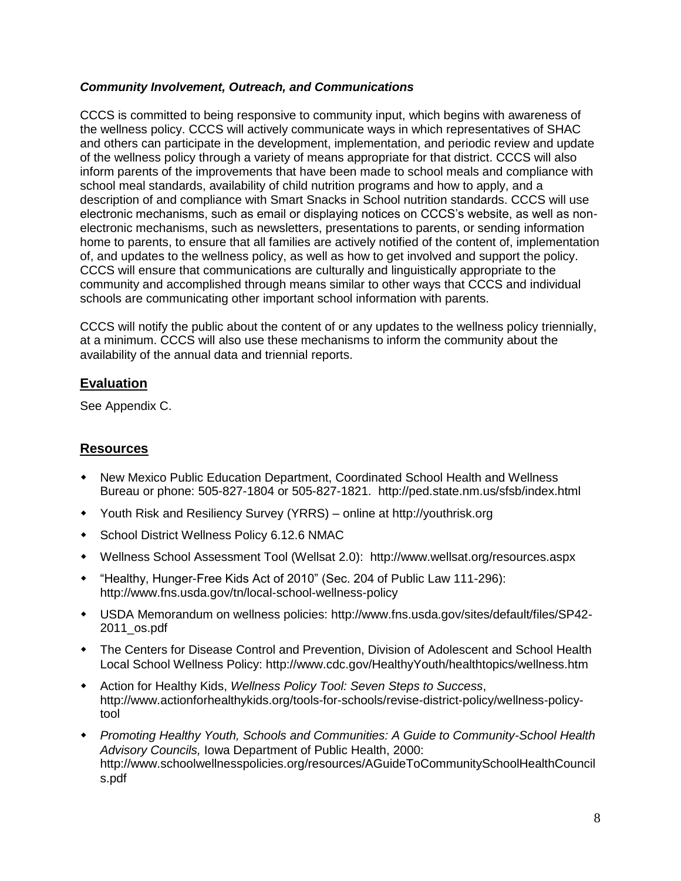### *Community Involvement, Outreach, and Communications*

CCCS is committed to being responsive to community input, which begins with awareness of the wellness policy. CCCS will actively communicate ways in which representatives of SHAC and others can participate in the development, implementation, and periodic review and update of the wellness policy through a variety of means appropriate for that district. CCCS will also inform parents of the improvements that have been made to school meals and compliance with school meal standards, availability of child nutrition programs and how to apply, and a description of and compliance with Smart Snacks in School nutrition standards. CCCS will use electronic mechanisms, such as email or displaying notices on CCCS's website, as well as non-electronic mechanisms, such as newsletters, presentations to parents, or sending information home to parents, to ensure that all families are actively notified of the content of, implementation of, and updates to the wellness policy, as well as how to get involved and support the policy. CCCS will ensure that communications are culturally and linguistically appropriate to the community and accomplished through means similar to other ways that CCCS and individual schools are communicating other important school information with parents.

CCCS will notify the public about the content of or any updates to the wellness policy triennially, at a minimum. CCCS will also use these mechanisms to inform the community about the availability of the annual data and triennial reports.

## Evaluation

See Appendix C.

## Resources

- New Mexico Public Education Department, Coordinated School Health and Wellness Bureau or phone: 505-827-1804 or 505-827-1821. http://ped.state.nm.us/sfsb/index.html
- Youth Risk and Resiliency Survey (YRRS) – online at http://youthrisk.org
- School District Wellness Policy 6.12.6 NMAC
- Wellness School Assessment Tool (Wellsat 2.0): http://www.wellsat.org/resources.aspx
- "Healthy, Hunger-Free Kids Act of 2010" (Sec. 204 of Public Law 111-296): http://www.fns.usda.gov/tn/local-school-wellness-policy
- USDA Memorandum on wellness policies: http://www.fns.usda.gov/sites/default/files/SP42-2011_os.pdf
- The Centers for Disease Control and Prevention, Division of Adolescent and School Health Local School Wellness Policy: http://www.cdc.gov/HealthyYouth/healthtopics/wellness.htm
- Action for Healthy Kids, *Wellness Policy Tool: Seven Steps to Success*, http://www.actionforhealthykids.org/tools-for-schools/revise-district-policy/wellness-policy-tool
- *Promoting Healthy Youth, Schools and Communities: A Guide to Community-School Health Advisory Councils,* Iowa Department of Public Health, 2000: http://www.schoolwellnesspolicies.org/resources/AGuideToCommunitySchoolHealthCouncils.pdf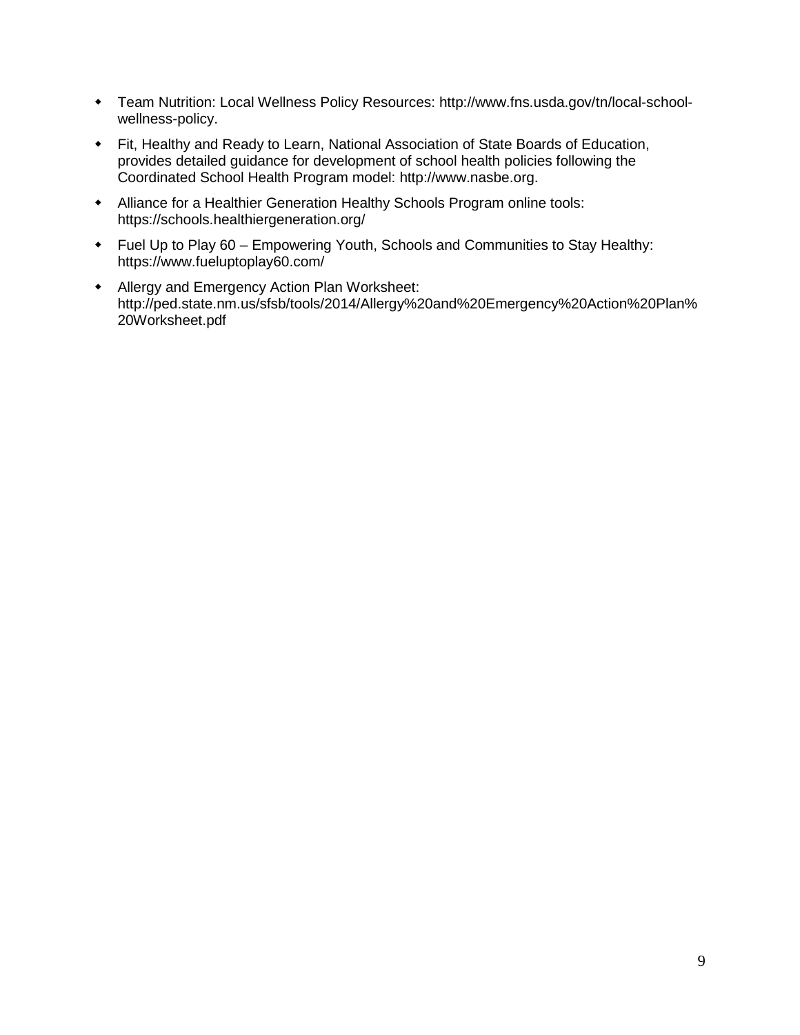- Team Nutrition: Local Wellness Policy Resources: http://www.fns.usda.gov/tn/local-school-wellness-policy.
- Fit, Healthy and Ready to Learn, National Association of State Boards of Education, provides detailed guidance for development of school health policies following the Coordinated School Health Program model: http://www.nasbe.org.
- Alliance for a Healthier Generation Healthy Schools Program online tools: https://schools.healthiergeneration.org/
- Fuel Up to Play 60 – Empowering Youth, Schools and Communities to Stay Healthy: https://www.fueluptoplay60.com/
- Allergy and Emergency Action Plan Worksheet: http://ped.state.nm.us/sfsb/tools/2014/Allergy%20and%20Emergency%20Action%20Plan%20Worksheet.pdf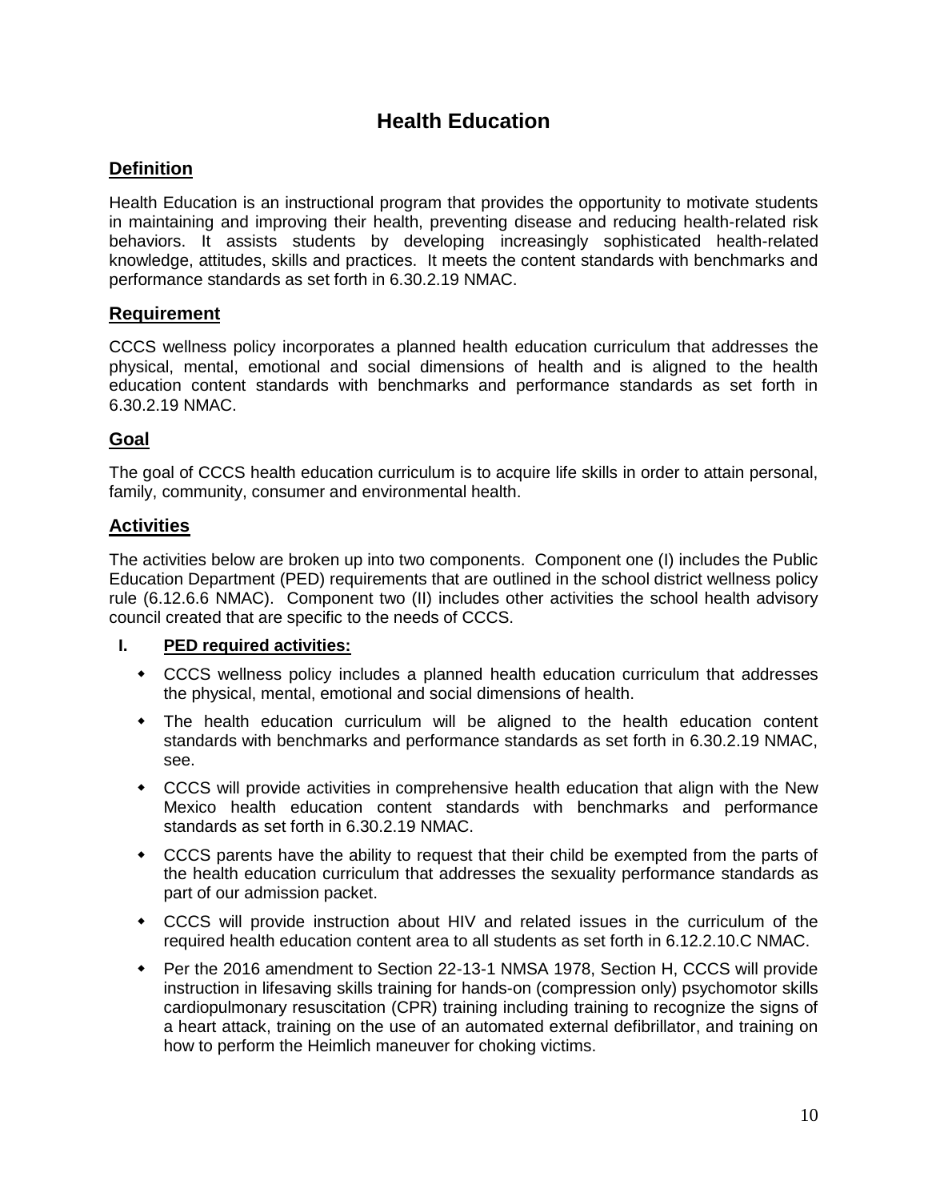# Health Education

## Definition

Health Education is an instructional program that provides the opportunity to motivate students in maintaining and improving their health, preventing disease and reducing health-related risk behaviors. It assists students by developing increasingly sophisticated health-related knowledge, attitudes, skills and practices. It meets the content standards with benchmarks and performance standards as set forth in 6.30.2.19 NMAC.

## Requirement

CCCS wellness policy incorporates a planned health education curriculum that addresses the physical, mental, emotional and social dimensions of health and is aligned to the health education content standards with benchmarks and performance standards as set forth in 6.30.2.19 NMAC.

## Goal

The goal of CCCS health education curriculum is to acquire life skills in order to attain personal, family, community, consumer and environmental health.

## Activities

The activities below are broken up into two components. Component one (I) includes the Public Education Department (PED) requirements that are outlined in the school district wellness policy rule (6.12.6.6 NMAC). Component two (II) includes other activities the school health advisory council created that are specific to the needs of CCCS.

**I. PED required activities:**

- CCCS wellness policy includes a planned health education curriculum that addresses the physical, mental, emotional and social dimensions of health.
- The health education curriculum will be aligned to the health education content standards with benchmarks and performance standards as set forth in 6.30.2.19 NMAC, see.
- CCCS will provide activities in comprehensive health education that align with the New Mexico health education content standards with benchmarks and performance standards as set forth in 6.30.2.19 NMAC.
- CCCS parents have the ability to request that their child be exempted from the parts of the health education curriculum that addresses the sexuality performance standards as part of our admission packet.
- CCCS will provide instruction about HIV and related issues in the curriculum of the required health education content area to all students as set forth in 6.12.2.10.C NMAC.
- Per the 2016 amendment to Section 22-13-1 NMSA 1978, Section H, CCCS will provide instruction in lifesaving skills training for hands-on (compression only) psychomotor skills cardiopulmonary resuscitation (CPR) training including training to recognize the signs of a heart attack, training on the use of an automated external defibrillator, and training on how to perform the Heimlich maneuver for choking victims.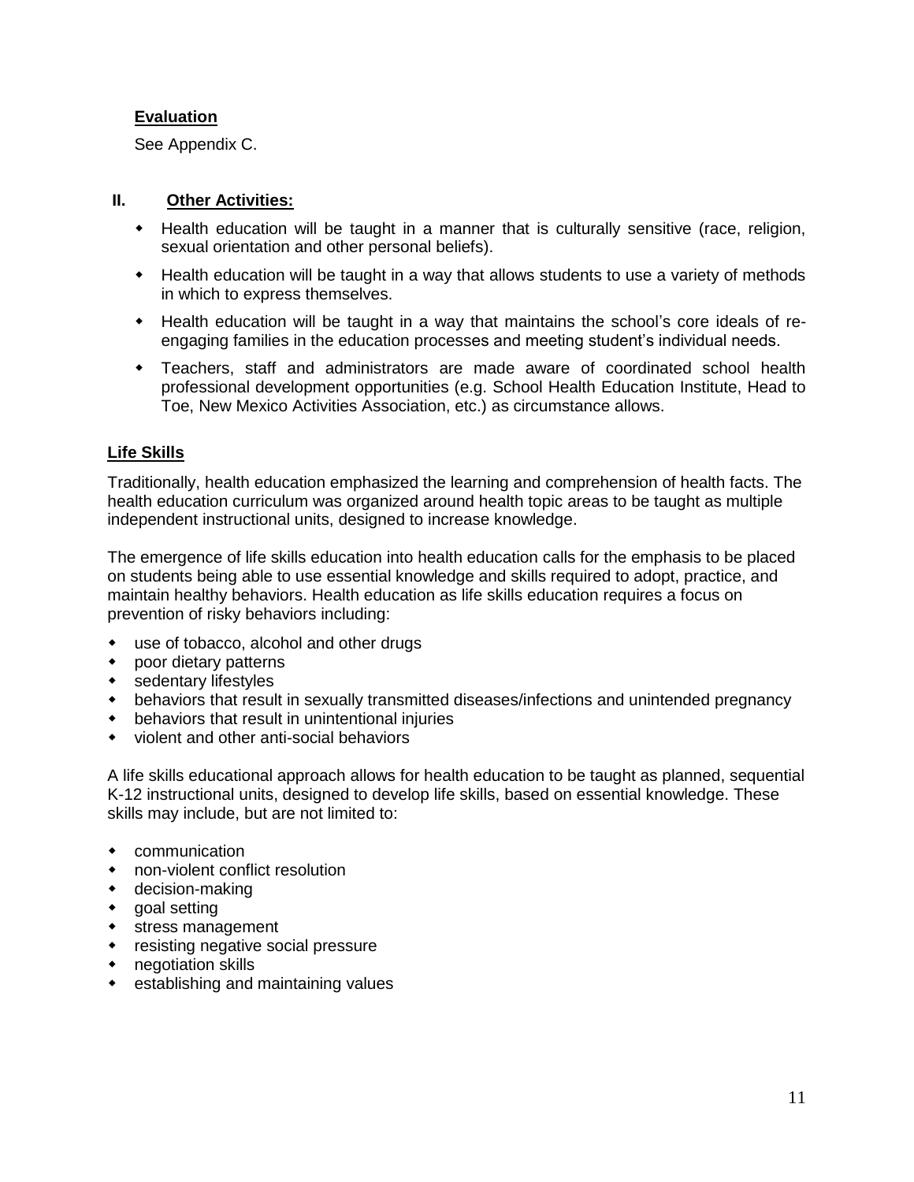**Evaluation**

See Appendix C.

## II. Other Activities:

- Health education will be taught in a manner that is culturally sensitive (race, religion, sexual orientation and other personal beliefs).
- Health education will be taught in a way that allows students to use a variety of methods in which to express themselves.
- Health education will be taught in a way that maintains the school's core ideals of re-engaging families in the education processes and meeting student's individual needs.
- Teachers, staff and administrators are made aware of coordinated school health professional development opportunities (e.g. School Health Education Institute, Head to Toe, New Mexico Activities Association, etc.) as circumstance allows.

## Life Skills

Traditionally, health education emphasized the learning and comprehension of health facts. The health education curriculum was organized around health topic areas to be taught as multiple independent instructional units, designed to increase knowledge.

The emergence of life skills education into health education calls for the emphasis to be placed on students being able to use essential knowledge and skills required to adopt, practice, and maintain healthy behaviors. Health education as life skills education requires a focus on prevention of risky behaviors including:

- use of tobacco, alcohol and other drugs
- poor dietary patterns
- sedentary lifestyles
- behaviors that result in sexually transmitted diseases/infections and unintended pregnancy
- behaviors that result in unintentional injuries
- violent and other anti-social behaviors

A life skills educational approach allows for health education to be taught as planned, sequential K-12 instructional units, designed to develop life skills, based on essential knowledge. These skills may include, but are not limited to:

- communication
- non-violent conflict resolution
- decision-making
- goal setting
- stress management
- resisting negative social pressure
- negotiation skills
- establishing and maintaining values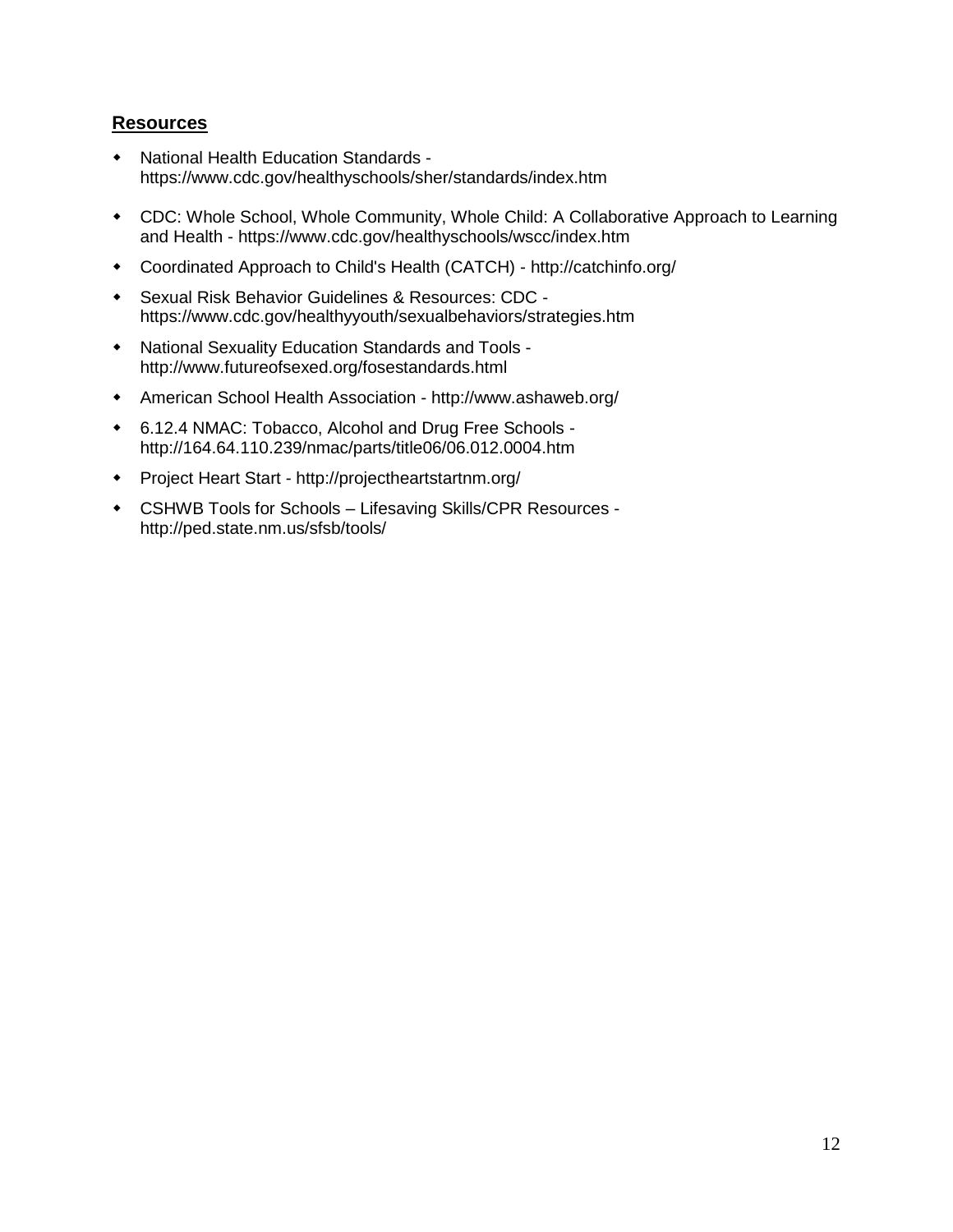## **Resources**

- National Health Education Standards - https://www.cdc.gov/healthyschools/sher/standards/index.htm
- CDC: Whole School, Whole Community, Whole Child: A Collaborative Approach to Learning and Health - https://www.cdc.gov/healthyschools/wscc/index.htm
- Coordinated Approach to Child's Health (CATCH) - http://catchinfo.org/
- Sexual Risk Behavior Guidelines & Resources: CDC - https://www.cdc.gov/healthyyouth/sexualbehaviors/strategies.htm
- National Sexuality Education Standards and Tools - http://www.futureofsexed.org/fosestandards.html
- American School Health Association - http://www.ashaweb.org/
- 6.12.4 NMAC: Tobacco, Alcohol and Drug Free Schools - http://164.64.110.239/nmac/parts/title06/06.012.0004.htm
- Project Heart Start - http://projectheartstartnm.org/
- CSHWB Tools for Schools – Lifesaving Skills/CPR Resources - http://ped.state.nm.us/sfsb/tools/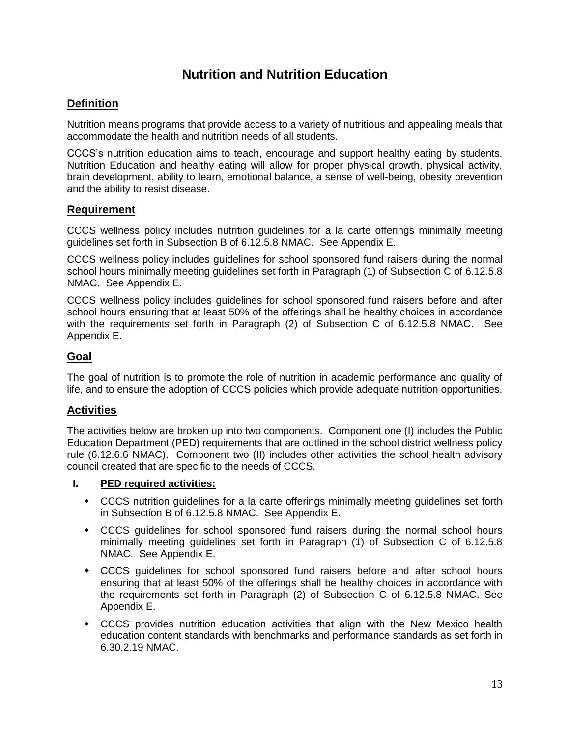# Nutrition and Nutrition Education

## Definition

Nutrition means programs that provide access to a variety of nutritious and appealing meals that accommodate the health and nutrition needs of all students.

CCCS's nutrition education aims to teach, encourage and support healthy eating by students. Nutrition Education and healthy eating will allow for proper physical growth, physical activity, brain development, ability to learn, emotional balance, a sense of well-being, obesity prevention and the ability to resist disease.

## Requirement

CCCS wellness policy includes nutrition guidelines for a la carte offerings minimally meeting guidelines set forth in Subsection B of 6.12.5.8 NMAC. See Appendix E.

CCCS wellness policy includes guidelines for school sponsored fund raisers during the normal school hours minimally meeting guidelines set forth in Paragraph (1) of Subsection C of 6.12.5.8 NMAC. See Appendix E.

CCCS wellness policy includes guidelines for school sponsored fund raisers before and after school hours ensuring that at least 50% of the offerings shall be healthy choices in accordance with the requirements set forth in Paragraph (2) of Subsection C of 6.12.5.8 NMAC. See Appendix E.

## Goal

The goal of nutrition is to promote the role of nutrition in academic performance and quality of life, and to ensure the adoption of CCCS policies which provide adequate nutrition opportunities.

## Activities

The activities below are broken up into two components. Component one (I) includes the Public Education Department (PED) requirements that are outlined in the school district wellness policy rule (6.12.6.6 NMAC). Component two (II) includes other activities the school health advisory council created that are specific to the needs of CCCS.

**I. PED required activities:**

- CCCS nutrition guidelines for a la carte offerings minimally meeting guidelines set forth in Subsection B of 6.12.5.8 NMAC. See Appendix E.
- CCCS guidelines for school sponsored fund raisers during the normal school hours minimally meeting guidelines set forth in Paragraph (1) of Subsection C of 6.12.5.8 NMAC. See Appendix E.
- CCCS guidelines for school sponsored fund raisers before and after school hours ensuring that at least 50% of the offerings shall be healthy choices in accordance with the requirements set forth in Paragraph (2) of Subsection C of 6.12.5.8 NMAC. See Appendix E.
- CCCS provides nutrition education activities that align with the New Mexico health education content standards with benchmarks and performance standards as set forth in 6.30.2.19 NMAC.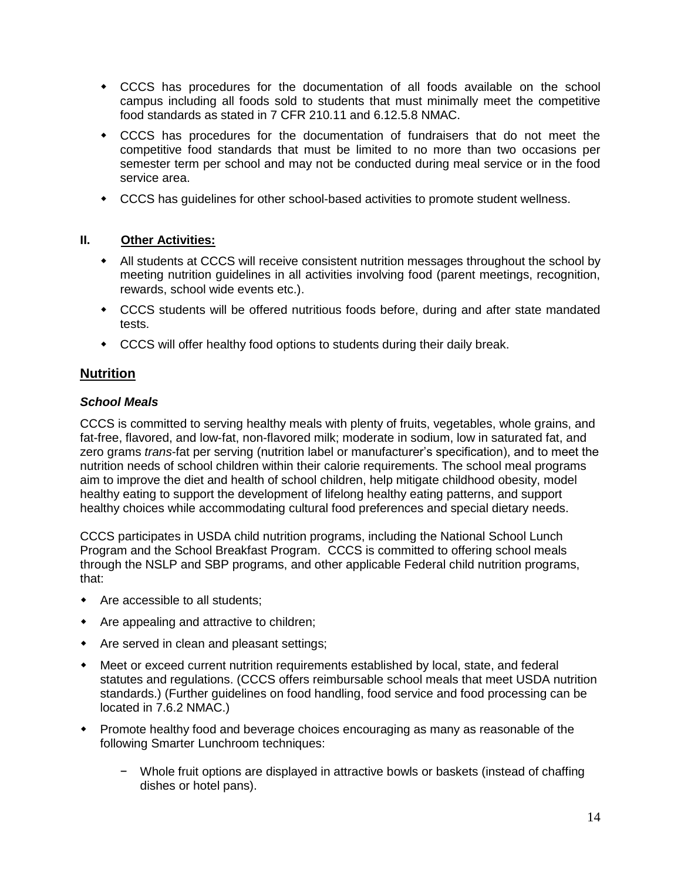- CCCS has procedures for the documentation of all foods available on the school campus including all foods sold to students that must minimally meet the competitive food standards as stated in 7 CFR 210.11 and 6.12.5.8 NMAC.
- CCCS has procedures for the documentation of fundraisers that do not meet the competitive food standards that must be limited to no more than two occasions per semester term per school and may not be conducted during meal service or in the food service area.
- CCCS has guidelines for other school-based activities to promote student wellness.

### II. Other Activities:

- All students at CCCS will receive consistent nutrition messages throughout the school by meeting nutrition guidelines in all activities involving food (parent meetings, recognition, rewards, school wide events etc.).
- CCCS students will be offered nutritious foods before, during and after state mandated tests.
- CCCS will offer healthy food options to students during their daily break.

## Nutrition

### *School Meals*

CCCS is committed to serving healthy meals with plenty of fruits, vegetables, whole grains, and fat-free, flavored, and low-fat, non-flavored milk; moderate in sodium, low in saturated fat, and zero grams *trans*-fat per serving (nutrition label or manufacturer's specification), and to meet the nutrition needs of school children within their calorie requirements. The school meal programs aim to improve the diet and health of school children, help mitigate childhood obesity, model healthy eating to support the development of lifelong healthy eating patterns, and support healthy choices while accommodating cultural food preferences and special dietary needs.

CCCS participates in USDA child nutrition programs, including the National School Lunch Program and the School Breakfast Program. CCCS is committed to offering school meals through the NSLP and SBP programs, and other applicable Federal child nutrition programs, that:

- Are accessible to all students;
- Are appealing and attractive to children;
- Are served in clean and pleasant settings;
- Meet or exceed current nutrition requirements established by local, state, and federal statutes and regulations. (CCCS offers reimbursable school meals that meet USDA nutrition standards.) (Further guidelines on food handling, food service and food processing can be located in 7.6.2 NMAC.)
- Promote healthy food and beverage choices encouraging as many as reasonable of the following Smarter Lunchroom techniques:
  - Whole fruit options are displayed in attractive bowls or baskets (instead of chaffing dishes or hotel pans).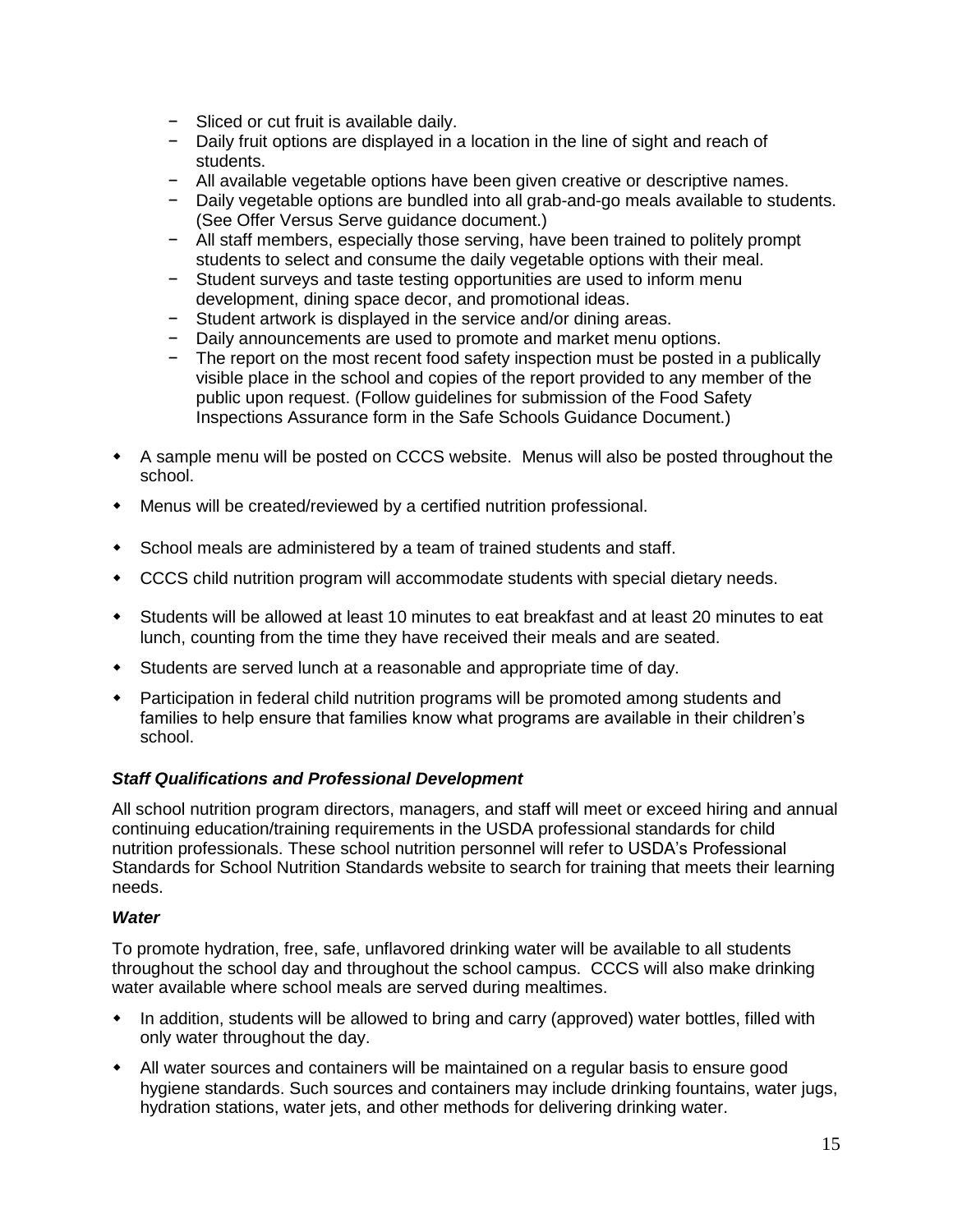- Sliced or cut fruit is available daily.
  - Daily fruit options are displayed in a location in the line of sight and reach of students.
  - All available vegetable options have been given creative or descriptive names.
  - Daily vegetable options are bundled into all grab-and-go meals available to students. (See Offer Versus Serve guidance document.)
  - All staff members, especially those serving, have been trained to politely prompt students to select and consume the daily vegetable options with their meal.
  - Student surveys and taste testing opportunities are used to inform menu development, dining space decor, and promotional ideas.
  - Student artwork is displayed in the service and/or dining areas.
  - Daily announcements are used to promote and market menu options.
  - The report on the most recent food safety inspection must be posted in a publically visible place in the school and copies of the report provided to any member of the public upon request. (Follow guidelines for submission of the Food Safety Inspections Assurance form in the Safe Schools Guidance Document.)

- A sample menu will be posted on CCCS website. Menus will also be posted throughout the school.
- Menus will be created/reviewed by a certified nutrition professional.
- School meals are administered by a team of trained students and staff.
- CCCS child nutrition program will accommodate students with special dietary needs.
- Students will be allowed at least 10 minutes to eat breakfast and at least 20 minutes to eat lunch, counting from the time they have received their meals and are seated.
- Students are served lunch at a reasonable and appropriate time of day.
- Participation in federal child nutrition programs will be promoted among students and families to help ensure that families know what programs are available in their children's school.

***Staff Qualifications and Professional Development***

All school nutrition program directors, managers, and staff will meet or exceed hiring and annual continuing education/training requirements in the USDA professional standards for child nutrition professionals. These school nutrition personnel will refer to USDA's Professional Standards for School Nutrition Standards website to search for training that meets their learning needs.

***Water***

To promote hydration, free, safe, unflavored drinking water will be available to all students throughout the school day and throughout the school campus. CCCS will also make drinking water available where school meals are served during mealtimes.

- In addition, students will be allowed to bring and carry (approved) water bottles, filled with only water throughout the day.
- All water sources and containers will be maintained on a regular basis to ensure good hygiene standards. Such sources and containers may include drinking fountains, water jugs, hydration stations, water jets, and other methods for delivering drinking water.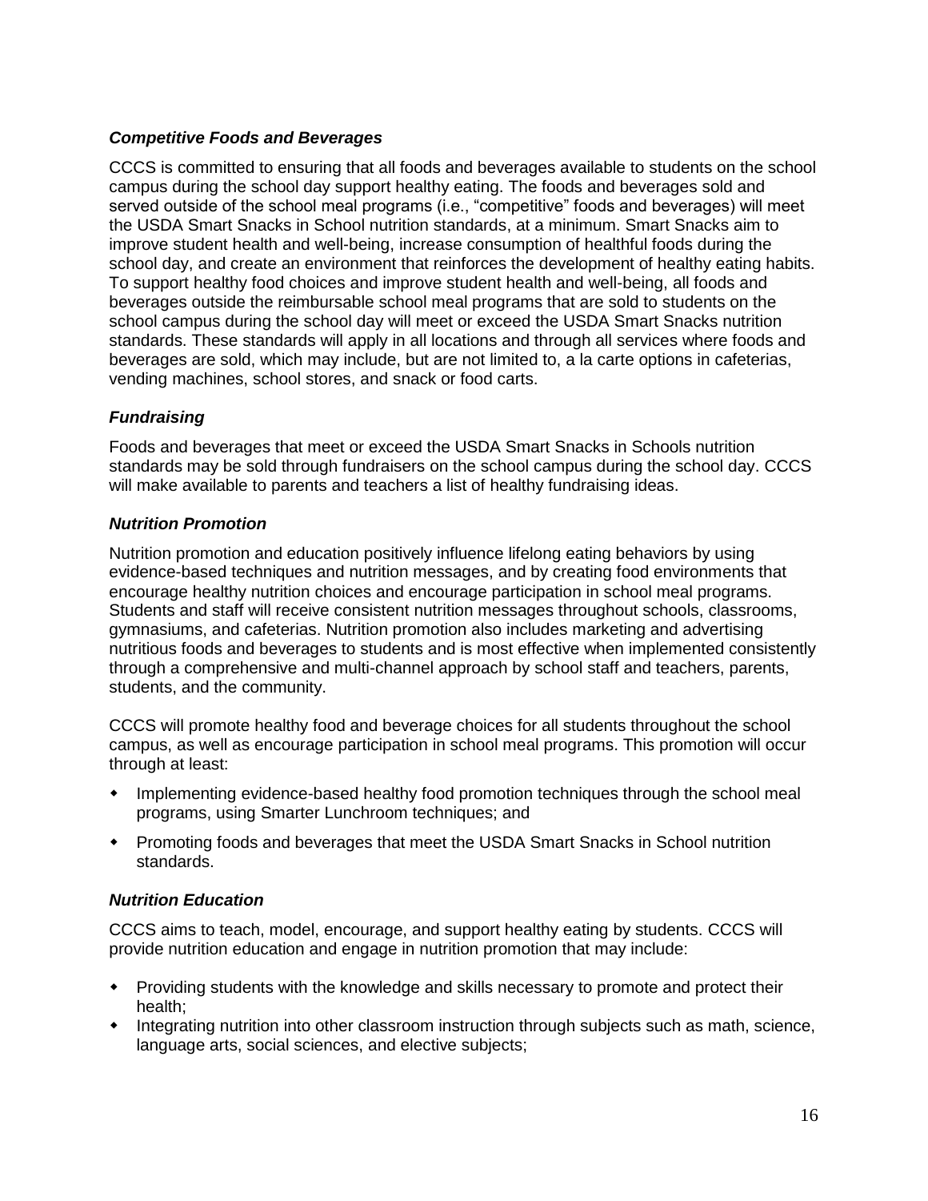### *Competitive Foods and Beverages*

CCCS is committed to ensuring that all foods and beverages available to students on the school campus during the school day support healthy eating. The foods and beverages sold and served outside of the school meal programs (i.e., "competitive" foods and beverages) will meet the USDA Smart Snacks in School nutrition standards, at a minimum. Smart Snacks aim to improve student health and well-being, increase consumption of healthful foods during the school day, and create an environment that reinforces the development of healthy eating habits. To support healthy food choices and improve student health and well-being, all foods and beverages outside the reimbursable school meal programs that are sold to students on the school campus during the school day will meet or exceed the USDA Smart Snacks nutrition standards. These standards will apply in all locations and through all services where foods and beverages are sold, which may include, but are not limited to, a la carte options in cafeterias, vending machines, school stores, and snack or food carts.

### *Fundraising*

Foods and beverages that meet or exceed the USDA Smart Snacks in Schools nutrition standards may be sold through fundraisers on the school campus during the school day. CCCS will make available to parents and teachers a list of healthy fundraising ideas.

### *Nutrition Promotion*

Nutrition promotion and education positively influence lifelong eating behaviors by using evidence-based techniques and nutrition messages, and by creating food environments that encourage healthy nutrition choices and encourage participation in school meal programs. Students and staff will receive consistent nutrition messages throughout schools, classrooms, gymnasiums, and cafeterias. Nutrition promotion also includes marketing and advertising nutritious foods and beverages to students and is most effective when implemented consistently through a comprehensive and multi-channel approach by school staff and teachers, parents, students, and the community.

CCCS will promote healthy food and beverage choices for all students throughout the school campus, as well as encourage participation in school meal programs. This promotion will occur through at least:

- Implementing evidence-based healthy food promotion techniques through the school meal programs, using Smarter Lunchroom techniques; and
- Promoting foods and beverages that meet the USDA Smart Snacks in School nutrition standards.

### *Nutrition Education*

CCCS aims to teach, model, encourage, and support healthy eating by students. CCCS will provide nutrition education and engage in nutrition promotion that may include:

- Providing students with the knowledge and skills necessary to promote and protect their health;
- Integrating nutrition into other classroom instruction through subjects such as math, science, language arts, social sciences, and elective subjects;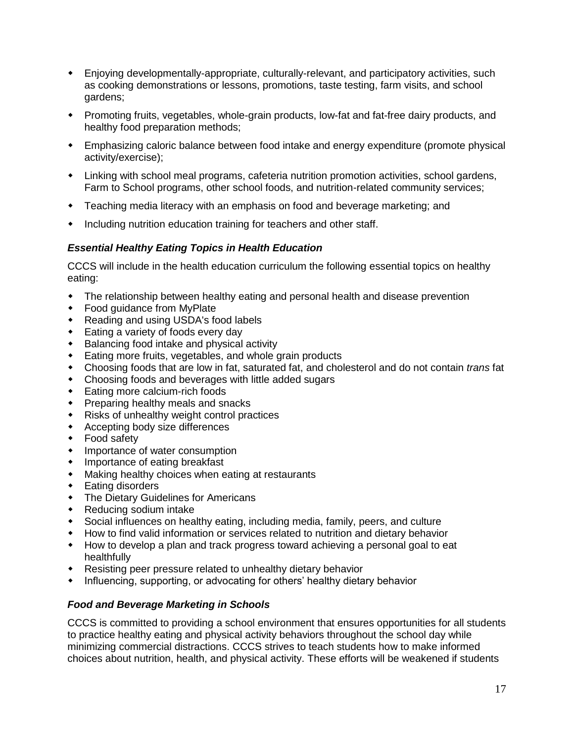- Enjoying developmentally-appropriate, culturally-relevant, and participatory activities, such as cooking demonstrations or lessons, promotions, taste testing, farm visits, and school gardens;
- Promoting fruits, vegetables, whole-grain products, low-fat and fat-free dairy products, and healthy food preparation methods;
- Emphasizing caloric balance between food intake and energy expenditure (promote physical activity/exercise);
- Linking with school meal programs, cafeteria nutrition promotion activities, school gardens, Farm to School programs, other school foods, and nutrition-related community services;
- Teaching media literacy with an emphasis on food and beverage marketing; and
- Including nutrition education training for teachers and other staff.

### *Essential Healthy Eating Topics in Health Education*

CCCS will include in the health education curriculum the following essential topics on healthy eating:

- The relationship between healthy eating and personal health and disease prevention
- Food guidance from MyPlate
- Reading and using USDA's food labels
- Eating a variety of foods every day
- Balancing food intake and physical activity
- Eating more fruits, vegetables, and whole grain products
- Choosing foods that are low in fat, saturated fat, and cholesterol and do not contain *trans* fat
- Choosing foods and beverages with little added sugars
- Eating more calcium-rich foods
- Preparing healthy meals and snacks
- Risks of unhealthy weight control practices
- Accepting body size differences
- Food safety
- Importance of water consumption
- Importance of eating breakfast
- Making healthy choices when eating at restaurants
- Eating disorders
- The Dietary Guidelines for Americans
- Reducing sodium intake
- Social influences on healthy eating, including media, family, peers, and culture
- How to find valid information or services related to nutrition and dietary behavior
- How to develop a plan and track progress toward achieving a personal goal to eat healthfully
- Resisting peer pressure related to unhealthy dietary behavior
- Influencing, supporting, or advocating for others' healthy dietary behavior

### *Food and Beverage Marketing in Schools*

CCCS is committed to providing a school environment that ensures opportunities for all students to practice healthy eating and physical activity behaviors throughout the school day while minimizing commercial distractions. CCCS strives to teach students how to make informed choices about nutrition, health, and physical activity. These efforts will be weakened if students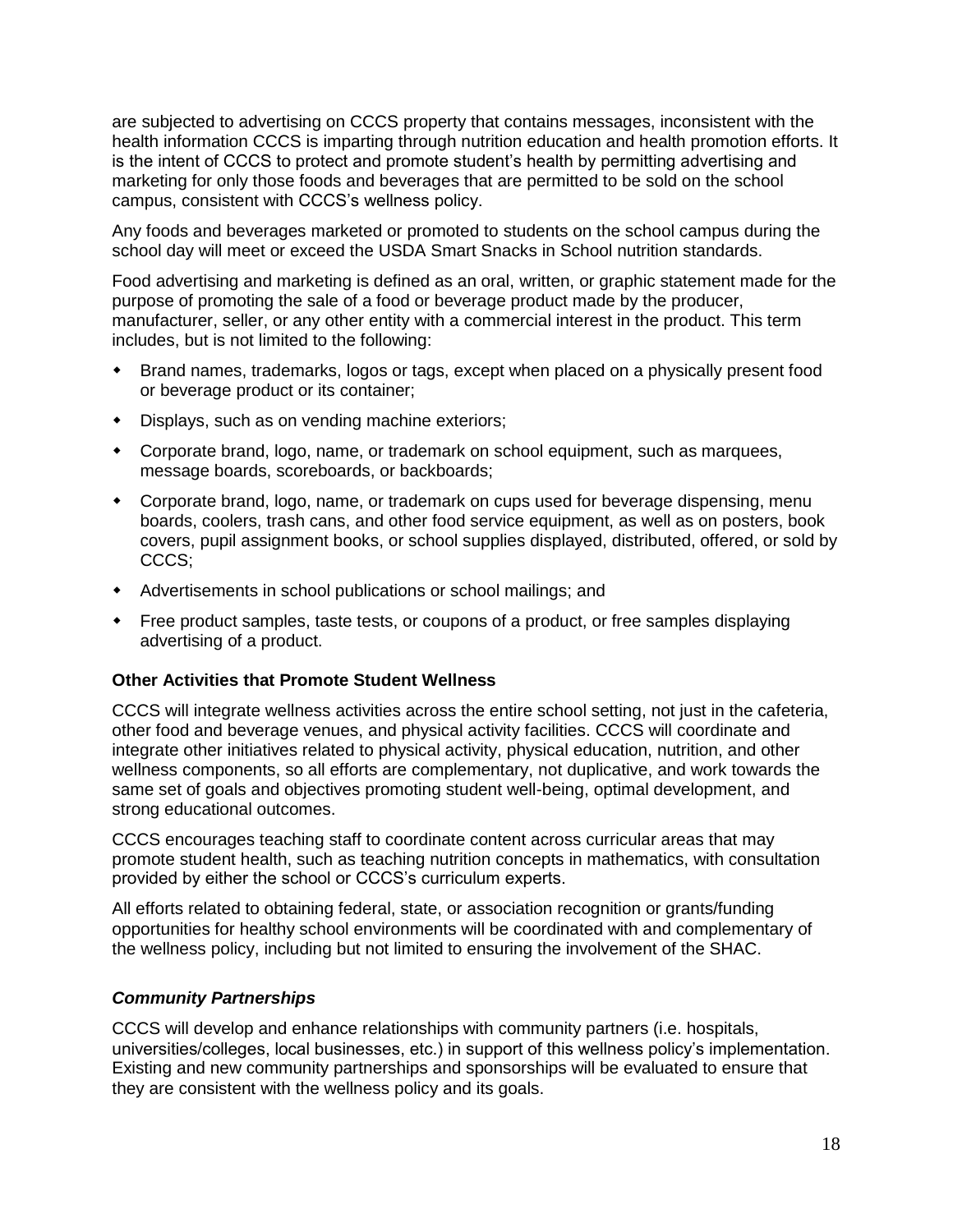are subjected to advertising on CCCS property that contains messages, inconsistent with the health information CCCS is imparting through nutrition education and health promotion efforts. It is the intent of CCCS to protect and promote student's health by permitting advertising and marketing for only those foods and beverages that are permitted to be sold on the school campus, consistent with CCCS's wellness policy.

Any foods and beverages marketed or promoted to students on the school campus during the school day will meet or exceed the USDA Smart Snacks in School nutrition standards.

Food advertising and marketing is defined as an oral, written, or graphic statement made for the purpose of promoting the sale of a food or beverage product made by the producer, manufacturer, seller, or any other entity with a commercial interest in the product. This term includes, but is not limited to the following:

- Brand names, trademarks, logos or tags, except when placed on a physically present food or beverage product or its container;
- Displays, such as on vending machine exteriors;
- Corporate brand, logo, name, or trademark on school equipment, such as marquees, message boards, scoreboards, or backboards;
- Corporate brand, logo, name, or trademark on cups used for beverage dispensing, menu boards, coolers, trash cans, and other food service equipment, as well as on posters, book covers, pupil assignment books, or school supplies displayed, distributed, offered, or sold by CCCS;
- Advertisements in school publications or school mailings; and
- Free product samples, taste tests, or coupons of a product, or free samples displaying advertising of a product.

**Other Activities that Promote Student Wellness**

CCCS will integrate wellness activities across the entire school setting, not just in the cafeteria, other food and beverage venues, and physical activity facilities. CCCS will coordinate and integrate other initiatives related to physical activity, physical education, nutrition, and other wellness components, so all efforts are complementary, not duplicative, and work towards the same set of goals and objectives promoting student well-being, optimal development, and strong educational outcomes.

CCCS encourages teaching staff to coordinate content across curricular areas that may promote student health, such as teaching nutrition concepts in mathematics, with consultation provided by either the school or CCCS's curriculum experts.

All efforts related to obtaining federal, state, or association recognition or grants/funding opportunities for healthy school environments will be coordinated with and complementary of the wellness policy, including but not limited to ensuring the involvement of the SHAC.

***Community Partnerships***

CCCS will develop and enhance relationships with community partners (i.e. hospitals, universities/colleges, local businesses, etc.) in support of this wellness policy's implementation. Existing and new community partnerships and sponsorships will be evaluated to ensure that they are consistent with the wellness policy and its goals.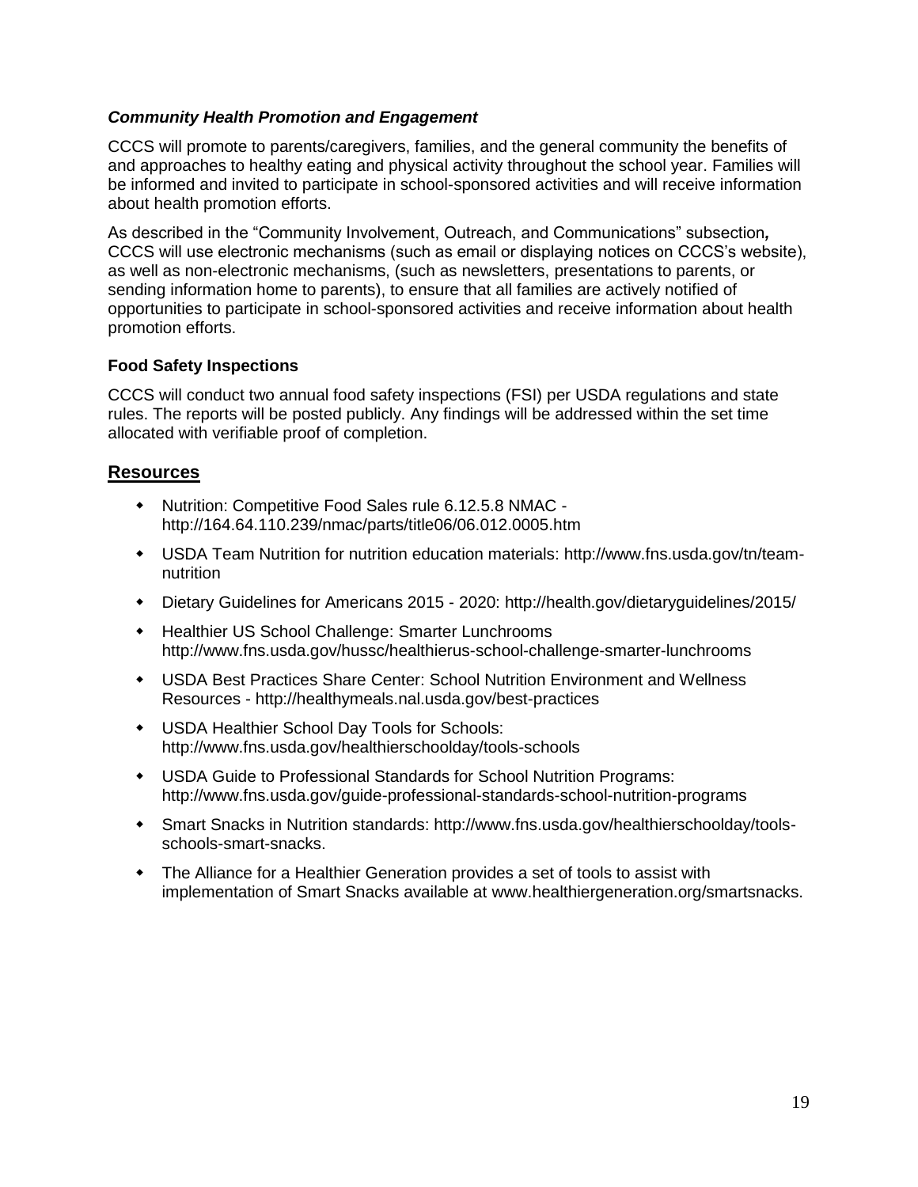### *Community Health Promotion and Engagement*

CCCS will promote to parents/caregivers, families, and the general community the benefits of and approaches to healthy eating and physical activity throughout the school year. Families will be informed and invited to participate in school-sponsored activities and will receive information about health promotion efforts.

As described in the "Community Involvement, Outreach, and Communications" subsection*,* CCCS will use electronic mechanisms (such as email or displaying notices on CCCS's website), as well as non-electronic mechanisms, (such as newsletters, presentations to parents, or sending information home to parents), to ensure that all families are actively notified of opportunities to participate in school-sponsored activities and receive information about health promotion efforts.

### **Food Safety Inspections**

CCCS will conduct two annual food safety inspections (FSI) per USDA regulations and state rules. The reports will be posted publicly. Any findings will be addressed within the set time allocated with verifiable proof of completion.

## **Resources**

- Nutrition: Competitive Food Sales rule 6.12.5.8 NMAC - http://164.64.110.239/nmac/parts/title06/06.012.0005.htm
- USDA Team Nutrition for nutrition education materials: http://www.fns.usda.gov/tn/team-nutrition
- Dietary Guidelines for Americans 2015 - 2020: http://health.gov/dietaryguidelines/2015/
- Healthier US School Challenge: Smarter Lunchrooms http://www.fns.usda.gov/hussc/healthierus-school-challenge-smarter-lunchrooms
- USDA Best Practices Share Center: School Nutrition Environment and Wellness Resources - http://healthymeals.nal.usda.gov/best-practices
- USDA Healthier School Day Tools for Schools: http://www.fns.usda.gov/healthierschoolday/tools-schools
- USDA Guide to Professional Standards for School Nutrition Programs: http://www.fns.usda.gov/guide-professional-standards-school-nutrition-programs
- Smart Snacks in Nutrition standards: http://www.fns.usda.gov/healthierschoolday/tools-schools-smart-snacks.
- The Alliance for a Healthier Generation provides a set of tools to assist with implementation of Smart Snacks available at www.healthiergeneration.org/smartsnacks.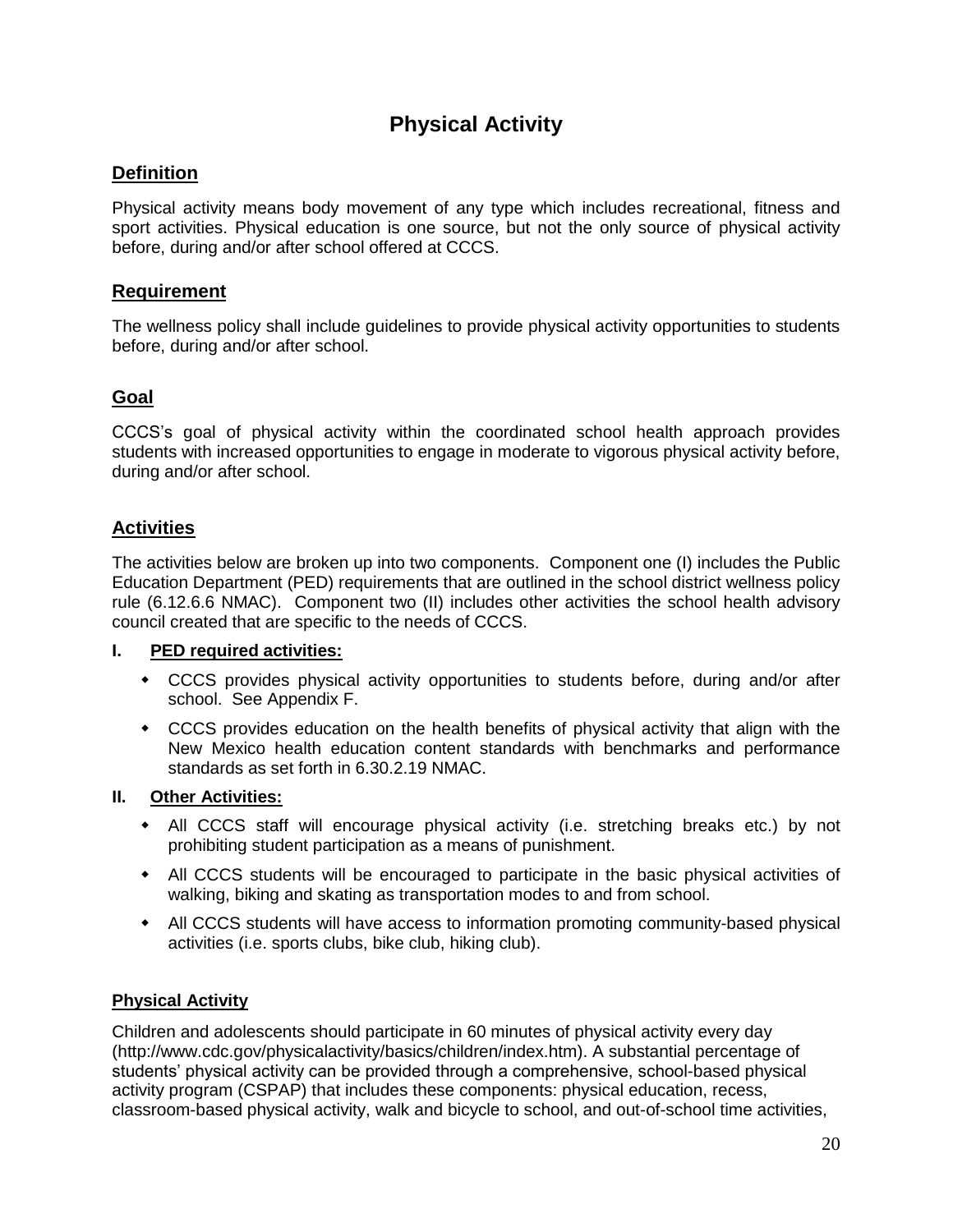# Physical Activity

## Definition

Physical activity means body movement of any type which includes recreational, fitness and sport activities. Physical education is one source, but not the only source of physical activity before, during and/or after school offered at CCCS.

## Requirement

The wellness policy shall include guidelines to provide physical activity opportunities to students before, during and/or after school.

## Goal

CCCS's goal of physical activity within the coordinated school health approach provides students with increased opportunities to engage in moderate to vigorous physical activity before, during and/or after school.

## Activities

The activities below are broken up into two components. Component one (I) includes the Public Education Department (PED) requirements that are outlined in the school district wellness policy rule (6.12.6.6 NMAC). Component two (II) includes other activities the school health advisory council created that are specific to the needs of CCCS.

**I. PED required activities:**

- CCCS provides physical activity opportunities to students before, during and/or after school. See Appendix F.
- CCCS provides education on the health benefits of physical activity that align with the New Mexico health education content standards with benchmarks and performance standards as set forth in 6.30.2.19 NMAC.

**II. Other Activities:**

- All CCCS staff will encourage physical activity (i.e. stretching breaks etc.) by not prohibiting student participation as a means of punishment.
- All CCCS students will be encouraged to participate in the basic physical activities of walking, biking and skating as transportation modes to and from school.
- All CCCS students will have access to information promoting community-based physical activities (i.e. sports clubs, bike club, hiking club).

### Physical Activity

Children and adolescents should participate in 60 minutes of physical activity every day (http://www.cdc.gov/physicalactivity/basics/children/index.htm). A substantial percentage of students' physical activity can be provided through a comprehensive, school-based physical activity program (CSPAP) that includes these components: physical education, recess, classroom-based physical activity, walk and bicycle to school, and out-of-school time activities,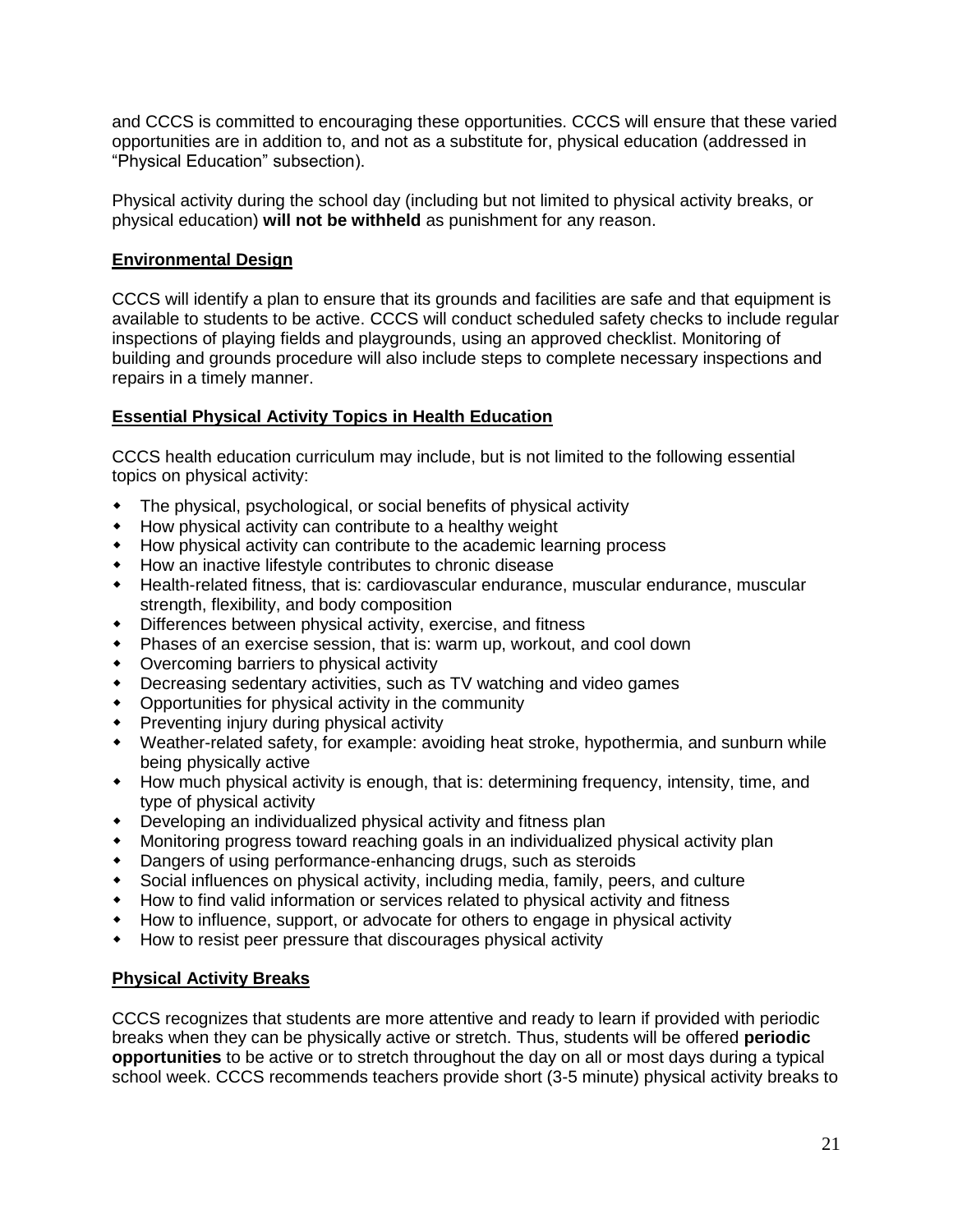and CCCS is committed to encouraging these opportunities. CCCS will ensure that these varied opportunities are in addition to, and not as a substitute for, physical education (addressed in "Physical Education" subsection).

Physical activity during the school day (including but not limited to physical activity breaks, or physical education) **will not be withheld** as punishment for any reason.

## Environmental Design

CCCS will identify a plan to ensure that its grounds and facilities are safe and that equipment is available to students to be active. CCCS will conduct scheduled safety checks to include regular inspections of playing fields and playgrounds, using an approved checklist. Monitoring of building and grounds procedure will also include steps to complete necessary inspections and repairs in a timely manner.

## Essential Physical Activity Topics in Health Education

CCCS health education curriculum may include, but is not limited to the following essential topics on physical activity:

- The physical, psychological, or social benefits of physical activity
- How physical activity can contribute to a healthy weight
- How physical activity can contribute to the academic learning process
- How an inactive lifestyle contributes to chronic disease
- Health-related fitness, that is: cardiovascular endurance, muscular endurance, muscular strength, flexibility, and body composition
- Differences between physical activity, exercise, and fitness
- Phases of an exercise session, that is: warm up, workout, and cool down
- Overcoming barriers to physical activity
- Decreasing sedentary activities, such as TV watching and video games
- Opportunities for physical activity in the community
- Preventing injury during physical activity
- Weather-related safety, for example: avoiding heat stroke, hypothermia, and sunburn while being physically active
- How much physical activity is enough, that is: determining frequency, intensity, time, and type of physical activity
- Developing an individualized physical activity and fitness plan
- Monitoring progress toward reaching goals in an individualized physical activity plan
- Dangers of using performance-enhancing drugs, such as steroids
- Social influences on physical activity, including media, family, peers, and culture
- How to find valid information or services related to physical activity and fitness
- How to influence, support, or advocate for others to engage in physical activity
- How to resist peer pressure that discourages physical activity

## Physical Activity Breaks

CCCS recognizes that students are more attentive and ready to learn if provided with periodic breaks when they can be physically active or stretch. Thus, students will be offered **periodic opportunities** to be active or to stretch throughout the day on all or most days during a typical school week. CCCS recommends teachers provide short (3-5 minute) physical activity breaks to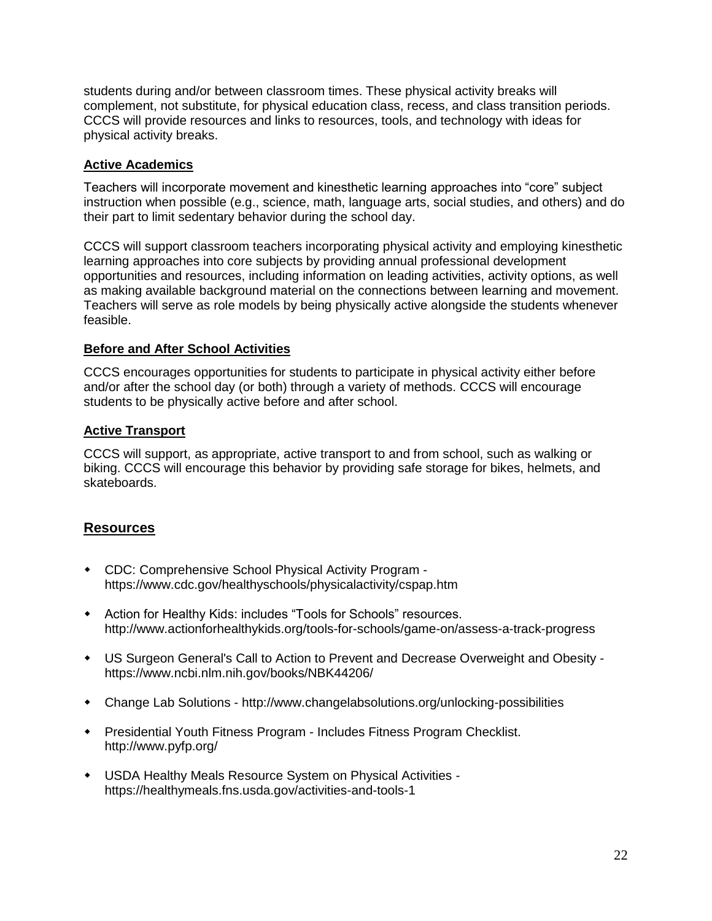students during and/or between classroom times. These physical activity breaks will complement, not substitute, for physical education class, recess, and class transition periods. CCCS will provide resources and links to resources, tools, and technology with ideas for physical activity breaks.

### Active Academics

Teachers will incorporate movement and kinesthetic learning approaches into "core" subject instruction when possible (e.g., science, math, language arts, social studies, and others) and do their part to limit sedentary behavior during the school day.

CCCS will support classroom teachers incorporating physical activity and employing kinesthetic learning approaches into core subjects by providing annual professional development opportunities and resources, including information on leading activities, activity options, as well as making available background material on the connections between learning and movement. Teachers will serve as role models by being physically active alongside the students whenever feasible.

### Before and After School Activities

CCCS encourages opportunities for students to participate in physical activity either before and/or after the school day (or both) through a variety of methods. CCCS will encourage students to be physically active before and after school.

### Active Transport

CCCS will support, as appropriate, active transport to and from school, such as walking or biking. CCCS will encourage this behavior by providing safe storage for bikes, helmets, and skateboards.

## Resources

- CDC: Comprehensive School Physical Activity Program - https://www.cdc.gov/healthyschools/physicalactivity/cspap.htm
- Action for Healthy Kids: includes "Tools for Schools" resources. http://www.actionforhealthykids.org/tools-for-schools/game-on/assess-a-track-progress
- US Surgeon General's Call to Action to Prevent and Decrease Overweight and Obesity - https://www.ncbi.nlm.nih.gov/books/NBK44206/
- Change Lab Solutions - http://www.changelabsolutions.org/unlocking-possibilities
- Presidential Youth Fitness Program - Includes Fitness Program Checklist. http://www.pyfp.org/
- USDA Healthy Meals Resource System on Physical Activities - https://healthymeals.fns.usda.gov/activities-and-tools-1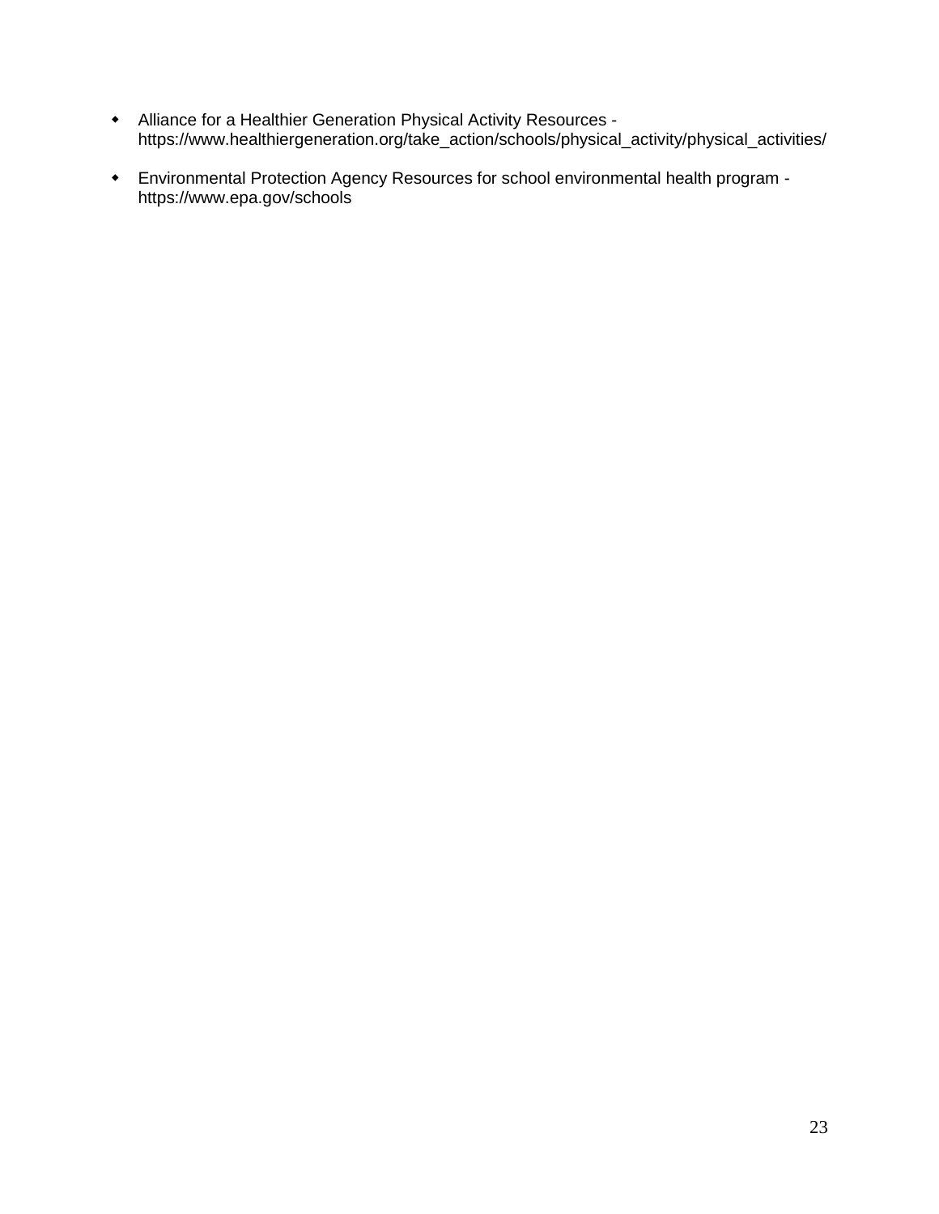- Alliance for a Healthier Generation Physical Activity Resources - https://www.healthiergeneration.org/take_action/schools/physical_activity/physical_activities/
- Environmental Protection Agency Resources for school environmental health program - https://www.epa.gov/schools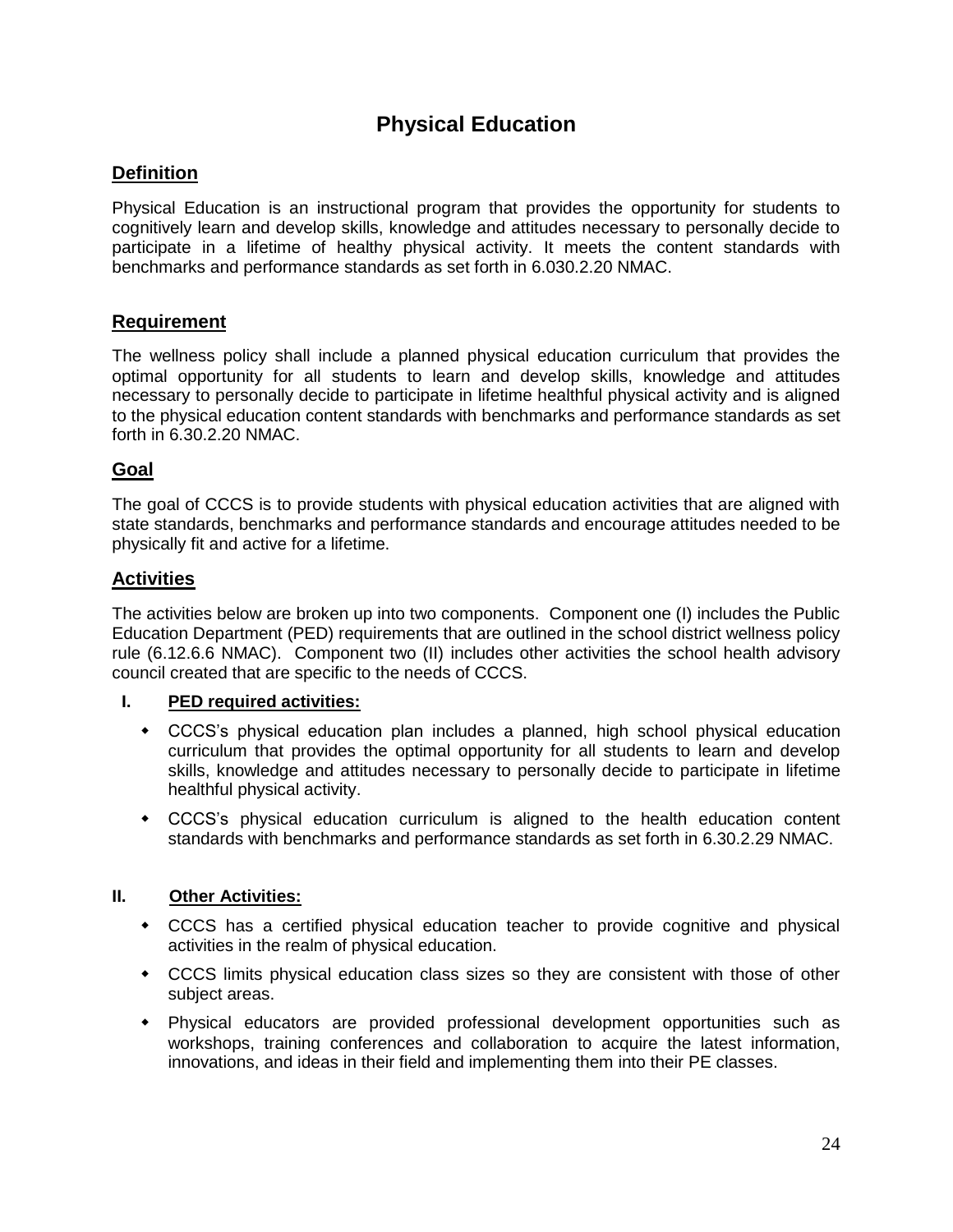# Physical Education

## Definition

Physical Education is an instructional program that provides the opportunity for students to cognitively learn and develop skills, knowledge and attitudes necessary to personally decide to participate in a lifetime of healthy physical activity. It meets the content standards with benchmarks and performance standards as set forth in 6.030.2.20 NMAC.

## Requirement

The wellness policy shall include a planned physical education curriculum that provides the optimal opportunity for all students to learn and develop skills, knowledge and attitudes necessary to personally decide to participate in lifetime healthful physical activity and is aligned to the physical education content standards with benchmarks and performance standards as set forth in 6.30.2.20 NMAC.

## Goal

The goal of CCCS is to provide students with physical education activities that are aligned with state standards, benchmarks and performance standards and encourage attitudes needed to be physically fit and active for a lifetime.

## Activities

The activities below are broken up into two components. Component one (I) includes the Public Education Department (PED) requirements that are outlined in the school district wellness policy rule (6.12.6.6 NMAC). Component two (II) includes other activities the school health advisory council created that are specific to the needs of CCCS.

**I. PED required activities:**

- CCCS's physical education plan includes a planned, high school physical education curriculum that provides the optimal opportunity for all students to learn and develop skills, knowledge and attitudes necessary to personally decide to participate in lifetime healthful physical activity.
- CCCS's physical education curriculum is aligned to the health education content standards with benchmarks and performance standards as set forth in 6.30.2.29 NMAC.

**II. Other Activities:**

- CCCS has a certified physical education teacher to provide cognitive and physical activities in the realm of physical education.
- CCCS limits physical education class sizes so they are consistent with those of other subject areas.
- Physical educators are provided professional development opportunities such as workshops, training conferences and collaboration to acquire the latest information, innovations, and ideas in their field and implementing them into their PE classes.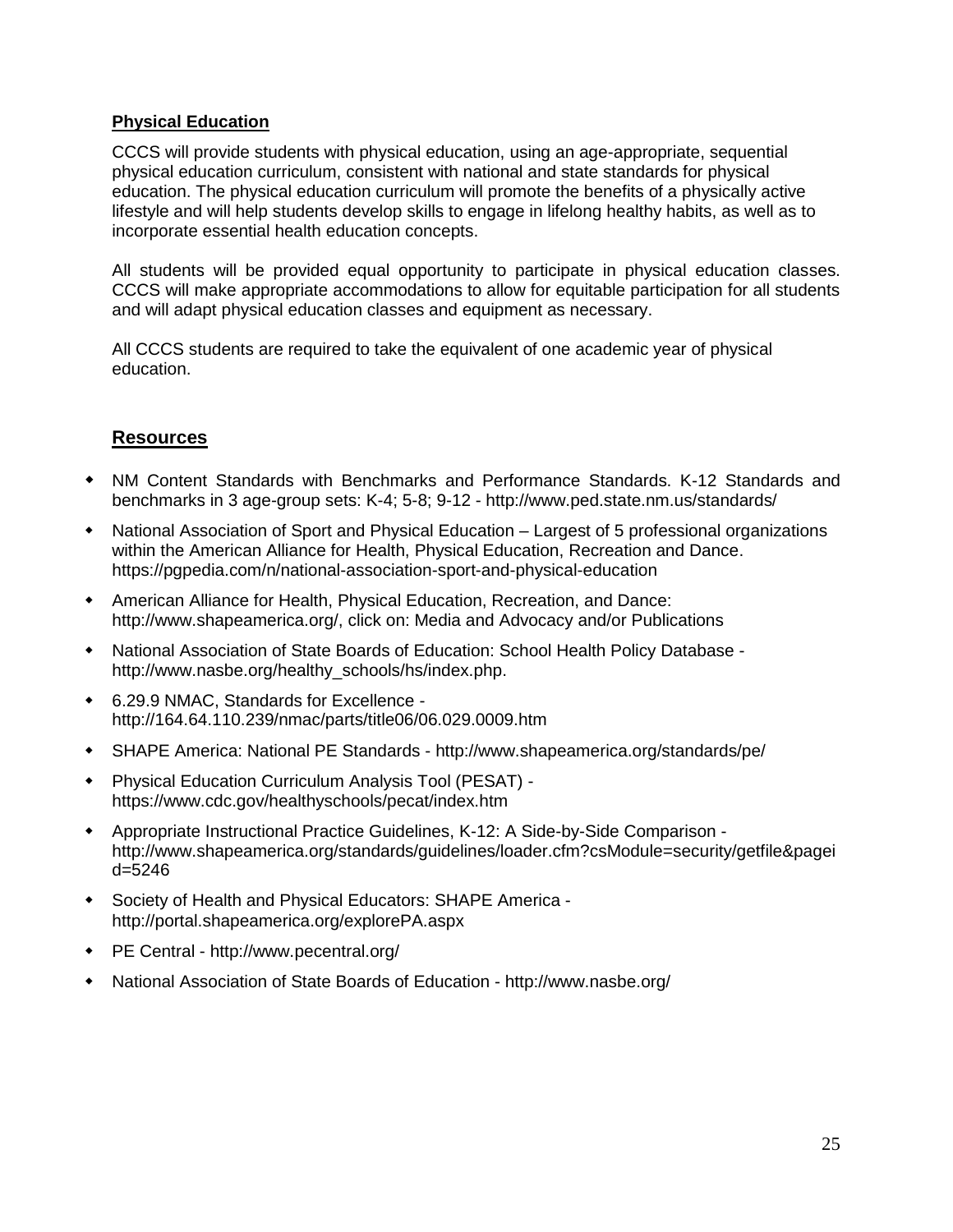**Physical Education**

CCCS will provide students with physical education, using an age-appropriate, sequential physical education curriculum, consistent with national and state standards for physical education. The physical education curriculum will promote the benefits of a physically active lifestyle and will help students develop skills to engage in lifelong healthy habits, as well as to incorporate essential health education concepts.

All students will be provided equal opportunity to participate in physical education classes. CCCS will make appropriate accommodations to allow for equitable participation for all students and will adapt physical education classes and equipment as necessary.

All CCCS students are required to take the equivalent of one academic year of physical education.

## Resources

- NM Content Standards with Benchmarks and Performance Standards. K-12 Standards and benchmarks in 3 age-group sets: K-4; 5-8; 9-12 - http://www.ped.state.nm.us/standards/
- National Association of Sport and Physical Education – Largest of 5 professional organizations within the American Alliance for Health, Physical Education, Recreation and Dance. https://pgpedia.com/n/national-association-sport-and-physical-education
- American Alliance for Health, Physical Education, Recreation, and Dance: http://www.shapeamerica.org/, click on: Media and Advocacy and/or Publications
- National Association of State Boards of Education: School Health Policy Database - http://www.nasbe.org/healthy_schools/hs/index.php.
- 6.29.9 NMAC, Standards for Excellence - http://164.64.110.239/nmac/parts/title06/06.029.0009.htm
- SHAPE America: National PE Standards - http://www.shapeamerica.org/standards/pe/
- Physical Education Curriculum Analysis Tool (PESAT) - https://www.cdc.gov/healthyschools/pecat/index.htm
- Appropriate Instructional Practice Guidelines, K-12: A Side-by-Side Comparison - http://www.shapeamerica.org/standards/guidelines/loader.cfm?csModule=security/getfile&pageid=5246
- Society of Health and Physical Educators: SHAPE America - http://portal.shapeamerica.org/explorePA.aspx
- PE Central - http://www.pecentral.org/
- National Association of State Boards of Education - http://www.nasbe.org/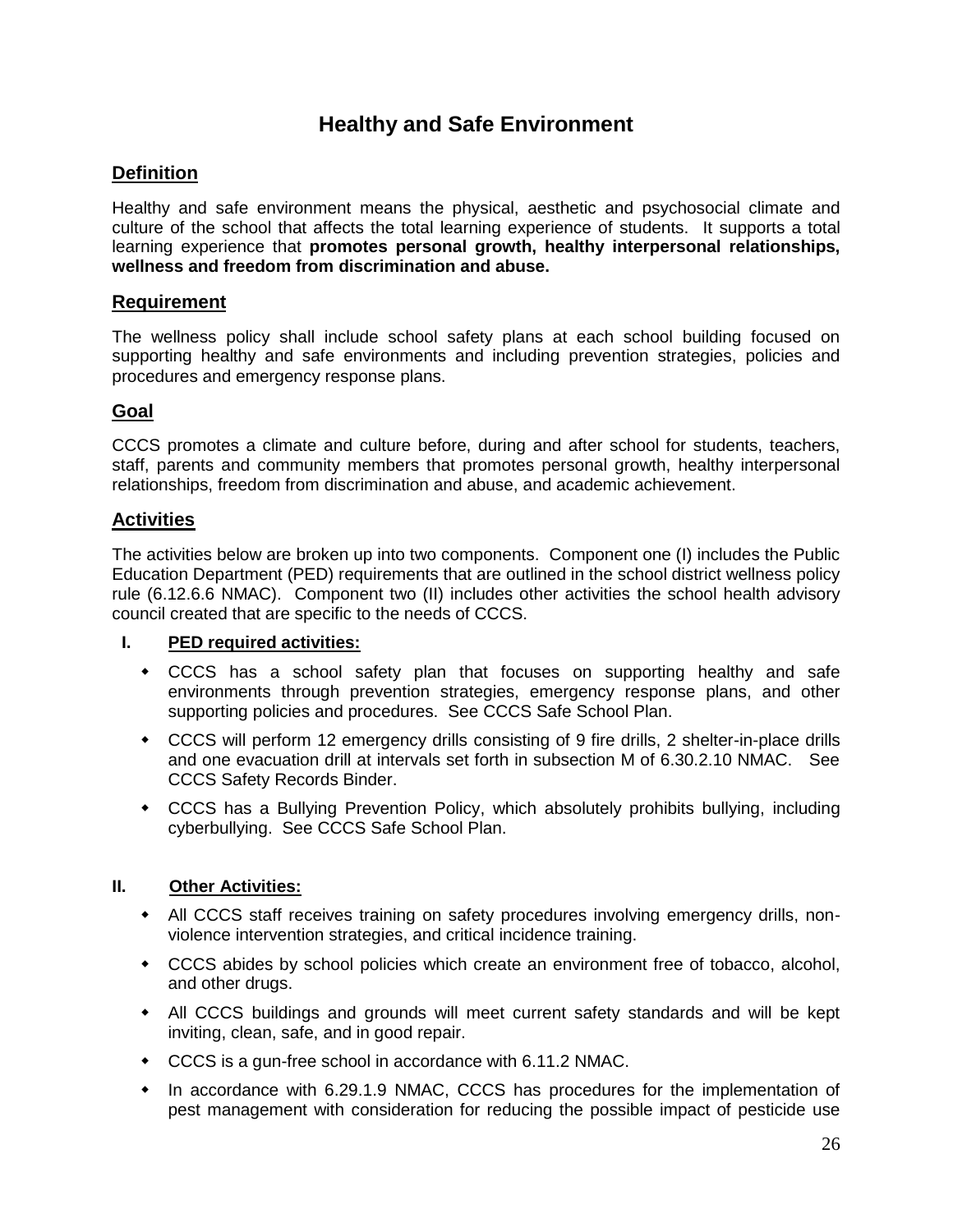# Healthy and Safe Environment

## Definition

Healthy and safe environment means the physical, aesthetic and psychosocial climate and culture of the school that affects the total learning experience of students. It supports a total learning experience that **promotes personal growth, healthy interpersonal relationships, wellness and freedom from discrimination and abuse.**

## Requirement

The wellness policy shall include school safety plans at each school building focused on supporting healthy and safe environments and including prevention strategies, policies and procedures and emergency response plans.

## Goal

CCCS promotes a climate and culture before, during and after school for students, teachers, staff, parents and community members that promotes personal growth, healthy interpersonal relationships, freedom from discrimination and abuse, and academic achievement.

## Activities

The activities below are broken up into two components. Component one (I) includes the Public Education Department (PED) requirements that are outlined in the school district wellness policy rule (6.12.6.6 NMAC). Component two (II) includes other activities the school health advisory council created that are specific to the needs of CCCS.

### I. PED required activities:

- CCCS has a school safety plan that focuses on supporting healthy and safe environments through prevention strategies, emergency response plans, and other supporting policies and procedures. See CCCS Safe School Plan.
- CCCS will perform 12 emergency drills consisting of 9 fire drills, 2 shelter-in-place drills and one evacuation drill at intervals set forth in subsection M of 6.30.2.10 NMAC. See CCCS Safety Records Binder.
- CCCS has a Bullying Prevention Policy, which absolutely prohibits bullying, including cyberbullying. See CCCS Safe School Plan.

### II. Other Activities:

- All CCCS staff receives training on safety procedures involving emergency drills, non-violence intervention strategies, and critical incidence training.
- CCCS abides by school policies which create an environment free of tobacco, alcohol, and other drugs.
- All CCCS buildings and grounds will meet current safety standards and will be kept inviting, clean, safe, and in good repair.
- CCCS is a gun-free school in accordance with 6.11.2 NMAC.
- In accordance with 6.29.1.9 NMAC, CCCS has procedures for the implementation of pest management with consideration for reducing the possible impact of pesticide use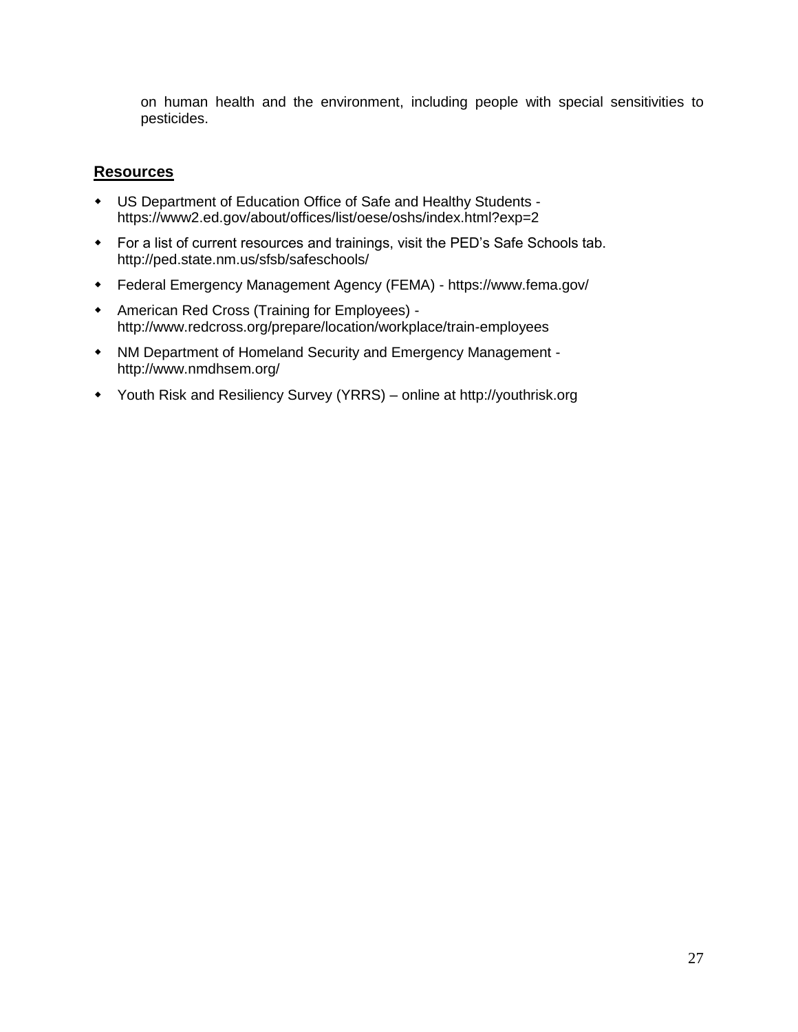on human health and the environment, including people with special sensitivities to pesticides.

## Resources

- US Department of Education Office of Safe and Healthy Students - https://www2.ed.gov/about/offices/list/oese/oshs/index.html?exp=2
- For a list of current resources and trainings, visit the PED's Safe Schools tab. http://ped.state.nm.us/sfsb/safeschools/
- Federal Emergency Management Agency (FEMA) - https://www.fema.gov/
- American Red Cross (Training for Employees) - http://www.redcross.org/prepare/location/workplace/train-employees
- NM Department of Homeland Security and Emergency Management - http://www.nmdhsem.org/
- Youth Risk and Resiliency Survey (YRRS) – online at http://youthrisk.org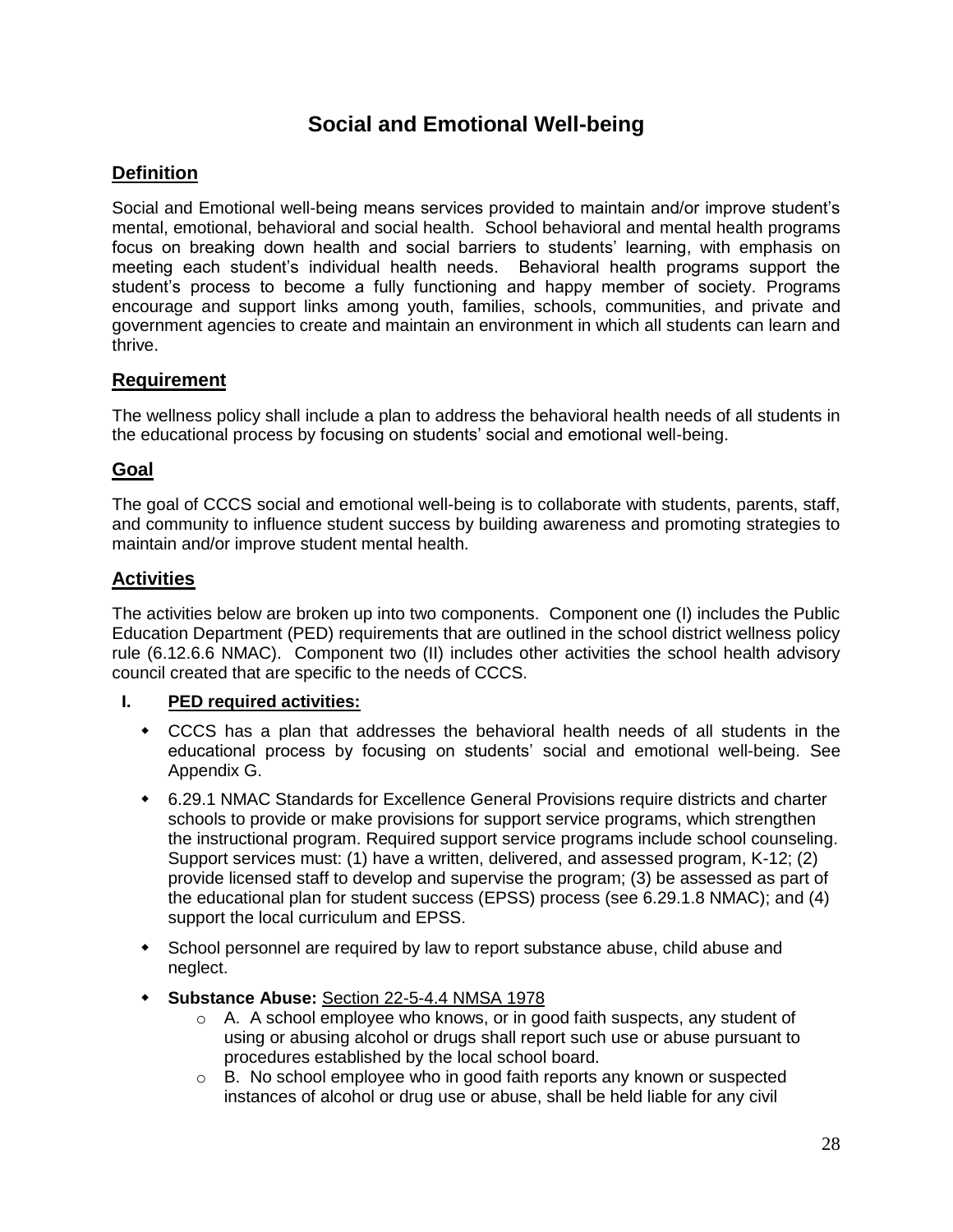# Social and Emotional Well-being

## Definition

Social and Emotional well-being means services provided to maintain and/or improve student's mental, emotional, behavioral and social health. School behavioral and mental health programs focus on breaking down health and social barriers to students' learning, with emphasis on meeting each student's individual health needs. Behavioral health programs support the student's process to become a fully functioning and happy member of society. Programs encourage and support links among youth, families, schools, communities, and private and government agencies to create and maintain an environment in which all students can learn and thrive.

## Requirement

The wellness policy shall include a plan to address the behavioral health needs of all students in the educational process by focusing on students' social and emotional well-being.

## Goal

The goal of CCCS social and emotional well-being is to collaborate with students, parents, staff, and community to influence student success by building awareness and promoting strategies to maintain and/or improve student mental health.

## Activities

The activities below are broken up into two components. Component one (I) includes the Public Education Department (PED) requirements that are outlined in the school district wellness policy rule (6.12.6.6 NMAC). Component two (II) includes other activities the school health advisory council created that are specific to the needs of CCCS.

**I. PED required activities:**

- CCCS has a plan that addresses the behavioral health needs of all students in the educational process by focusing on students' social and emotional well-being. See Appendix G.
- 6.29.1 NMAC Standards for Excellence General Provisions require districts and charter schools to provide or make provisions for support service programs, which strengthen the instructional program. Required support service programs include school counseling. Support services must: (1) have a written, delivered, and assessed program, K-12; (2) provide licensed staff to develop and supervise the program; (3) be assessed as part of the educational plan for student success (EPSS) process (see 6.29.1.8 NMAC); and (4) support the local curriculum and EPSS.
- School personnel are required by law to report substance abuse, child abuse and neglect.
- **Substance Abuse:** Section 22-5-4.4 NMSA 1978
  - A. A school employee who knows, or in good faith suspects, any student of using or abusing alcohol or drugs shall report such use or abuse pursuant to procedures established by the local school board.
  - B. No school employee who in good faith reports any known or suspected instances of alcohol or drug use or abuse, shall be held liable for any civil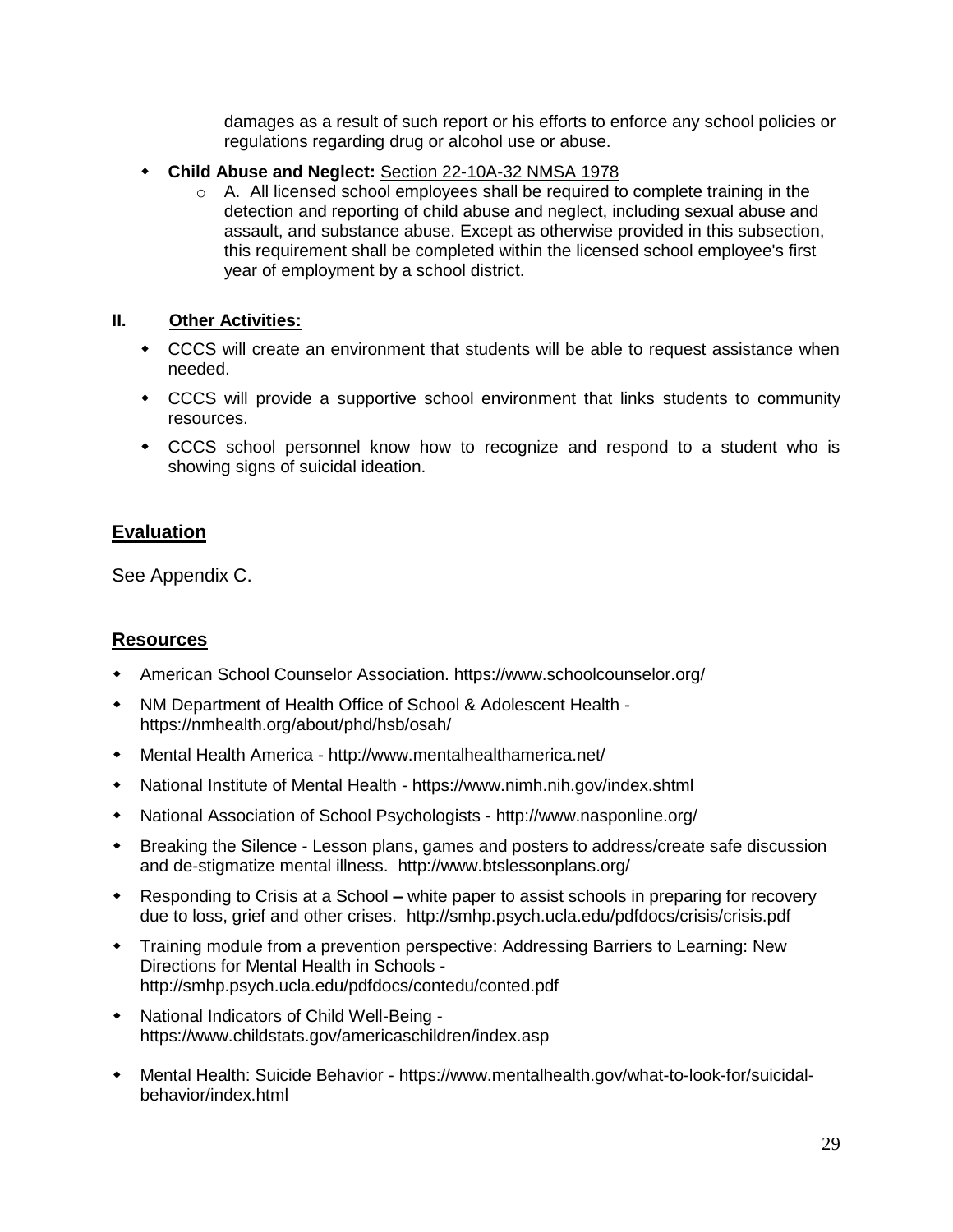damages as a result of such report or his efforts to enforce any school policies or regulations regarding drug or alcohol use or abuse.

- **Child Abuse and Neglect:** Section 22-10A-32 NMSA 1978
  - A. All licensed school employees shall be required to complete training in the detection and reporting of child abuse and neglect, including sexual abuse and assault, and substance abuse. Except as otherwise provided in this subsection, this requirement shall be completed within the licensed school employee's first year of employment by a school district.

**II. Other Activities:**

- CCCS will create an environment that students will be able to request assistance when needed.
- CCCS will provide a supportive school environment that links students to community resources.
- CCCS school personnel know how to recognize and respond to a student who is showing signs of suicidal ideation.

## Evaluation

See Appendix C.

## Resources

- American School Counselor Association. https://www.schoolcounselor.org/
- NM Department of Health Office of School & Adolescent Health - https://nmhealth.org/about/phd/hsb/osah/
- Mental Health America - http://www.mentalhealthamerica.net/
- National Institute of Mental Health - https://www.nimh.nih.gov/index.shtml
- National Association of School Psychologists - http://www.nasponline.org/
- Breaking the Silence - Lesson plans, games and posters to address/create safe discussion and de-stigmatize mental illness. http://www.btslessonplans.org/
- Responding to Crisis at a School **–** white paper to assist schools in preparing for recovery due to loss, grief and other crises. http://smhp.psych.ucla.edu/pdfdocs/crisis/crisis.pdf
- Training module from a prevention perspective: Addressing Barriers to Learning: New Directions for Mental Health in Schools - http://smhp.psych.ucla.edu/pdfdocs/contedu/conted.pdf
- National Indicators of Child Well-Being - https://www.childstats.gov/americaschildren/index.asp
- Mental Health: Suicide Behavior - https://www.mentalhealth.gov/what-to-look-for/suicidal-behavior/index.html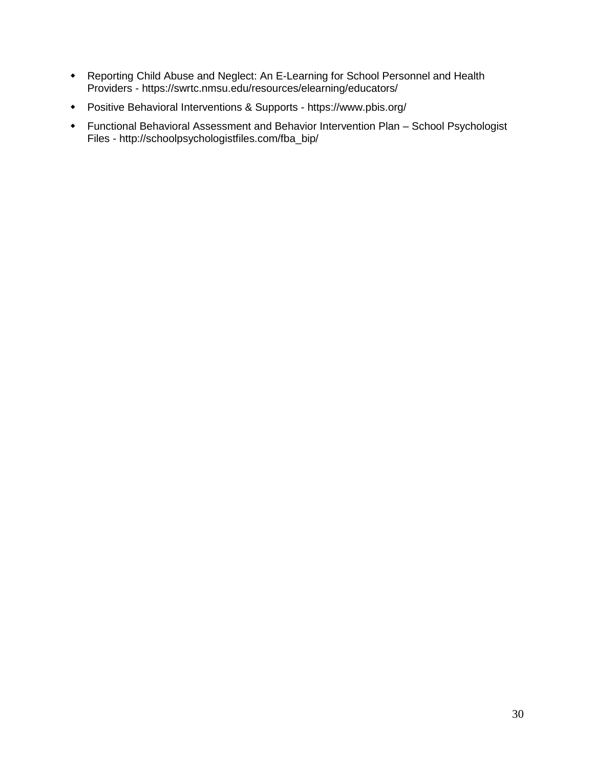- Reporting Child Abuse and Neglect: An E-Learning for School Personnel and Health Providers - https://swrtc.nmsu.edu/resources/elearning/educators/
- Positive Behavioral Interventions & Supports - https://www.pbis.org/
- Functional Behavioral Assessment and Behavior Intervention Plan – School Psychologist Files - http://schoolpsychologistfiles.com/fba_bip/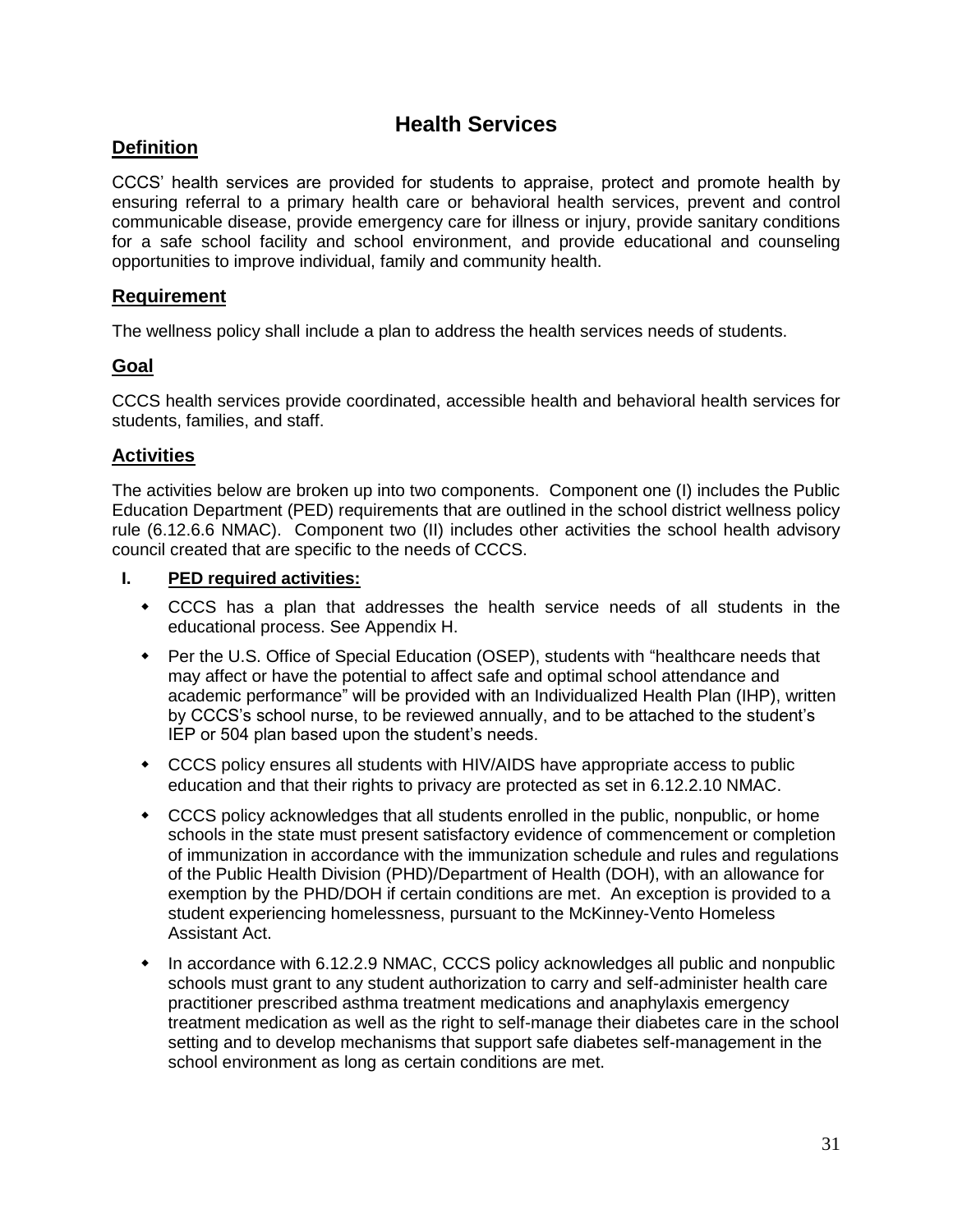# Health Services

## Definition

CCCS' health services are provided for students to appraise, protect and promote health by ensuring referral to a primary health care or behavioral health services, prevent and control communicable disease, provide emergency care for illness or injury, provide sanitary conditions for a safe school facility and school environment, and provide educational and counseling opportunities to improve individual, family and community health.

## Requirement

The wellness policy shall include a plan to address the health services needs of students.

## Goal

CCCS health services provide coordinated, accessible health and behavioral health services for students, families, and staff.

## Activities

The activities below are broken up into two components. Component one (I) includes the Public Education Department (PED) requirements that are outlined in the school district wellness policy rule (6.12.6.6 NMAC). Component two (II) includes other activities the school health advisory council created that are specific to the needs of CCCS.

**I. PED required activities:**

- CCCS has a plan that addresses the health service needs of all students in the educational process. See Appendix H.
- Per the U.S. Office of Special Education (OSEP), students with "healthcare needs that may affect or have the potential to affect safe and optimal school attendance and academic performance" will be provided with an Individualized Health Plan (IHP), written by CCCS's school nurse, to be reviewed annually, and to be attached to the student's IEP or 504 plan based upon the student's needs.
- CCCS policy ensures all students with HIV/AIDS have appropriate access to public education and that their rights to privacy are protected as set in 6.12.2.10 NMAC.
- CCCS policy acknowledges that all students enrolled in the public, nonpublic, or home schools in the state must present satisfactory evidence of commencement or completion of immunization in accordance with the immunization schedule and rules and regulations of the Public Health Division (PHD)/Department of Health (DOH), with an allowance for exemption by the PHD/DOH if certain conditions are met. An exception is provided to a student experiencing homelessness, pursuant to the McKinney-Vento Homeless Assistant Act.
- In accordance with 6.12.2.9 NMAC, CCCS policy acknowledges all public and nonpublic schools must grant to any student authorization to carry and self-administer health care practitioner prescribed asthma treatment medications and anaphylaxis emergency treatment medication as well as the right to self-manage their diabetes care in the school setting and to develop mechanisms that support safe diabetes self-management in the school environment as long as certain conditions are met.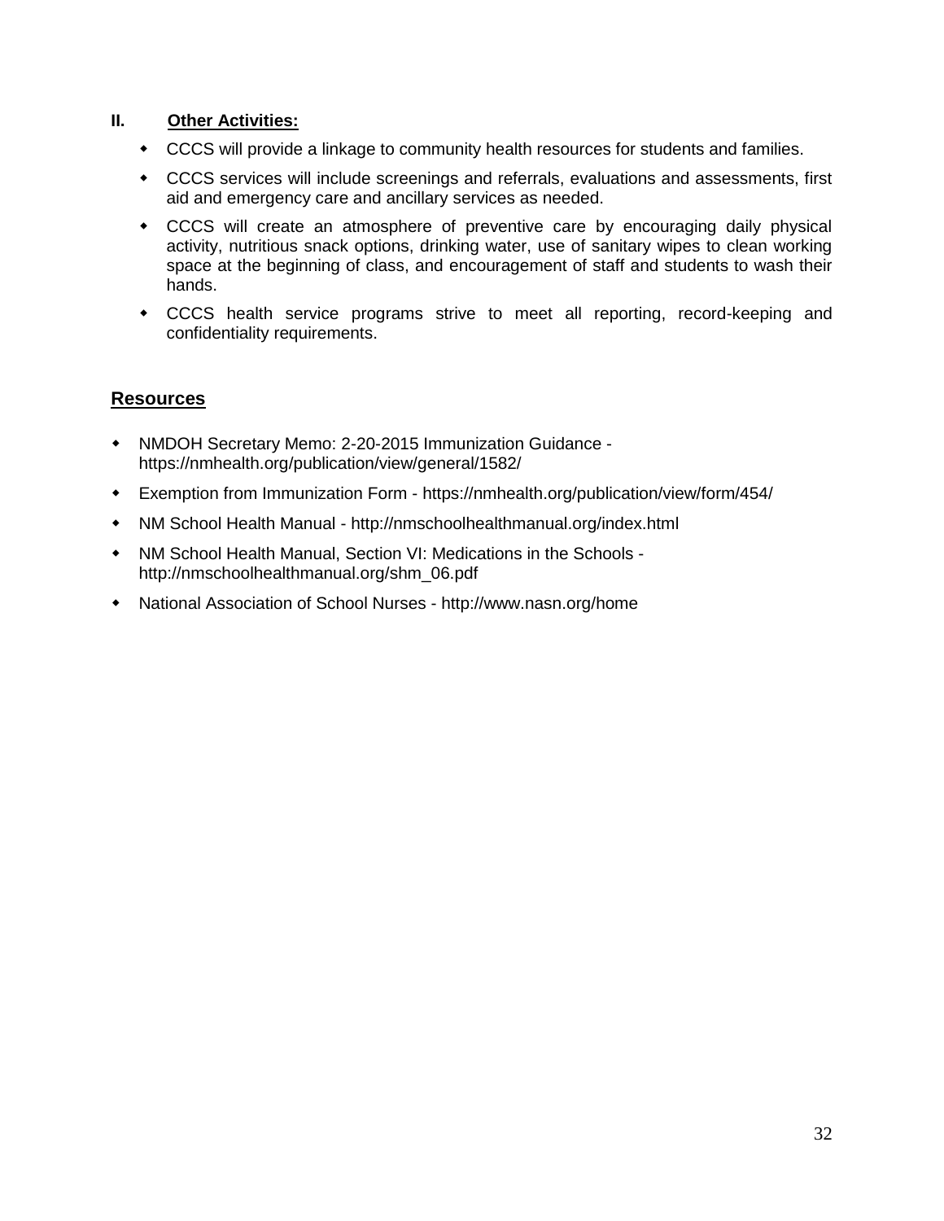## II. Other Activities:

- CCCS will provide a linkage to community health resources for students and families.
- CCCS services will include screenings and referrals, evaluations and assessments, first aid and emergency care and ancillary services as needed.
- CCCS will create an atmosphere of preventive care by encouraging daily physical activity, nutritious snack options, drinking water, use of sanitary wipes to clean working space at the beginning of class, and encouragement of staff and students to wash their hands.
- CCCS health service programs strive to meet all reporting, record-keeping and confidentiality requirements.

## Resources

- NMDOH Secretary Memo: 2-20-2015 Immunization Guidance - https://nmhealth.org/publication/view/general/1582/
- Exemption from Immunization Form - https://nmhealth.org/publication/view/form/454/
- NM School Health Manual - http://nmschoolhealthmanual.org/index.html
- NM School Health Manual, Section VI: Medications in the Schools - http://nmschoolhealthmanual.org/shm_06.pdf
- National Association of School Nurses - http://www.nasn.org/home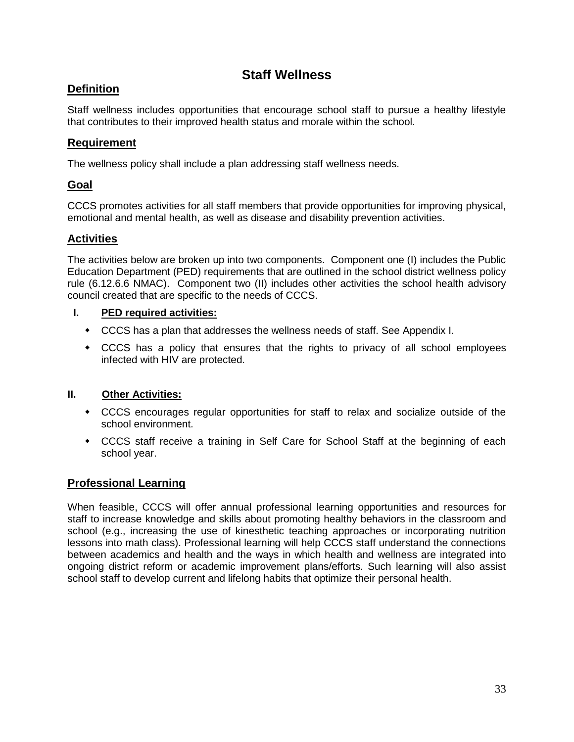# Staff Wellness

## Definition

Staff wellness includes opportunities that encourage school staff to pursue a healthy lifestyle that contributes to their improved health status and morale within the school.

## Requirement

The wellness policy shall include a plan addressing staff wellness needs.

## Goal

CCCS promotes activities for all staff members that provide opportunities for improving physical, emotional and mental health, as well as disease and disability prevention activities.

## Activities

The activities below are broken up into two components. Component one (I) includes the Public Education Department (PED) requirements that are outlined in the school district wellness policy rule (6.12.6.6 NMAC). Component two (II) includes other activities the school health advisory council created that are specific to the needs of CCCS.

**I. PED required activities:**

- CCCS has a plan that addresses the wellness needs of staff. See Appendix I.
- CCCS has a policy that ensures that the rights to privacy of all school employees infected with HIV are protected.

**II. Other Activities:**

- CCCS encourages regular opportunities for staff to relax and socialize outside of the school environment.
- CCCS staff receive a training in Self Care for School Staff at the beginning of each school year.

## Professional Learning

When feasible, CCCS will offer annual professional learning opportunities and resources for staff to increase knowledge and skills about promoting healthy behaviors in the classroom and school (e.g., increasing the use of kinesthetic teaching approaches or incorporating nutrition lessons into math class). Professional learning will help CCCS staff understand the connections between academics and health and the ways in which health and wellness are integrated into ongoing district reform or academic improvement plans/efforts. Such learning will also assist school staff to develop current and lifelong habits that optimize their personal health.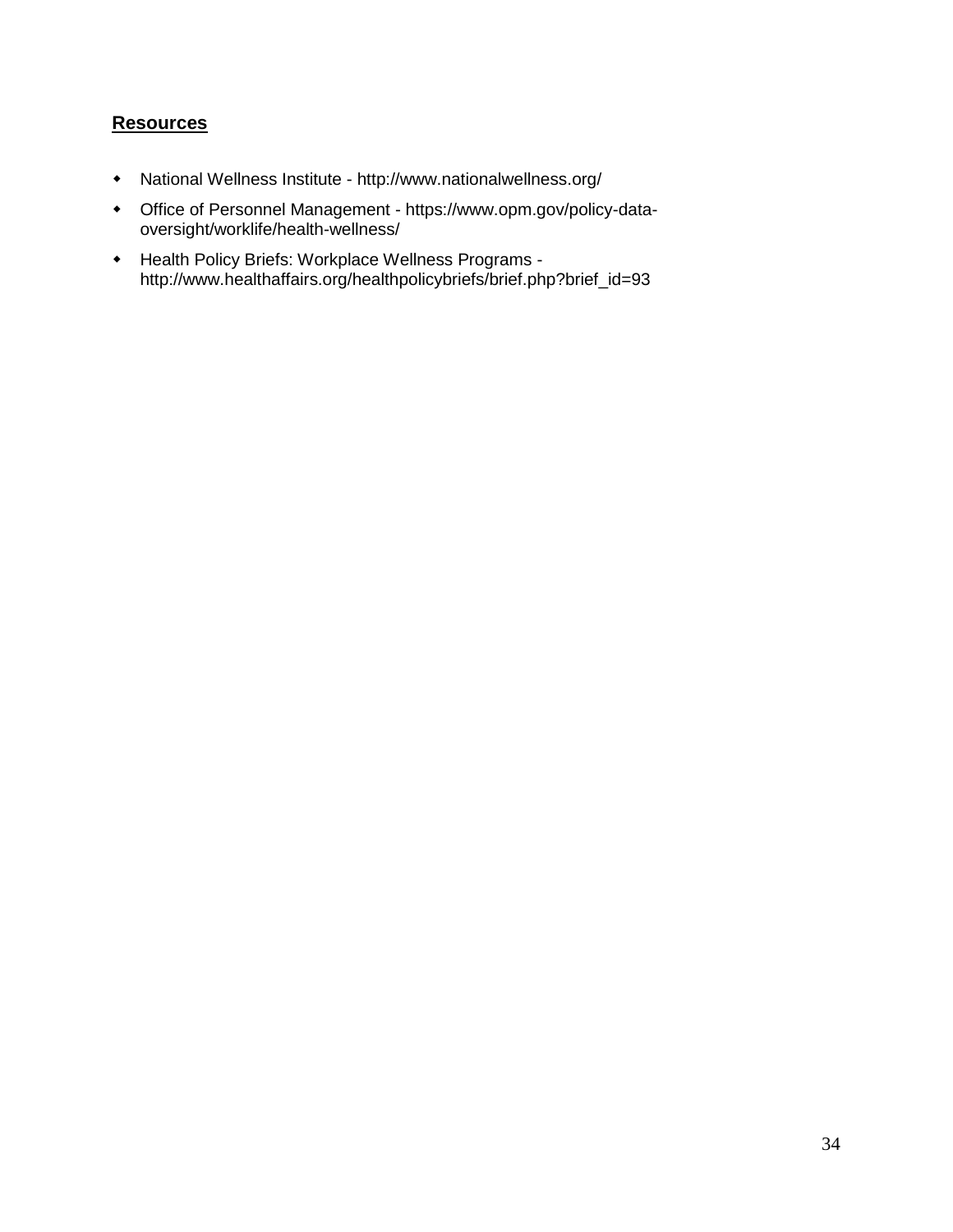## **Resources**

- National Wellness Institute - http://www.nationalwellness.org/
- Office of Personnel Management - https://www.opm.gov/policy-data-oversight/worklife/health-wellness/
- Health Policy Briefs: Workplace Wellness Programs - http://www.healthaffairs.org/healthpolicybriefs/brief.php?brief_id=93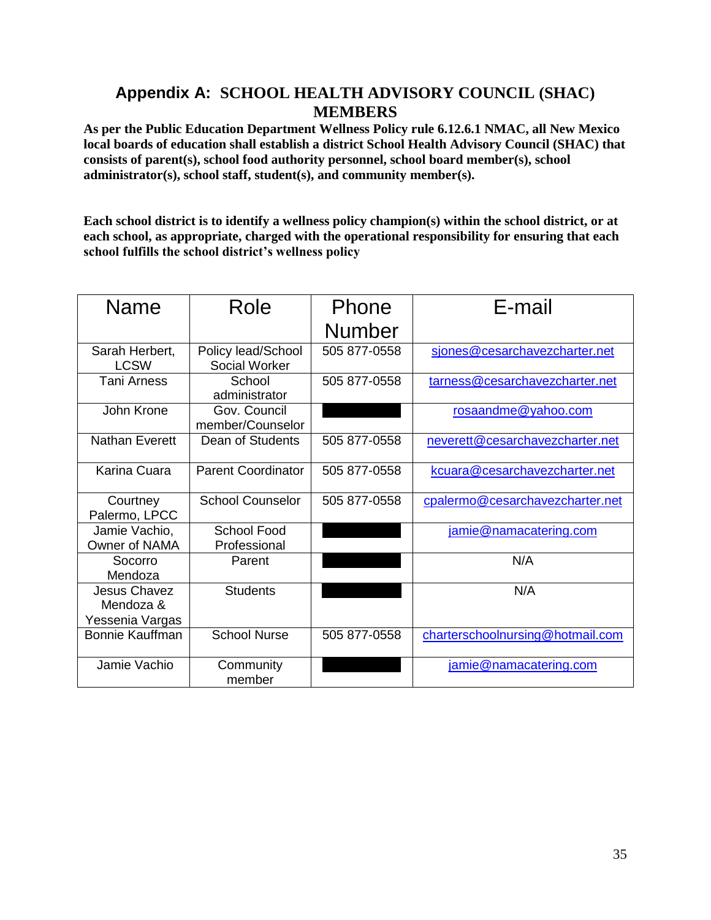## Appendix A: SCHOOL HEALTH ADVISORY COUNCIL (SHAC) MEMBERS

**As per the Public Education Department Wellness Policy rule 6.12.6.1 NMAC, all New Mexico local boards of education shall establish a district School Health Advisory Council (SHAC) that consists of parent(s), school food authority personnel, school board member(s), school administrator(s), school staff, student(s), and community member(s).**

**Each school district is to identify a wellness policy champion(s) within the school district, or at each school, as appropriate, charged with the operational responsibility for ensuring that each school fulfills the school district's wellness policy**

| Name | Role | Phone Number | E-mail |
|---|---|---|---|
| Sarah Herbert, LCSW | Policy lead/School Social Worker | 505 877-0558 | sjones@cesarchavezcharter.net |
| Tani Arness | School administrator | 505 877-0558 | tarness@cesarchavezcharter.net |
| John Krone | Gov. Council member/Counselor | | rosaandme@yahoo.com |
| Nathan Everett | Dean of Students | 505 877-0558 | neverett@cesarchavezcharter.net |
| Karina Cuara | Parent Coordinator | 505 877-0558 | kcuara@cesarchavezcharter.net |
| Courtney Palermo, LPCC | School Counselor | 505 877-0558 | cpalermo@cesarchavezcharter.net |
| Jamie Vachio, Owner of NAMA | School Food Professional | | jamie@namacatering.com |
| Socorro Mendoza | Parent | | N/A |
| Jesus Chavez Mendoza & Yessenia Vargas | Students | | N/A |
| Bonnie Kauffman | School Nurse | 505 877-0558 | charterschoolnursing@hotmail.com |
| Jamie Vachio | Community member | | jamie@namacatering.com |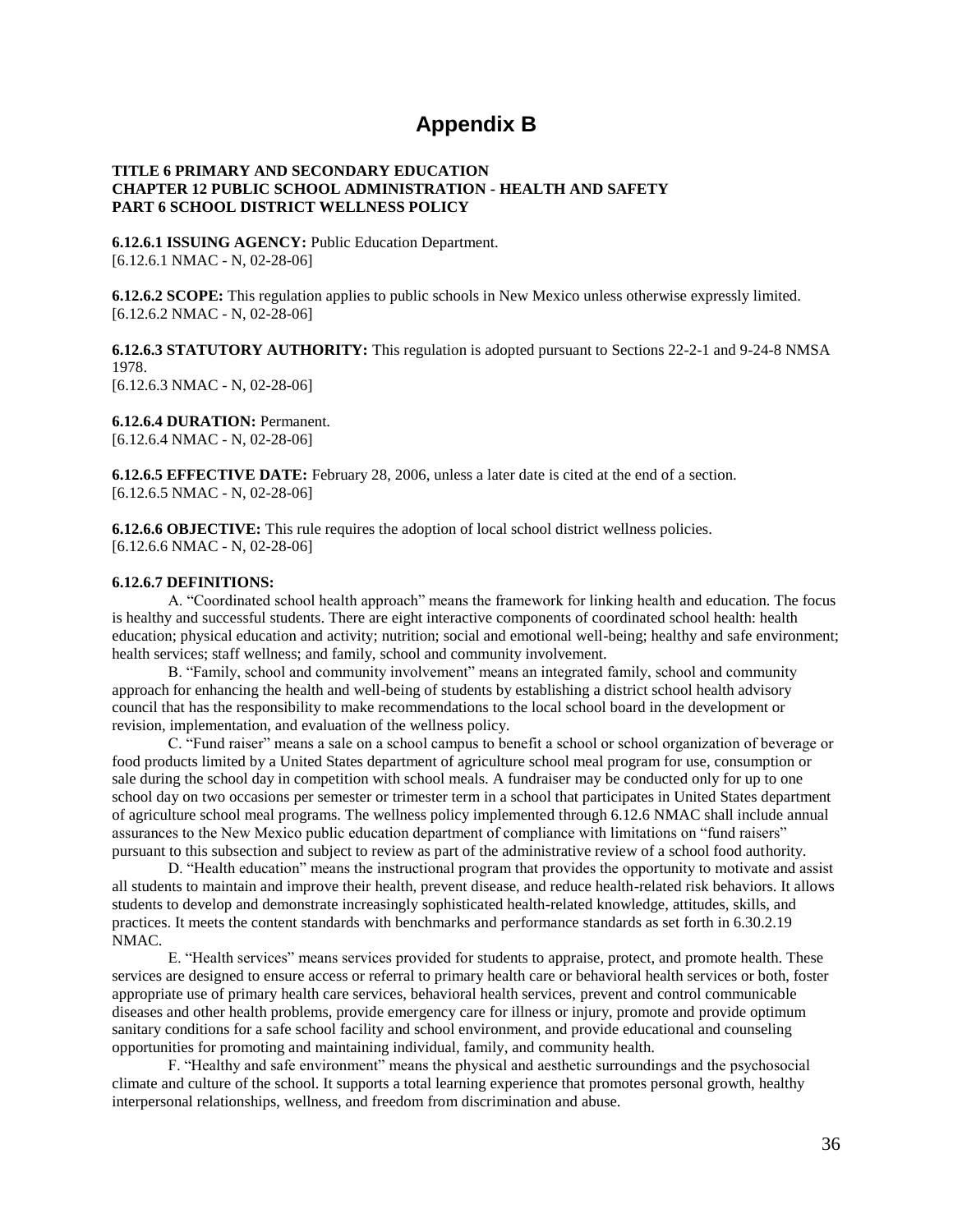# Appendix B

**TITLE 6 PRIMARY AND SECONDARY EDUCATION**
**CHAPTER 12 PUBLIC SCHOOL ADMINISTRATION - HEALTH AND SAFETY**
**PART 6 SCHOOL DISTRICT WELLNESS POLICY**

**6.12.6.1 ISSUING AGENCY:** Public Education Department.
[6.12.6.1 NMAC - N, 02-28-06]

**6.12.6.2 SCOPE:** This regulation applies to public schools in New Mexico unless otherwise expressly limited.
[6.12.6.2 NMAC - N, 02-28-06]

**6.12.6.3 STATUTORY AUTHORITY:** This regulation is adopted pursuant to Sections 22-2-1 and 9-24-8 NMSA 1978.
[6.12.6.3 NMAC - N, 02-28-06]

**6.12.6.4 DURATION:** Permanent.
[6.12.6.4 NMAC - N, 02-28-06]

**6.12.6.5 EFFECTIVE DATE:** February 28, 2006, unless a later date is cited at the end of a section.
[6.12.6.5 NMAC - N, 02-28-06]

**6.12.6.6 OBJECTIVE:** This rule requires the adoption of local school district wellness policies.
[6.12.6.6 NMAC - N, 02-28-06]

**6.12.6.7 DEFINITIONS:**

A. "Coordinated school health approach" means the framework for linking health and education. The focus is healthy and successful students. There are eight interactive components of coordinated school health: health education; physical education and activity; nutrition; social and emotional well-being; healthy and safe environment; health services; staff wellness; and family, school and community involvement.

B. "Family, school and community involvement" means an integrated family, school and community approach for enhancing the health and well-being of students by establishing a district school health advisory council that has the responsibility to make recommendations to the local school board in the development or revision, implementation, and evaluation of the wellness policy.

C. "Fund raiser" means a sale on a school campus to benefit a school or school organization of beverage or food products limited by a United States department of agriculture school meal program for use, consumption or sale during the school day in competition with school meals. A fundraiser may be conducted only for up to one school day on two occasions per semester or trimester term in a school that participates in United States department of agriculture school meal programs. The wellness policy implemented through 6.12.6 NMAC shall include annual assurances to the New Mexico public education department of compliance with limitations on "fund raisers" pursuant to this subsection and subject to review as part of the administrative review of a school food authority.

D. "Health education" means the instructional program that provides the opportunity to motivate and assist all students to maintain and improve their health, prevent disease, and reduce health-related risk behaviors. It allows students to develop and demonstrate increasingly sophisticated health-related knowledge, attitudes, skills, and practices. It meets the content standards with benchmarks and performance standards as set forth in 6.30.2.19 NMAC.

E. "Health services" means services provided for students to appraise, protect, and promote health. These services are designed to ensure access or referral to primary health care or behavioral health services or both, foster appropriate use of primary health care services, behavioral health services, prevent and control communicable diseases and other health problems, provide emergency care for illness or injury, promote and provide optimum sanitary conditions for a safe school facility and school environment, and provide educational and counseling opportunities for promoting and maintaining individual, family, and community health.

F. "Healthy and safe environment" means the physical and aesthetic surroundings and the psychosocial climate and culture of the school. It supports a total learning experience that promotes personal growth, healthy interpersonal relationships, wellness, and freedom from discrimination and abuse.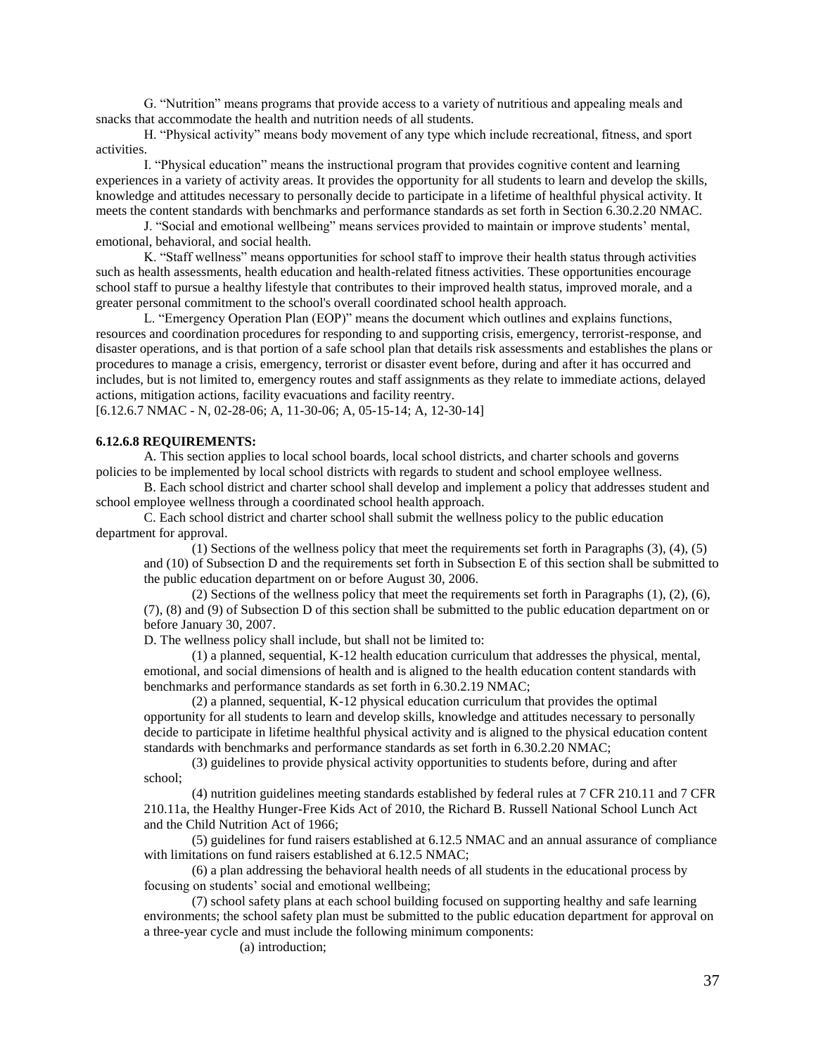G. "Nutrition" means programs that provide access to a variety of nutritious and appealing meals and snacks that accommodate the health and nutrition needs of all students.

H. "Physical activity" means body movement of any type which include recreational, fitness, and sport activities.

I. "Physical education" means the instructional program that provides cognitive content and learning experiences in a variety of activity areas. It provides the opportunity for all students to learn and develop the skills, knowledge and attitudes necessary to personally decide to participate in a lifetime of healthful physical activity. It meets the content standards with benchmarks and performance standards as set forth in Section 6.30.2.20 NMAC.

J. "Social and emotional wellbeing" means services provided to maintain or improve students' mental, emotional, behavioral, and social health.

K. "Staff wellness" means opportunities for school staff to improve their health status through activities such as health assessments, health education and health-related fitness activities. These opportunities encourage school staff to pursue a healthy lifestyle that contributes to their improved health status, improved morale, and a greater personal commitment to the school's overall coordinated school health approach.

L. "Emergency Operation Plan (EOP)" means the document which outlines and explains functions, resources and coordination procedures for responding to and supporting crisis, emergency, terrorist-response, and disaster operations, and is that portion of a safe school plan that details risk assessments and establishes the plans or procedures to manage a crisis, emergency, terrorist or disaster event before, during and after it has occurred and includes, but is not limited to, emergency routes and staff assignments as they relate to immediate actions, delayed actions, mitigation actions, facility evacuations and facility reentry.

[6.12.6.7 NMAC - N, 02-28-06; A, 11-30-06; A, 05-15-14; A, 12-30-14]

**6.12.6.8 REQUIREMENTS:**

A. This section applies to local school boards, local school districts, and charter schools and governs policies to be implemented by local school districts with regards to student and school employee wellness.

B. Each school district and charter school shall develop and implement a policy that addresses student and school employee wellness through a coordinated school health approach.

C. Each school district and charter school shall submit the wellness policy to the public education department for approval.

(1) Sections of the wellness policy that meet the requirements set forth in Paragraphs (3), (4), (5) and (10) of Subsection D and the requirements set forth in Subsection E of this section shall be submitted to the public education department on or before August 30, 2006.

(2) Sections of the wellness policy that meet the requirements set forth in Paragraphs (1), (2), (6), (7), (8) and (9) of Subsection D of this section shall be submitted to the public education department on or before January 30, 2007.

D. The wellness policy shall include, but shall not be limited to:

(1) a planned, sequential, K-12 health education curriculum that addresses the physical, mental, emotional, and social dimensions of health and is aligned to the health education content standards with benchmarks and performance standards as set forth in 6.30.2.19 NMAC;

(2) a planned, sequential, K-12 physical education curriculum that provides the optimal opportunity for all students to learn and develop skills, knowledge and attitudes necessary to personally decide to participate in lifetime healthful physical activity and is aligned to the physical education content standards with benchmarks and performance standards as set forth in 6.30.2.20 NMAC;

(3) guidelines to provide physical activity opportunities to students before, during and after school;

(4) nutrition guidelines meeting standards established by federal rules at 7 CFR 210.11 and 7 CFR 210.11a, the Healthy Hunger-Free Kids Act of 2010, the Richard B. Russell National School Lunch Act and the Child Nutrition Act of 1966;

(5) guidelines for fund raisers established at 6.12.5 NMAC and an annual assurance of compliance with limitations on fund raisers established at 6.12.5 NMAC;

(6) a plan addressing the behavioral health needs of all students in the educational process by focusing on students' social and emotional wellbeing;

(7) school safety plans at each school building focused on supporting healthy and safe learning environments; the school safety plan must be submitted to the public education department for approval on a three-year cycle and must include the following minimum components:

(a) introduction;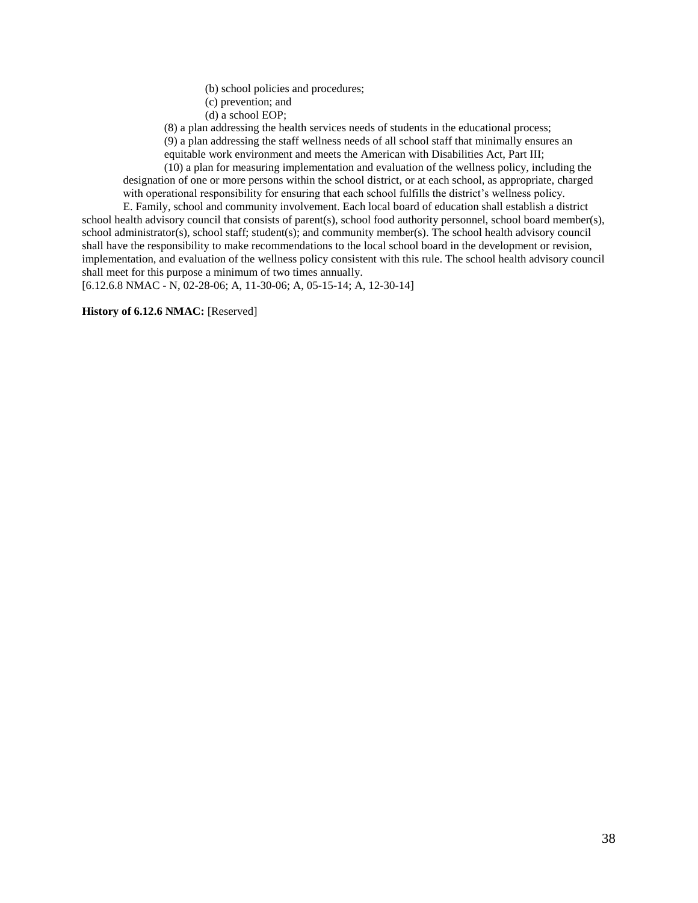(b) school policies and procedures;

(c) prevention; and

(d) a school EOP;

(8) a plan addressing the health services needs of students in the educational process;

(9) a plan addressing the staff wellness needs of all school staff that minimally ensures an equitable work environment and meets the American with Disabilities Act, Part III;

(10) a plan for measuring implementation and evaluation of the wellness policy, including the designation of one or more persons within the school district, or at each school, as appropriate, charged with operational responsibility for ensuring that each school fulfills the district's wellness policy.

E. Family, school and community involvement. Each local board of education shall establish a district school health advisory council that consists of parent(s), school food authority personnel, school board member(s), school administrator(s), school staff; student(s); and community member(s). The school health advisory council shall have the responsibility to make recommendations to the local school board in the development or revision, implementation, and evaluation of the wellness policy consistent with this rule. The school health advisory council shall meet for this purpose a minimum of two times annually.

[6.12.6.8 NMAC - N, 02-28-06; A, 11-30-06; A, 05-15-14; A, 12-30-14]

**History of 6.12.6 NMAC:** [Reserved]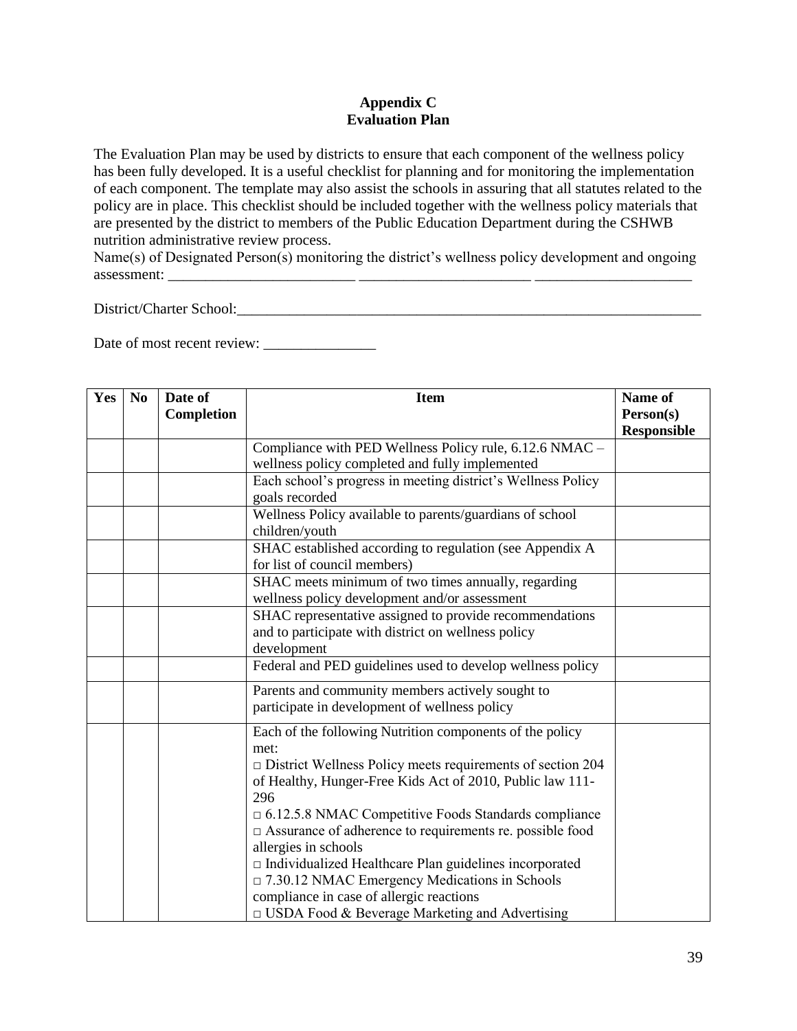# Appendix C
## Evaluation Plan

The Evaluation Plan may be used by districts to ensure that each component of the wellness policy has been fully developed. It is a useful checklist for planning and for monitoring the implementation of each component. The template may also assist the schools in assuring that all statutes related to the policy are in place. This checklist should be included together with the wellness policy materials that are presented by the district to members of the Public Education Department during the CSHWB nutrition administrative review process.

Name(s) of Designated Person(s) monitoring the district's wellness policy development and ongoing assessment: _________________________ _______________________ _____________________

District/Charter School:_________________________________________________________________

Date of most recent review: _______________

| Yes | No | Date of Completion | Item | Name of Person(s) Responsible |
|---|---|---|---|---|
| | | | Compliance with PED Wellness Policy rule, 6.12.6 NMAC – wellness policy completed and fully implemented | |
| | | | Each school's progress in meeting district's Wellness Policy goals recorded | |
| | | | Wellness Policy available to parents/guardians of school children/youth | |
| | | | SHAC established according to regulation (see Appendix A for list of council members) | |
| | | | SHAC meets minimum of two times annually, regarding wellness policy development and/or assessment | |
| | | | SHAC representative assigned to provide recommendations and to participate with district on wellness policy development | |
| | | | Federal and PED guidelines used to develop wellness policy | |
| | | | Parents and community members actively sought to participate in development of wellness policy | |
| | | | Each of the following Nutrition components of the policy met:<br>□ District Wellness Policy meets requirements of section 204 of Healthy, Hunger-Free Kids Act of 2010, Public law 111-296<br>□ 6.12.5.8 NMAC Competitive Foods Standards compliance<br>□ Assurance of adherence to requirements re. possible food allergies in schools<br>□ Individualized Healthcare Plan guidelines incorporated<br>□ 7.30.12 NMAC Emergency Medications in Schools compliance in case of allergic reactions<br>□ USDA Food & Beverage Marketing and Advertising | |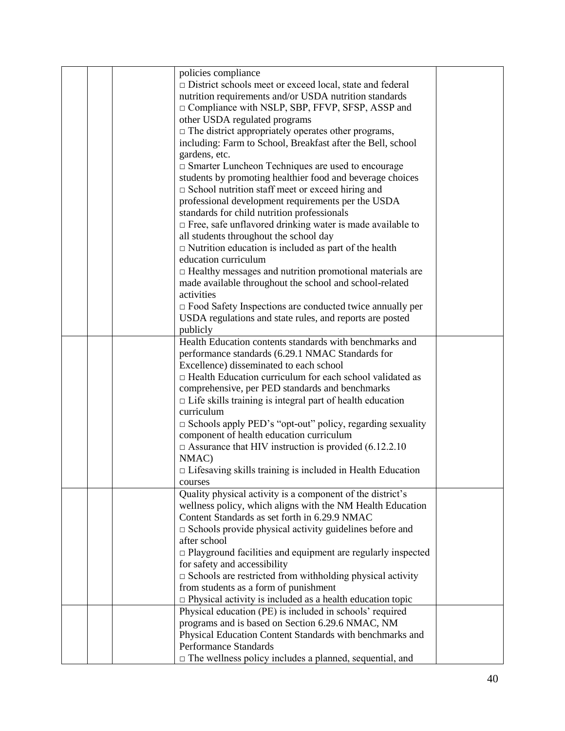|  |  |  | policies compliance<br>□ District schools meet or exceed local, state and federal nutrition requirements and/or USDA nutrition standards<br>□ Compliance with NSLP, SBP, FFVP, SFSP, ASSP and other USDA regulated programs<br>□ The district appropriately operates other programs, including: Farm to School, Breakfast after the Bell, school gardens, etc.<br>□ Smarter Luncheon Techniques are used to encourage students by promoting healthier food and beverage choices<br>□ School nutrition staff meet or exceed hiring and professional development requirements per the USDA standards for child nutrition professionals<br>□ Free, safe unflavored drinking water is made available to all students throughout the school day<br>□ Nutrition education is included as part of the health education curriculum<br>□ Healthy messages and nutrition promotional materials are made available throughout the school and school-related activities<br>□ Food Safety Inspections are conducted twice annually per USDA regulations and state rules, and reports are posted publicly |  |
|---|---|---|---|---|
|  |  |  | Health Education contents standards with benchmarks and performance standards (6.29.1 NMAC Standards for Excellence) disseminated to each school<br>□ Health Education curriculum for each school validated as comprehensive, per PED standards and benchmarks<br>□ Life skills training is integral part of health education curriculum<br>□ Schools apply PED's "opt-out" policy, regarding sexuality component of health education curriculum<br>□ Assurance that HIV instruction is provided (6.12.2.10 NMAC)<br>□ Lifesaving skills training is included in Health Education courses |  |
|  |  |  | Quality physical activity is a component of the district's wellness policy, which aligns with the NM Health Education Content Standards as set forth in 6.29.9 NMAC<br>□ Schools provide physical activity guidelines before and after school<br>□ Playground facilities and equipment are regularly inspected for safety and accessibility<br>□ Schools are restricted from withholding physical activity from students as a form of punishment<br>□ Physical activity is included as a health education topic |  |
|  |  |  | Physical education (PE) is included in schools' required programs and is based on Section 6.29.6 NMAC, NM Physical Education Content Standards with benchmarks and Performance Standards<br>□ The wellness policy includes a planned, sequential, and |  |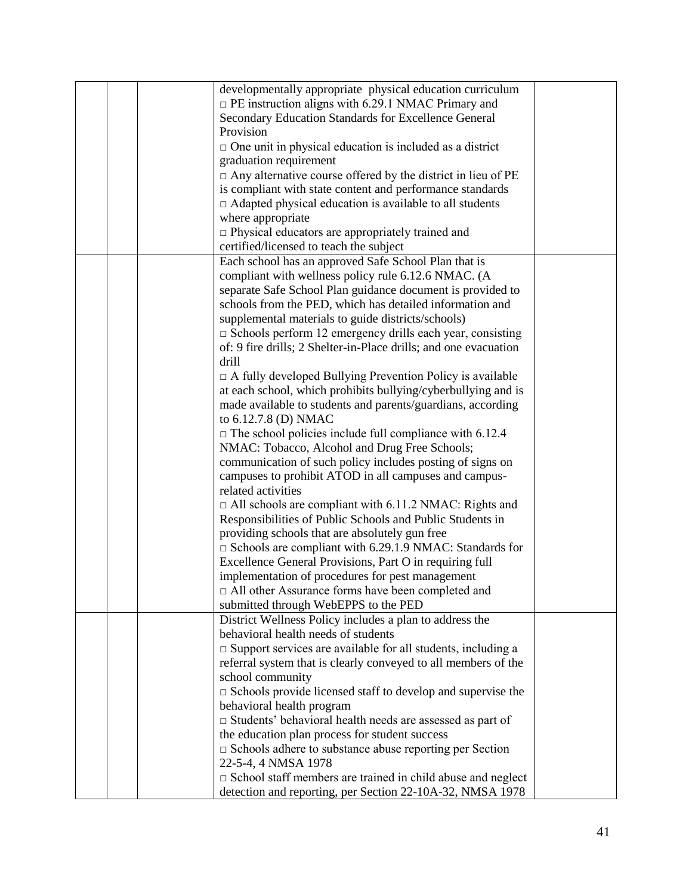| | | | | |
|---|---|---|---|---|
| | | | developmentally appropriate physical education curriculum<br>□ PE instruction aligns with 6.29.1 NMAC Primary and Secondary Education Standards for Excellence General Provision<br>□ One unit in physical education is included as a district graduation requirement<br>□ Any alternative course offered by the district in lieu of PE is compliant with state content and performance standards<br>□ Adapted physical education is available to all students where appropriate<br>□ Physical educators are appropriately trained and certified/licensed to teach the subject | |
| | | | Each school has an approved Safe School Plan that is compliant with wellness policy rule 6.12.6 NMAC. (A separate Safe School Plan guidance document is provided to schools from the PED, which has detailed information and supplemental materials to guide districts/schools)<br>□ Schools perform 12 emergency drills each year, consisting of: 9 fire drills; 2 Shelter-in-Place drills; and one evacuation drill<br>□ A fully developed Bullying Prevention Policy is available at each school, which prohibits bullying/cyberbullying and is made available to students and parents/guardians, according to 6.12.7.8 (D) NMAC<br>□ The school policies include full compliance with 6.12.4 NMAC: Tobacco, Alcohol and Drug Free Schools; communication of such policy includes posting of signs on campuses to prohibit ATOD in all campuses and campus-related activities<br>□ All schools are compliant with 6.11.2 NMAC: Rights and Responsibilities of Public Schools and Public Students in providing schools that are absolutely gun free<br>□ Schools are compliant with 6.29.1.9 NMAC: Standards for Excellence General Provisions, Part O in requiring full implementation of procedures for pest management<br>□ All other Assurance forms have been completed and submitted through WebEPPS to the PED | |
| | | | District Wellness Policy includes a plan to address the behavioral health needs of students<br>□ Support services are available for all students, including a referral system that is clearly conveyed to all members of the school community<br>□ Schools provide licensed staff to develop and supervise the behavioral health program<br>□ Students' behavioral health needs are assessed as part of the education plan process for student success<br>□ Schools adhere to substance abuse reporting per Section 22-5-4, 4 NMSA 1978<br>□ School staff members are trained in child abuse and neglect detection and reporting, per Section 22-10A-32, NMSA 1978 | |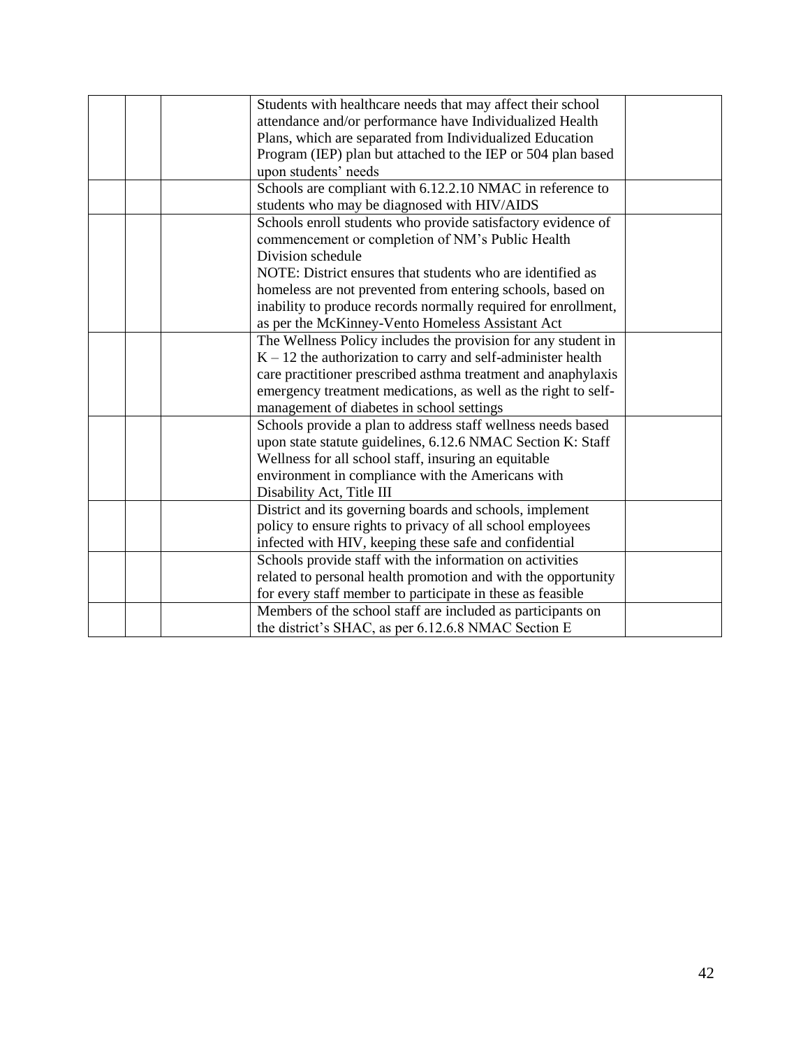| | | | | |
|---|---|---|---|---|
| | | | Students with healthcare needs that may affect their school attendance and/or performance have Individualized Health Plans, which are separated from Individualized Education Program (IEP) plan but attached to the IEP or 504 plan based upon students' needs | |
| | | | Schools are compliant with 6.12.2.10 NMAC in reference to students who may be diagnosed with HIV/AIDS | |
| | | | Schools enroll students who provide satisfactory evidence of commencement or completion of NM's Public Health Division schedule<br>NOTE: District ensures that students who are identified as homeless are not prevented from entering schools, based on inability to produce records normally required for enrollment, as per the McKinney-Vento Homeless Assistant Act | |
| | | | The Wellness Policy includes the provision for any student in K – 12 the authorization to carry and self-administer health care practitioner prescribed asthma treatment and anaphylaxis emergency treatment medications, as well as the right to self-management of diabetes in school settings | |
| | | | Schools provide a plan to address staff wellness needs based upon state statute guidelines, 6.12.6 NMAC Section K: Staff Wellness for all school staff, insuring an equitable environment in compliance with the Americans with Disability Act, Title III | |
| | | | District and its governing boards and schools, implement policy to ensure rights to privacy of all school employees infected with HIV, keeping these safe and confidential | |
| | | | Schools provide staff with the information on activities related to personal health promotion and with the opportunity for every staff member to participate in these as feasible | |
| | | | Members of the school staff are included as participants on the district's SHAC, as per 6.12.6.8 NMAC Section E | |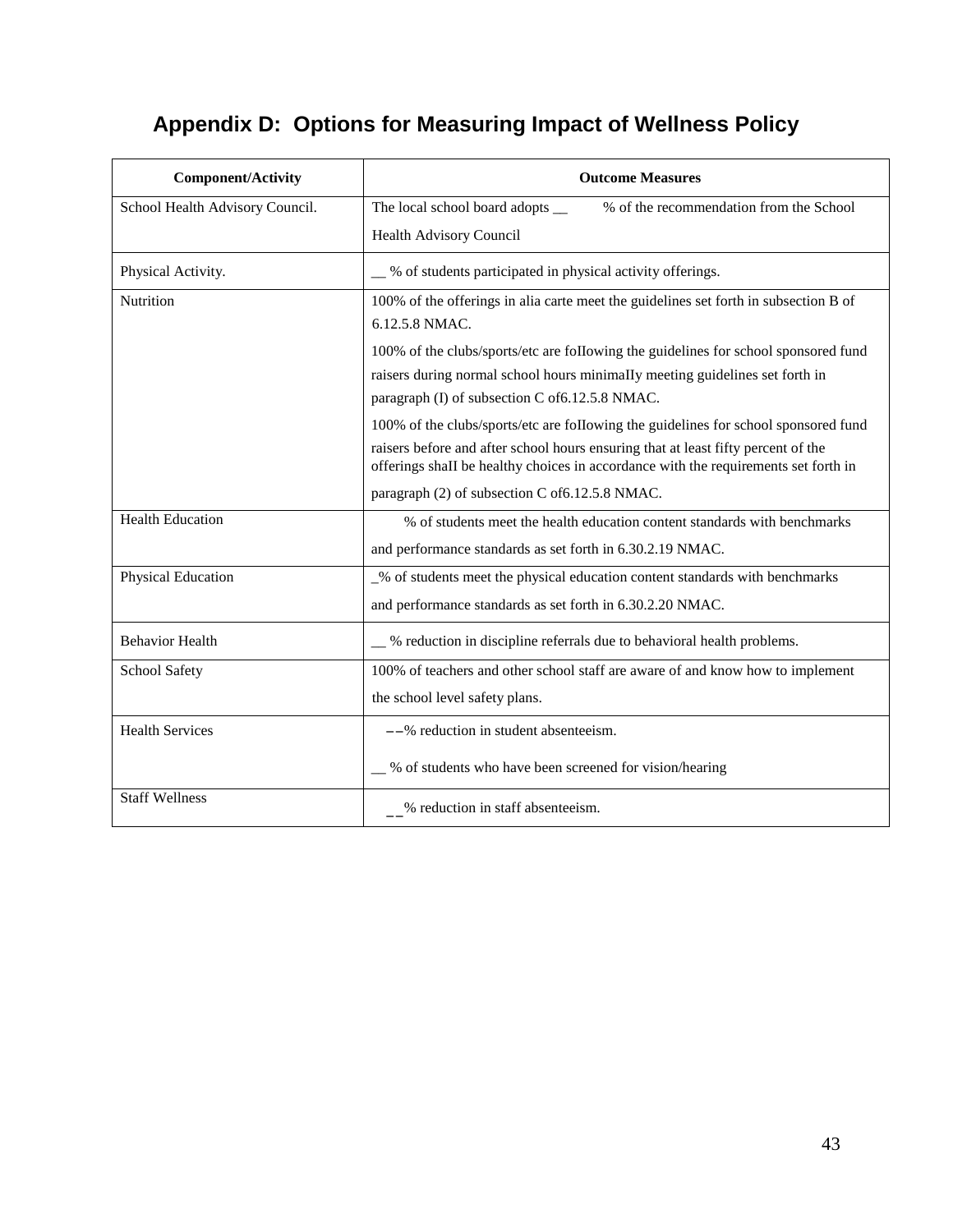# Appendix D: Options for Measuring Impact of Wellness Policy

| Component/Activity | Outcome Measures |
|---|---|
| School Health Advisory Council. | The local school board adopts __ % of the recommendation from the School Health Advisory Council |
| Physical Activity. | __ % of students participated in physical activity offerings. |
| Nutrition | 100% of the offerings in alia carte meet the guidelines set forth in subsection B of 6.12.5.8 NMAC.<br><br>100% of the clubs/sports/etc are foIIowing the guidelines for school sponsored fund raisers during normal school hours minimaIIy meeting guidelines set forth in paragraph (I) of subsection C of6.12.5.8 NMAC.<br><br>100% of the clubs/sports/etc are foIIowing the guidelines for school sponsored fund raisers before and after school hours ensuring that at least fifty percent of the offerings shaII be healthy choices in accordance with the requirements set forth in paragraph (2) of subsection C of6.12.5.8 NMAC. |
| Health Education | % of students meet the health education content standards with benchmarks and performance standards as set forth in 6.30.2.19 NMAC. |
| Physical Education | _% of students meet the physical education content standards with benchmarks and performance standards as set forth in 6.30.2.20 NMAC. |
| Behavior Health | __ % reduction in discipline referrals due to behavioral health problems. |
| School Safety | 100% of teachers and other school staff are aware of and know how to implement the school level safety plans. |
| Health Services | __% reduction in student absenteeism.<br><br>__ % of students who have been screened for vision/hearing |
| Staff Wellness | __% reduction in staff absenteeism. |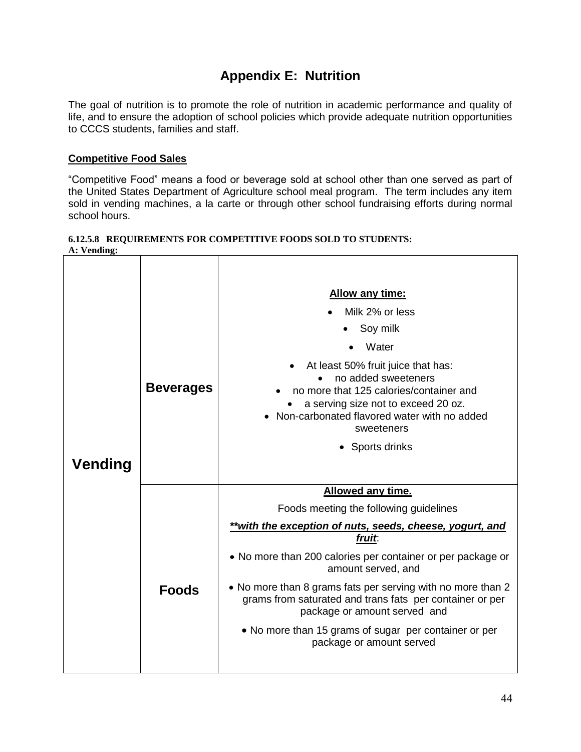# Appendix E: Nutrition

The goal of nutrition is to promote the role of nutrition in academic performance and quality of life, and to ensure the adoption of school policies which provide adequate nutrition opportunities to CCCS students, families and staff.

## Competitive Food Sales

“Competitive Food” means a food or beverage sold at school other than one served as part of the United States Department of Agriculture school meal program. The term includes any item sold in vending machines, a la carte or through other school fundraising efforts during normal school hours.

**6.12.5.8 REQUIREMENTS FOR COMPETITIVE FOODS SOLD TO STUDENTS:**
**A: Vending:**

| | | |
|---|---|---|
| **Vending** | **Beverages** | **Allow any time:**<br>• Milk 2% or less<br>• Soy milk<br>• Water<br>• At least 50% fruit juice that has:<br>• no added sweeteners<br>• no more that 125 calories/container and<br>• a serving size not to exceed 20 oz.<br>• Non-carbonated flavored water with no added sweeteners<br>• Sports drinks |
| | **Foods** | **Allowed any time.**<br>Foods meeting the following guidelines<br>***\*\*with the exception of nuts, seeds, cheese, yogurt, and fruit***:<br>• No more than 200 calories per container or per package or amount served, and<br>• No more than 8 grams fats per serving with no more than 2 grams from saturated and trans fats per container or per package or amount served and<br>• No more than 15 grams of sugar per container or per package or amount served |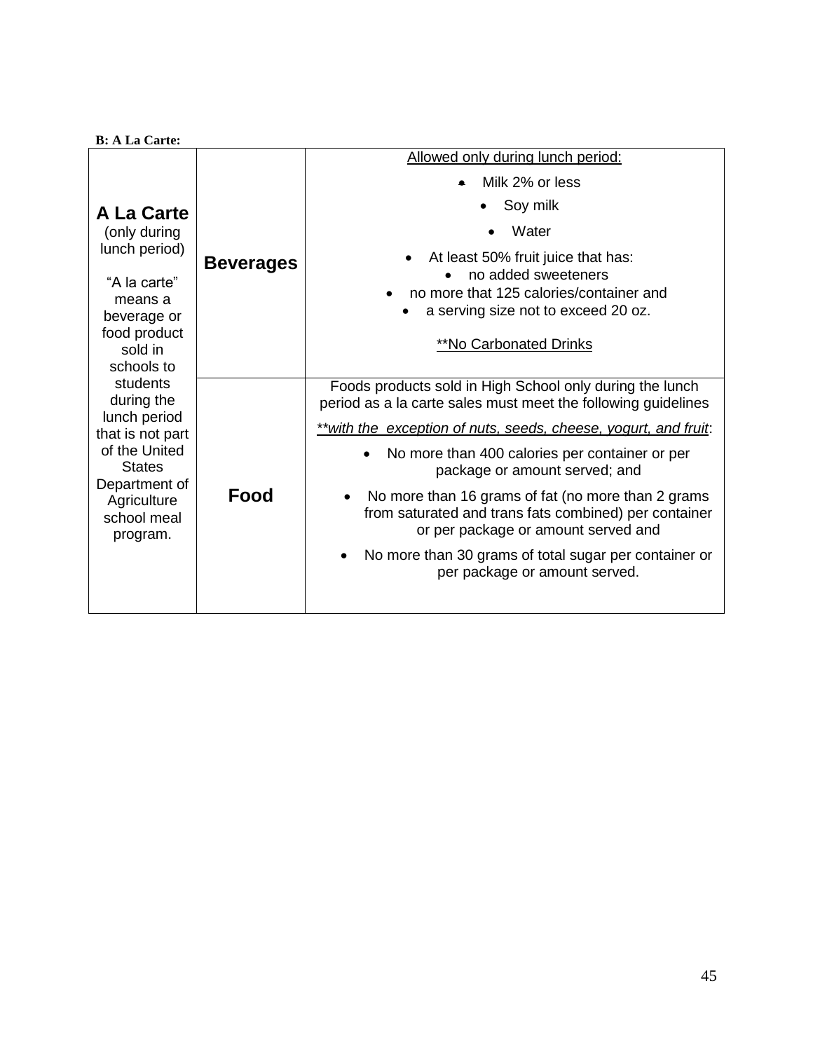**B: A La Carte:**

| | | |
|---|---|---|
| **A La Carte** (only during lunch period)<br><br>"A la carte" means a beverage or food product sold in schools to students during the lunch period that is not part of the United States Department of Agriculture school meal program. | **Beverages** | Allowed only during lunch period:<br>• Milk 2% or less<br>• Soy milk<br>• Water<br>• At least 50% fruit juice that has:<br>• no added sweeteners<br>• no more that 125 calories/container and<br>• a serving size not to exceed 20 oz.<br><br>**No Carbonated Drinks |
| | **Food** | Foods products sold in High School only during the lunch period as a la carte sales must meet the following guidelines ***with the exception of nuts, seeds, cheese, yogurt, and fruit*:<br>• No more than 400 calories per container or per package or amount served; and<br>• No more than 16 grams of fat (no more than 2 grams from saturated and trans fats combined) per container or per package or amount served and<br>• No more than 30 grams of total sugar per container or per package or amount served. |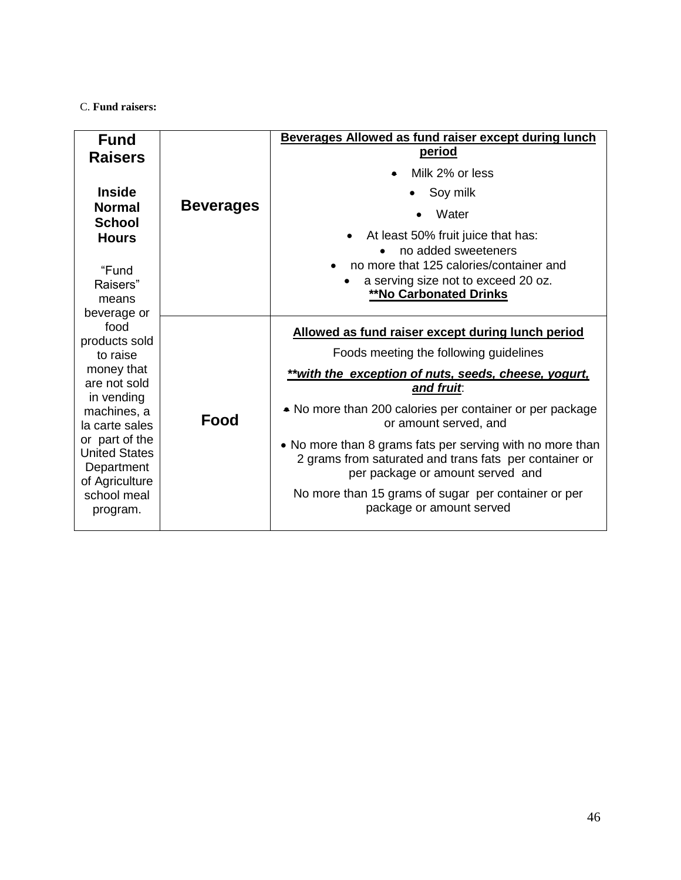C. **Fund raisers:**

| **Fund Raisers**<br><br>**Inside Normal School Hours**<br><br>"Fund Raisers" means beverage or food products sold to raise money that are not sold in vending machines, a la carte sales or part of the United States Department of Agriculture school meal program. | **Beverages** | **Beverages Allowed as fund raiser except during lunch period**<br>• Milk 2% or less<br>• Soy milk<br>• Water<br>• At least 50% fruit juice that has:<br>• no added sweeteners<br>• no more that 125 calories/container and<br>• a serving size not to exceed 20 oz.<br>**\*\*No Carbonated Drinks** |
|---|---|---|
| | **Food** | **Allowed as fund raiser except during lunch period**<br>Foods meeting the following guidelines<br>***\*\*with the exception of nuts, seeds, cheese, yogurt, and fruit***:<br>• No more than 200 calories per container or per package or amount served, and<br>• No more than 8 grams fats per serving with no more than 2 grams from saturated and trans fats per container or per package or amount served and<br>No more than 15 grams of sugar per container or per package or amount served |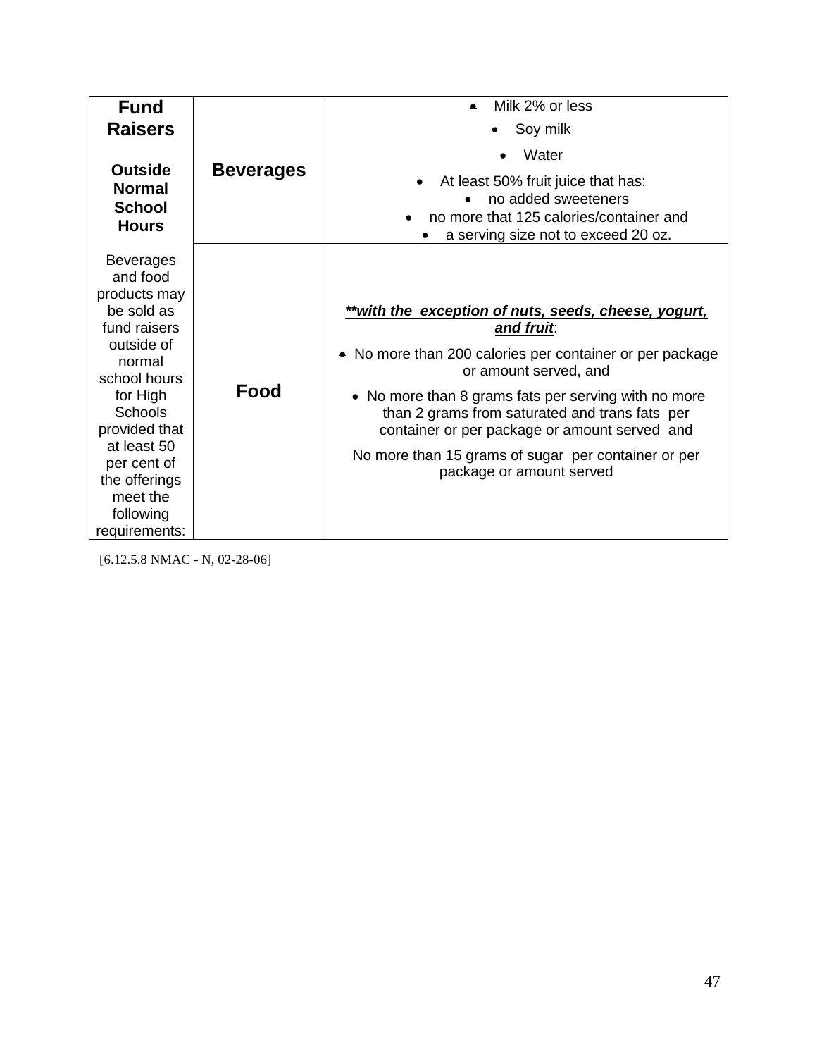| **Fund Raisers**<br><br>**Outside Normal School Hours**<br><br>Beverages and food products may be sold as fund raisers outside of normal school hours for High Schools provided that at least 50 per cent of the offerings meet the following requirements: | **Beverages** | • Milk 2% or less<br>• Soy milk<br>• Water<br>• At least 50% fruit juice that has:<br>• no added sweeteners<br>• no more that 125 calories/container and<br>• a serving size not to exceed 20 oz. |
|---|---|---|
| | **Food** | ***\*\*with the exception of nuts, seeds, cheese, yogurt, and fruit***:<br>• No more than 200 calories per container or per package or amount served, and<br>• No more than 8 grams fats per serving with no more than 2 grams from saturated and trans fats per container or per package or amount served and<br>No more than 15 grams of sugar per container or per package or amount served |

[6.12.5.8 NMAC - N, 02-28-06]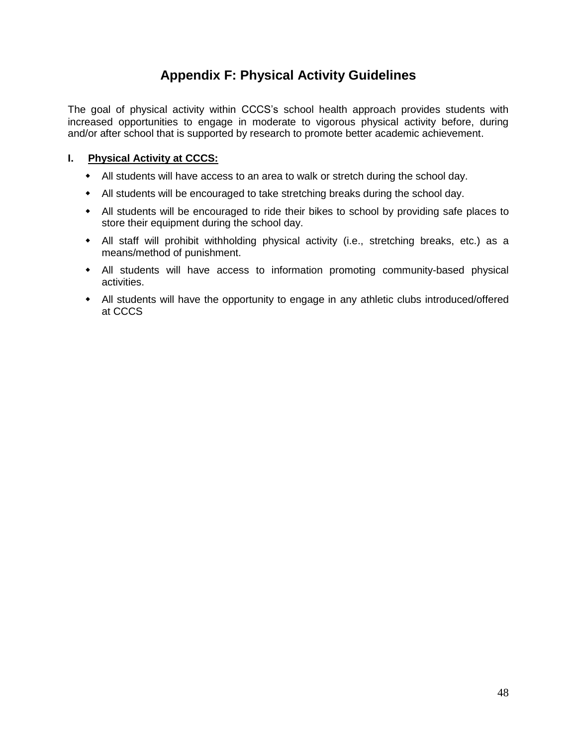# Appendix F: Physical Activity Guidelines

The goal of physical activity within CCCS's school health approach provides students with increased opportunities to engage in moderate to vigorous physical activity before, during and/or after school that is supported by research to promote better academic achievement.

## I. Physical Activity at CCCS:

- All students will have access to an area to walk or stretch during the school day.
- All students will be encouraged to take stretching breaks during the school day.
- All students will be encouraged to ride their bikes to school by providing safe places to store their equipment during the school day.
- All staff will prohibit withholding physical activity (i.e., stretching breaks, etc.) as a means/method of punishment.
- All students will have access to information promoting community-based physical activities.
- All students will have the opportunity to engage in any athletic clubs introduced/offered at CCCS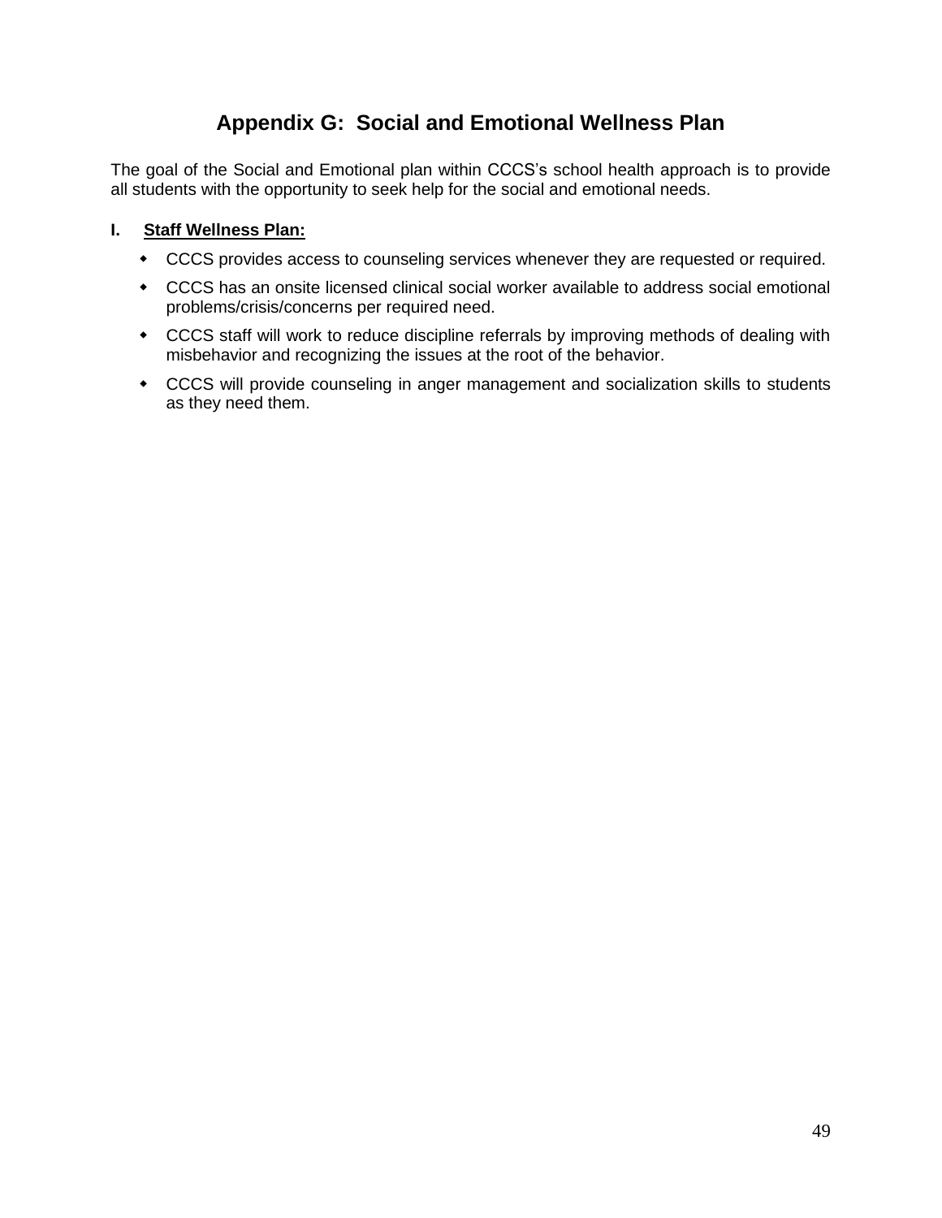# Appendix G: Social and Emotional Wellness Plan

The goal of the Social and Emotional plan within CCCS's school health approach is to provide all students with the opportunity to seek help for the social and emotional needs.

**I. Staff Wellness Plan:**

- CCCS provides access to counseling services whenever they are requested or required.
- CCCS has an onsite licensed clinical social worker available to address social emotional problems/crisis/concerns per required need.
- CCCS staff will work to reduce discipline referrals by improving methods of dealing with misbehavior and recognizing the issues at the root of the behavior.
- CCCS will provide counseling in anger management and socialization skills to students as they need them.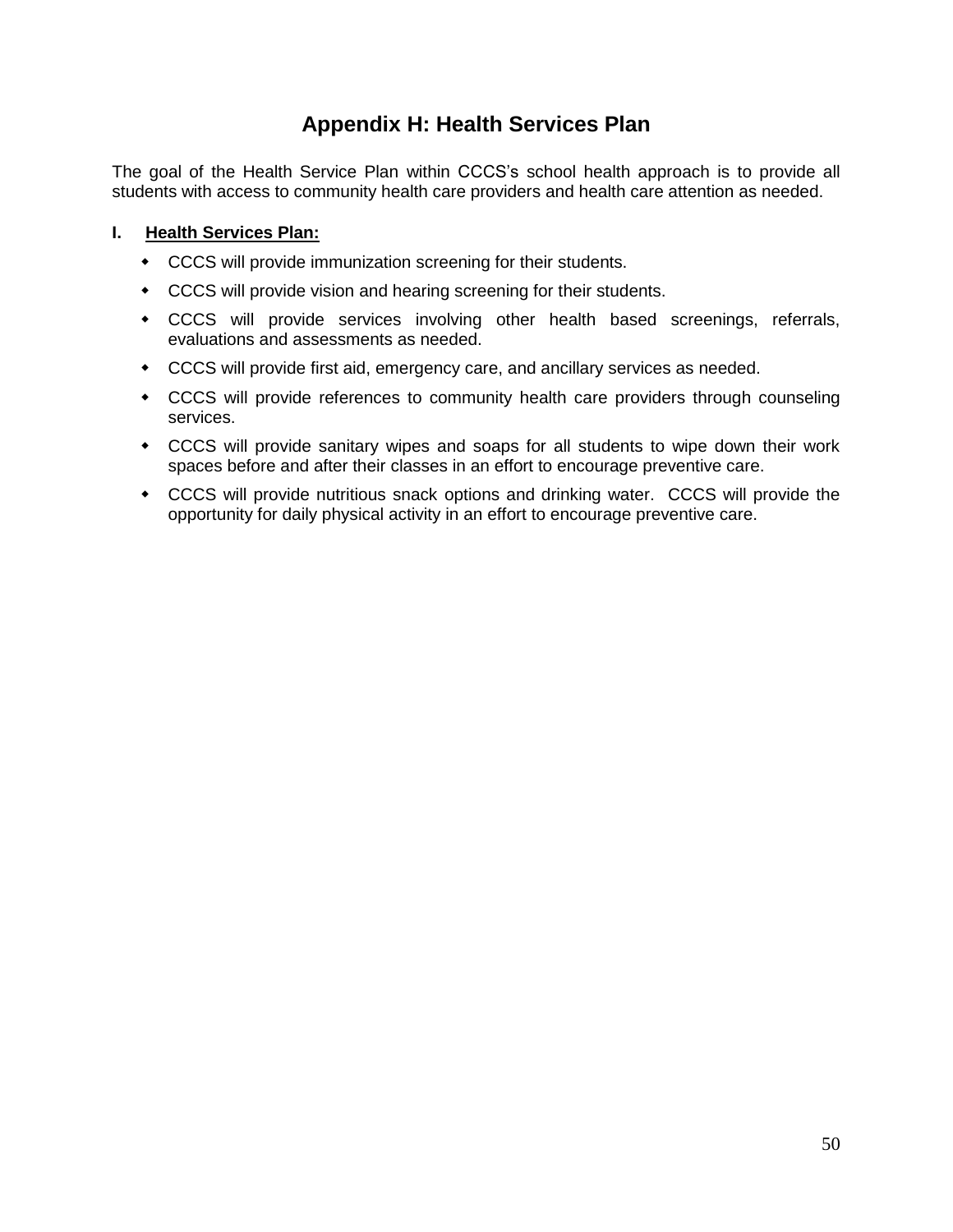# Appendix H: Health Services Plan

The goal of the Health Service Plan within CCCS's school health approach is to provide all students with access to community health care providers and health care attention as needed.

**I. <u>Health Services Plan:</u>**

- CCCS will provide immunization screening for their students.
- CCCS will provide vision and hearing screening for their students.
- CCCS will provide services involving other health based screenings, referrals, evaluations and assessments as needed.
- CCCS will provide first aid, emergency care, and ancillary services as needed.
- CCCS will provide references to community health care providers through counseling services.
- CCCS will provide sanitary wipes and soaps for all students to wipe down their work spaces before and after their classes in an effort to encourage preventive care.
- CCCS will provide nutritious snack options and drinking water. CCCS will provide the opportunity for daily physical activity in an effort to encourage preventive care.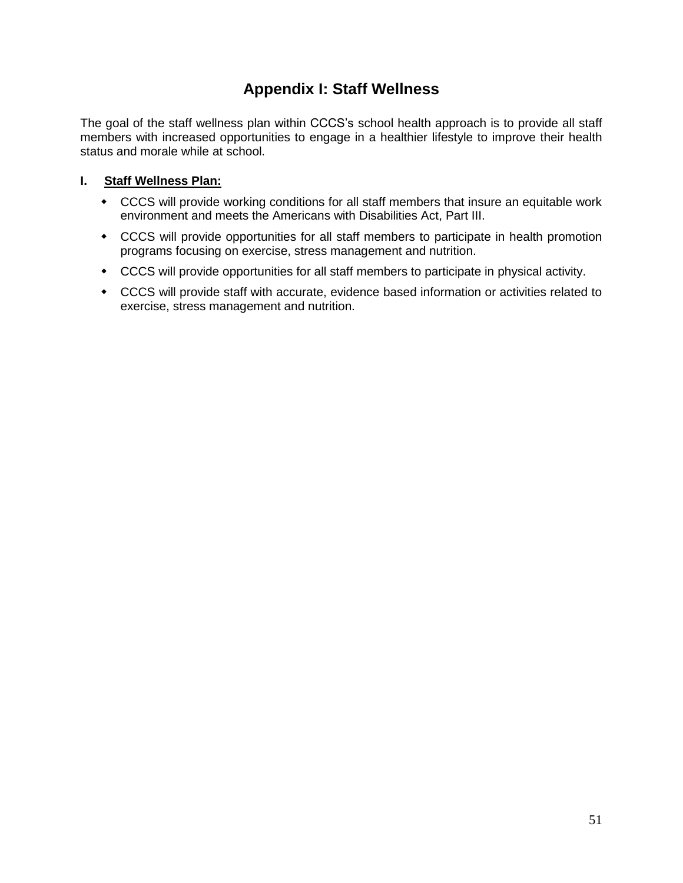# Appendix I: Staff Wellness

The goal of the staff wellness plan within CCCS's school health approach is to provide all staff members with increased opportunities to engage in a healthier lifestyle to improve their health status and morale while at school.

## I. Staff Wellness Plan:

- CCCS will provide working conditions for all staff members that insure an equitable work environment and meets the Americans with Disabilities Act, Part III.
- CCCS will provide opportunities for all staff members to participate in health promotion programs focusing on exercise, stress management and nutrition.
- CCCS will provide opportunities for all staff members to participate in physical activity.
- CCCS will provide staff with accurate, evidence based information or activities related to exercise, stress management and nutrition.